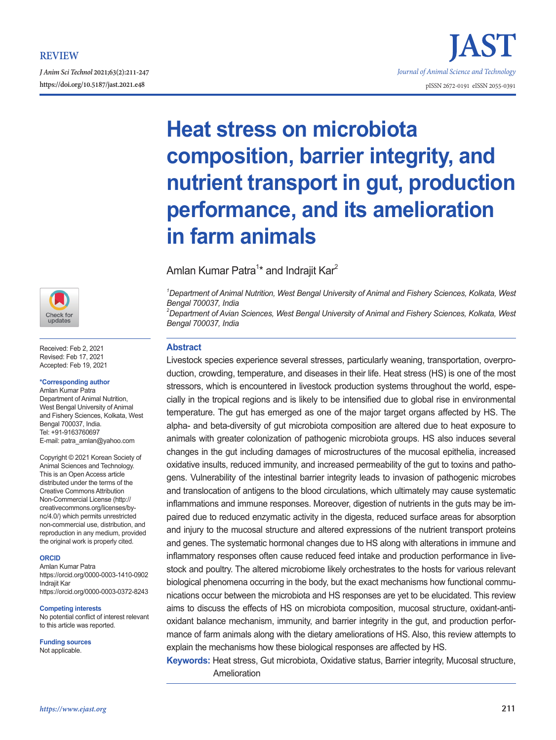REVIEW

https://doi.org/10.5187/jast.2021.e48

# Heat stress on microbiota composition, barrier integrity, and nutrient transport in gut, production performance, and its amelioration in farm animals

Amlan Kumar Patra[1]* and Indrajit Kar[2]

[1]*Department of Animal Nutrition, West Bengal University of Animal and Fishery Sciences, Kolkata, West Bengal 700037, India*
[2]*Department of Avian Sciences, West Bengal University of Animal and Fishery Sciences, Kolkata, West Bengal 700037, India*

Received: Feb 2, 2021
Revised: Feb 17, 2021
Accepted: Feb 19, 2021

**\*Corresponding author**
Amlan Kumar Patra
Department of Animal Nutrition, West Bengal University of Animal and Fishery Sciences, Kolkata, West Bengal 700037, India.
Tel: +91-9163760697
E-mail: patra_amlan@yahoo.com

Copyright © 2021 Korean Society of Animal Sciences and Technology. This is an Open Access article distributed under the terms of the Creative Commons Attribution Non-Commercial License (http://creativecommons.org/licenses/by-nc/4.0/) which permits unrestricted non-commercial use, distribution, and reproduction in any medium, provided the original work is properly cited.

**ORCID**
Amlan Kumar Patra
https://orcid.org/0000-0003-1410-0902
Indrajit Kar
https://orcid.org/0000-0003-0372-8243

**Competing interests**
No potential conflict of interest relevant to this article was reported.

**Funding sources**
Not applicable.

## Abstract

Livestock species experience several stresses, particularly weaning, transportation, overproduction, crowding, temperature, and diseases in their life. Heat stress (HS) is one of the most stressors, which is encountered in livestock production systems throughout the world, especially in the tropical regions and is likely to be intensified due to global rise in environmental temperature. The gut has emerged as one of the major target organs affected by HS. The alpha- and beta-diversity of gut microbiota composition are altered due to heat exposure to animals with greater colonization of pathogenic microbiota groups. HS also induces several changes in the gut including damages of microstructures of the mucosal epithelia, increased oxidative insults, reduced immunity, and increased permeability of the gut to toxins and pathogens. Vulnerability of the intestinal barrier integrity leads to invasion of pathogenic microbes and translocation of antigens to the blood circulations, which ultimately may cause systematic inflammations and immune responses. Moreover, digestion of nutrients in the guts may be impaired due to reduced enzymatic activity in the digesta, reduced surface areas for absorption and injury to the mucosal structure and altered expressions of the nutrient transport proteins and genes. The systematic hormonal changes due to HS along with alterations in immune and inflammatory responses often cause reduced feed intake and production performance in livestock and poultry. The altered microbiome likely orchestrates to the hosts for various relevant biological phenomena occurring in the body, but the exact mechanisms how functional communications occur between the microbiota and HS responses are yet to be elucidated. This review aims to discuss the effects of HS on microbiota composition, mucosal structure, oxidant-antioxidant balance mechanism, immunity, and barrier integrity in the gut, and production performance of farm animals along with the dietary ameliorations of HS. Also, this review attempts to explain the mechanisms how these biological responses are affected by HS.

**Keywords:** Heat stress, Gut microbiota, Oxidative status, Barrier integrity, Mucosal structure, Amelioration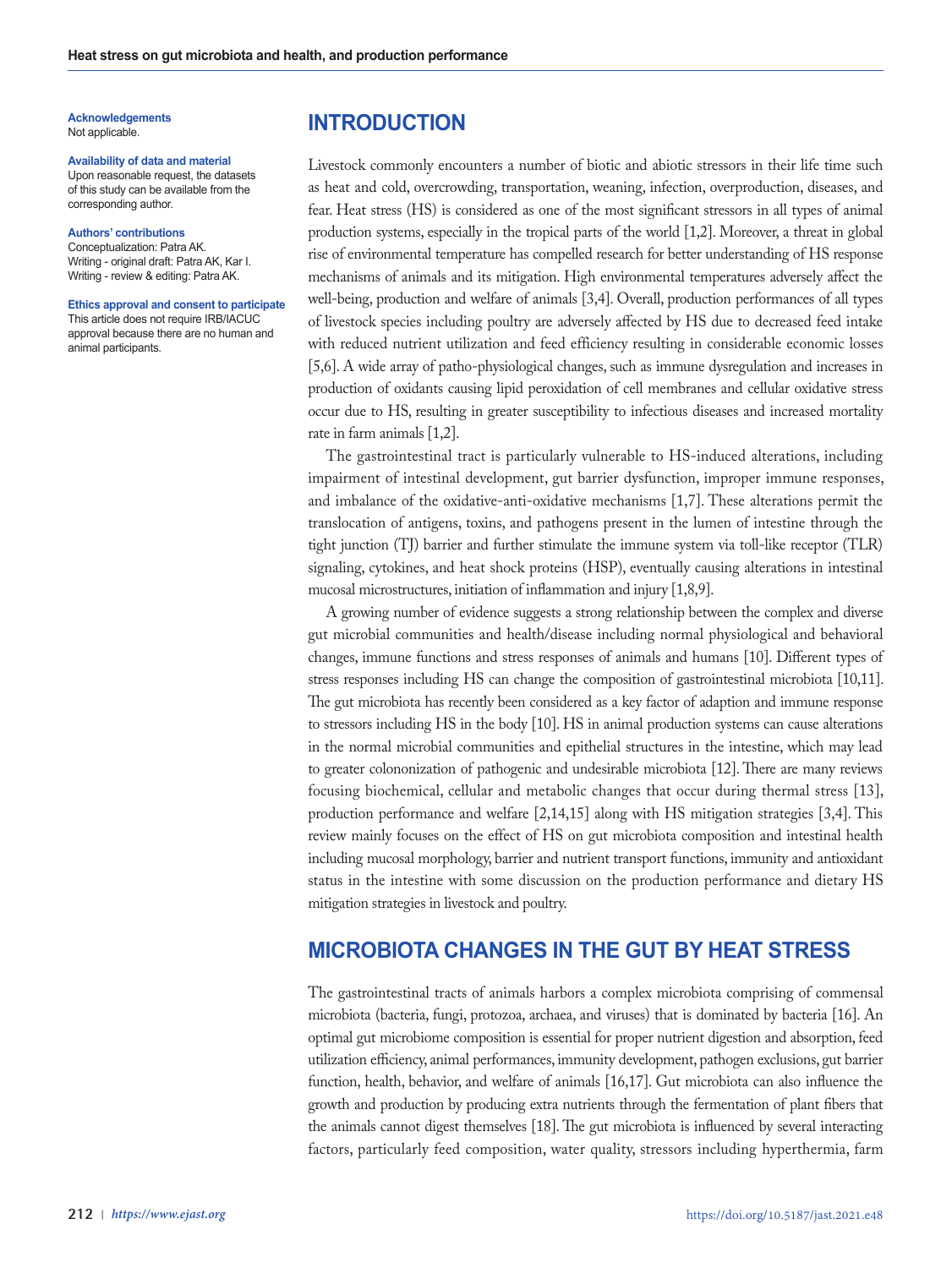**Acknowledgements**
Not applicable.

**Availability of data and material**
Upon reasonable request, the datasets of this study can be available from the corresponding author.

**Authors' contributions**
Conceptualization: Patra AK.
Writing - original draft: Patra AK, Kar I.
Writing - review & editing: Patra AK.

**Ethics approval and consent to participate**
This article does not require IRB/IACUC approval because there are no human and animal participants.

## INTRODUCTION

Livestock commonly encounters a number of biotic and abiotic stressors in their life time such as heat and cold, overcrowding, transportation, weaning, infection, overproduction, diseases, and fear. Heat stress (HS) is considered as one of the most significant stressors in all types of animal production systems, especially in the tropical parts of the world [1,2]. Moreover, a threat in global rise of environmental temperature has compelled research for better understanding of HS response mechanisms of animals and its mitigation. High environmental temperatures adversely affect the well-being, production and welfare of animals [3,4]. Overall, production performances of all types of livestock species including poultry are adversely affected by HS due to decreased feed intake with reduced nutrient utilization and feed efficiency resulting in considerable economic losses [5,6]. A wide array of patho-physiological changes, such as immune dysregulation and increases in production of oxidants causing lipid peroxidation of cell membranes and cellular oxidative stress occur due to HS, resulting in greater susceptibility to infectious diseases and increased mortality rate in farm animals [1,2].

The gastrointestinal tract is particularly vulnerable to HS-induced alterations, including impairment of intestinal development, gut barrier dysfunction, improper immune responses, and imbalance of the oxidative-anti-oxidative mechanisms [1,7]. These alterations permit the translocation of antigens, toxins, and pathogens present in the lumen of intestine through the tight junction (TJ) barrier and further stimulate the immune system via toll-like receptor (TLR) signaling, cytokines, and heat shock proteins (HSP), eventually causing alterations in intestinal mucosal microstructures, initiation of inflammation and injury [1,8,9].

A growing number of evidence suggests a strong relationship between the complex and diverse gut microbial communities and health/disease including normal physiological and behavioral changes, immune functions and stress responses of animals and humans [10]. Different types of stress responses including HS can change the composition of gastrointestinal microbiota [10,11]. The gut microbiota has recently been considered as a key factor of adaption and immune response to stressors including HS in the body [10]. HS in animal production systems can cause alterations in the normal microbial communities and epithelial structures in the intestine, which may lead to greater colononization of pathogenic and undesirable microbiota [12]. There are many reviews focusing biochemical, cellular and metabolic changes that occur during thermal stress [13], production performance and welfare [2,14,15] along with HS mitigation strategies [3,4]. This review mainly focuses on the effect of HS on gut microbiota composition and intestinal health including mucosal morphology, barrier and nutrient transport functions, immunity and antioxidant status in the intestine with some discussion on the production performance and dietary HS mitigation strategies in livestock and poultry.

## MICROBIOTA CHANGES IN THE GUT BY HEAT STRESS

The gastrointestinal tracts of animals harbors a complex microbiota comprising of commensal microbiota (bacteria, fungi, protozoa, archaea, and viruses) that is dominated by bacteria [16]. An optimal gut microbiome composition is essential for proper nutrient digestion and absorption, feed utilization efficiency, animal performances, immunity development, pathogen exclusions, gut barrier function, health, behavior, and welfare of animals [16,17]. Gut microbiota can also influence the growth and production by producing extra nutrients through the fermentation of plant fibers that the animals cannot digest themselves [18]. The gut microbiota is influenced by several interacting factors, particularly feed composition, water quality, stressors including hyperthermia, farm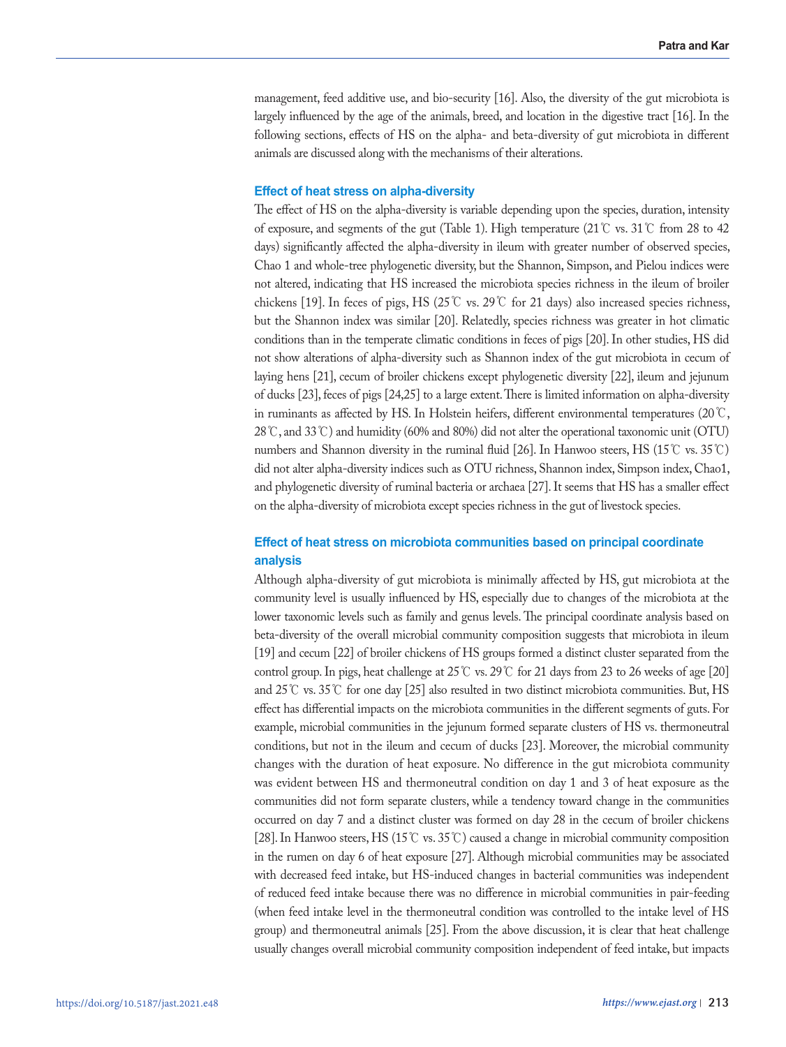management, feed additive use, and bio-security [16]. Also, the diversity of the gut microbiota is largely influenced by the age of the animals, breed, and location in the digestive tract [16]. In the following sections, effects of HS on the alpha- and beta-diversity of gut microbiota in different animals are discussed along with the mechanisms of their alterations.

### Effect of heat stress on alpha-diversity

The effect of HS on the alpha-diversity is variable depending upon the species, duration, intensity of exposure, and segments of the gut (Table 1). High temperature (21℃ vs. 31℃ from 28 to 42 days) significantly affected the alpha-diversity in ileum with greater number of observed species, Chao 1 and whole-tree phylogenetic diversity, but the Shannon, Simpson, and Pielou indices were not altered, indicating that HS increased the microbiota species richness in the ileum of broiler chickens [19]. In feces of pigs, HS (25℃ vs. 29℃ for 21 days) also increased species richness, but the Shannon index was similar [20]. Relatedly, species richness was greater in hot climatic conditions than in the temperate climatic conditions in feces of pigs [20]. In other studies, HS did not show alterations of alpha-diversity such as Shannon index of the gut microbiota in cecum of laying hens [21], cecum of broiler chickens except phylogenetic diversity [22], ileum and jejunum of ducks [23], feces of pigs [24,25] to a large extent. There is limited information on alpha-diversity in ruminants as affected by HS. In Holstein heifers, different environmental temperatures (20℃, 28℃, and 33℃) and humidity (60% and 80%) did not alter the operational taxonomic unit (OTU) numbers and Shannon diversity in the ruminal fluid [26]. In Hanwoo steers, HS (15℃ vs. 35℃) did not alter alpha-diversity indices such as OTU richness, Shannon index, Simpson index, Chao1, and phylogenetic diversity of ruminal bacteria or archaea [27]. It seems that HS has a smaller effect on the alpha-diversity of microbiota except species richness in the gut of livestock species.

### Effect of heat stress on microbiota communities based on principal coordinate analysis

Although alpha-diversity of gut microbiota is minimally affected by HS, gut microbiota at the community level is usually influenced by HS, especially due to changes of the microbiota at the lower taxonomic levels such as family and genus levels. The principal coordinate analysis based on beta-diversity of the overall microbial community composition suggests that microbiota in ileum [19] and cecum [22] of broiler chickens of HS groups formed a distinct cluster separated from the control group. In pigs, heat challenge at 25℃ vs. 29℃ for 21 days from 23 to 26 weeks of age [20] and 25℃ vs. 35℃ for one day [25] also resulted in two distinct microbiota communities. But, HS effect has differential impacts on the microbiota communities in the different segments of guts. For example, microbial communities in the jejunum formed separate clusters of HS vs. thermoneutral conditions, but not in the ileum and cecum of ducks [23]. Moreover, the microbial community changes with the duration of heat exposure. No difference in the gut microbiota community was evident between HS and thermoneutral condition on day 1 and 3 of heat exposure as the communities did not form separate clusters, while a tendency toward change in the communities occurred on day 7 and a distinct cluster was formed on day 28 in the cecum of broiler chickens [28]. In Hanwoo steers, HS (15℃ vs. 35℃) caused a change in microbial community composition in the rumen on day 6 of heat exposure [27]. Although microbial communities may be associated with decreased feed intake, but HS-induced changes in bacterial communities was independent of reduced feed intake because there was no difference in microbial communities in pair-feeding (when feed intake level in the thermoneutral condition was controlled to the intake level of HS group) and thermoneutral animals [25]. From the above discussion, it is clear that heat challenge usually changes overall microbial community composition independent of feed intake, but impacts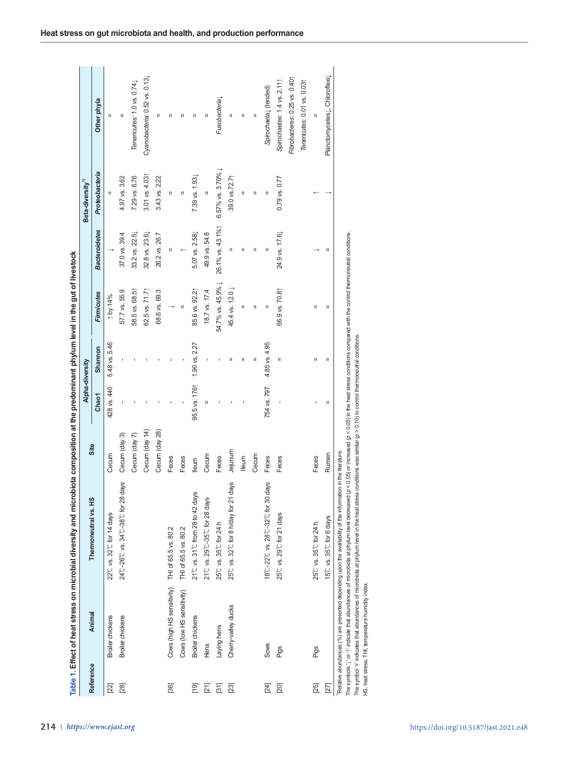Table 1. Effect of heat stress on microbial diversity and microbiota composition at the predominant phylum level in the gut of livestock

| Reference | Animal | Thermoneutral vs. HS | Site | Alpha-diversity | | Beta-diversity[1)] | | | |
|---|---|---|---|---|---|---|---|---|---|
| | | | | Chao1 | Shannon | *Firmicutes* | *Bacteroidetes* | *Proteobacteria* | Other phyla |
| [22] | Broiler chickens | 22℃ vs. 32℃ for 14 days | Cecum | 428 vs. 440 | 5.48 vs. 5.46 | ↑ by 14% | ↓ | = | = |
| [28] | Broiler chickens | 24℃–26℃ vs. 34℃–38℃ for 28 days | Cecum (day 3) | - | - | 57.7 vs. 55.9 | 37.0 vs. 39.4 | 4.97 vs. 3.62 | = |
| | | | Cecum (day 7) | - | - | 58.5 vs. 68.5↑ | 33.2 vs. 22.5↓ | 7.29 vs. 6.76 | *Tenericutes*: 1.0 vs. 0.74↓ |
| | | | Cecum (day 14) | - | - | 62.5 vs. 71.7↑ | 32.8 vs. 23.6↓ | 3.01 vs. 4.03↑ | *Cyanobacteria*: 0.52 vs. 0.13↓ |
| | | | Cecum (day 28) | - | - | 68.6 vs. 69.3 | 26.2 vs. 26.7 | 3.43 vs. 2.22 | = |
| [36] | Cows (high HS sensitivity) | THI of 65.5 vs. 80.2 | Feces | - | - | ↓ | = | = | = |
| | Cows (low HS sensitivity) | THI of 65.5 vs. 80.2 | Feces | - | - | = | ↑ | = | = |
| [19] | Broiler chickens | 21℃ vs. 31℃ from 28 to 42 days | Ileum | 95.5 vs. 176↑ | 1.90 vs. 2.27 | 85.6 vs. 92.2↑ | 5.07 vs. 2.58↓ | 7.39 vs. 1.93↓ | = |
| [21] | Hens | 21℃ vs. 29℃–35℃ for 28 days | Cecum | = | - | 18.7 vs. 17.4 | 49.9 vs. 54.8 | = | = |
| [31] | Laying hens | 25℃ vs. 35℃ for 24 h | Feces | - | - | 54.7% vs. 45.9% ↓ | 26.1% vs. 43.1%↑ | 6.57% vs. 3.70% ↓ | *Fusobacteria*↓ |
| [23] | Cherry-valley ducks | 25℃ vs. 32℃ for 8 h/day for 21 days | Jejunum | - | = | 45.4 vs. 12.0 ↓ | = | 39.0 vs.72.7↑ | = |
| | | | Ileum | - | = | = | = | = | = |
| | | | Cecum | | = | = | = | = | = |
| [24] | Sows | 18℃–22℃ vs. 28℃–32℃ for 30 days | Feces | 754 vs. 797 | 4.85 vs. 4.95 | = | = | = | *Spirochaeta*↓ (tended) |
| [20] | Pigs | 25℃ vs. 29℃ for 21 days | Feces | - | = | 66.9 vs. 70.8↑ | 24.9 vs. 17.6↓ | 0.79 vs. 0.77 | *Spirochaetes*: 1.4 vs. 2.11↑ |
| | | | | | | | | | *Fibrobacteres*: 0.25 vs. 0.40↑ |
| | | | | | | | | | *Tenericutes*: 0.01 vs. 0.03↑ |
| [25] | Pigs | 25℃ vs. 35℃ for 24 h | Feces | - | = | = | ↓ | ↑ | = |
| [27] | | 15℃ vs. 35℃ for 6 days | Rumen | = | = | = | = | ↓ | Planctomycetes↓, Chloroflexi↓ |

[1)]Relative abundances (%) are presented depending upon the availability of the information in the literature.
The symbols '↓' or '↑' indicate that abundances of microbiota at phylum level decreased ($p < 0.05$) or increased ($p < 0.05$) in the heat stress conditions compared with the control thermoneutral conditions.
The symbol '=' indicates that abundances of microbiota at phylum level in the heat stress conditions was similar ($p > 0.10$) to control thermoneutral conditions.
HS, heat stress; THI, temperature humidity index.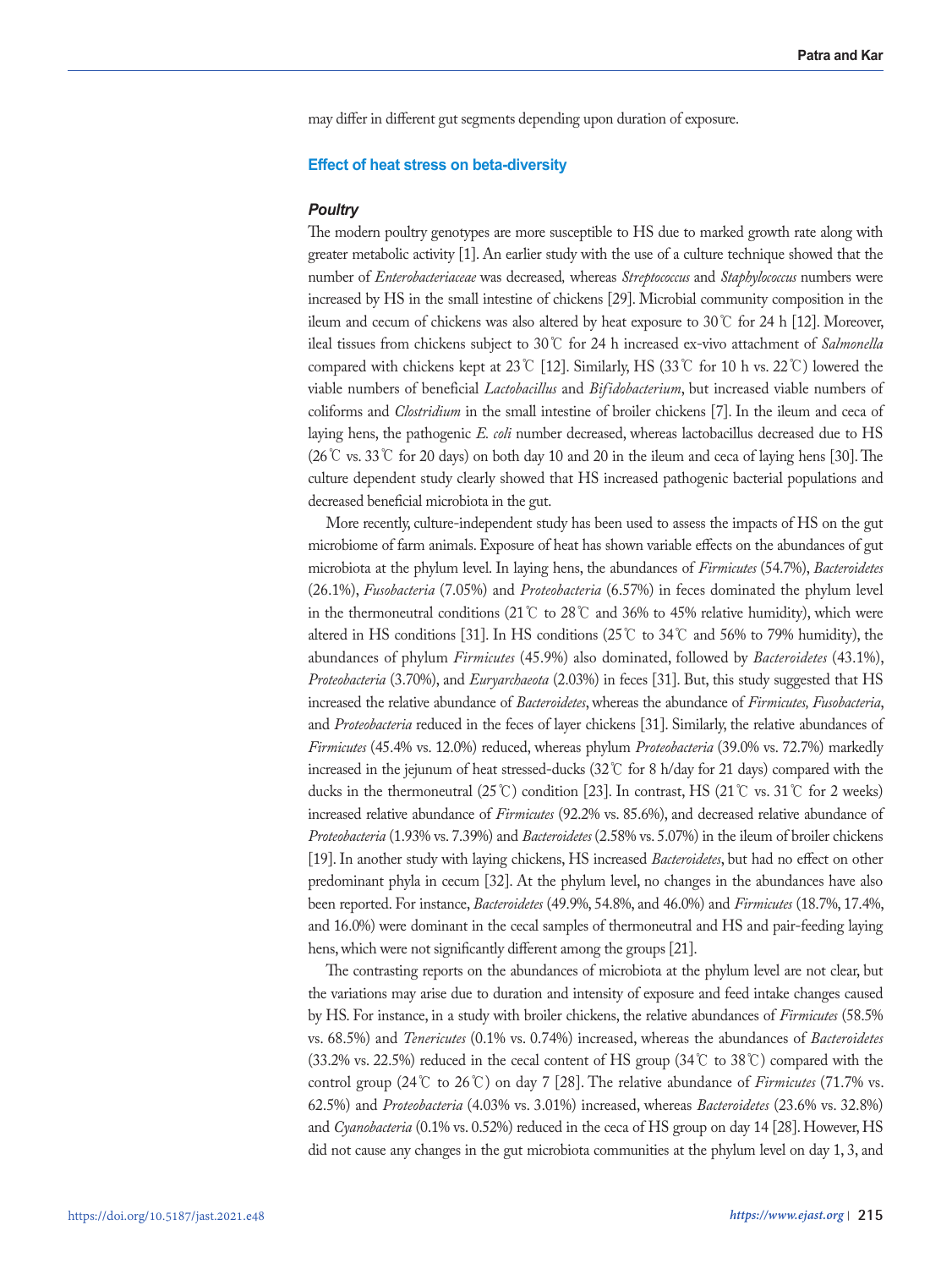may differ in different gut segments depending upon duration of exposure.

### Effect of heat stress on beta-diversity

#### *Poultry*

The modern poultry genotypes are more susceptible to HS due to marked growth rate along with greater metabolic activity [1]. An earlier study with the use of a culture technique showed that the number of *Enterobacteriaceae* was decreased, whereas *Streptococcus* and *Staphylococcus* numbers were increased by HS in the small intestine of chickens [29]. Microbial community composition in the ileum and cecum of chickens was also altered by heat exposure to 30℃ for 24 h [12]. Moreover, ileal tissues from chickens subject to 30℃ for 24 h increased ex-vivo attachment of *Salmonella* compared with chickens kept at 23℃ [12]. Similarly, HS (33℃ for 10 h vs. 22℃) lowered the viable numbers of beneficial *Lactobacillus* and *Bifidobacterium*, but increased viable numbers of coliforms and *Clostridium* in the small intestine of broiler chickens [7]. In the ileum and ceca of laying hens, the pathogenic *E. coli* number decreased, whereas lactobacillus decreased due to HS (26℃ vs. 33℃ for 20 days) on both day 10 and 20 in the ileum and ceca of laying hens [30]. The culture dependent study clearly showed that HS increased pathogenic bacterial populations and decreased beneficial microbiota in the gut.

More recently, culture-independent study has been used to assess the impacts of HS on the gut microbiome of farm animals. Exposure of heat has shown variable effects on the abundances of gut microbiota at the phylum level. In laying hens, the abundances of *Firmicutes* (54.7%), *Bacteroidetes* (26.1%), *Fusobacteria* (7.05%) and *Proteobacteria* (6.57%) in feces dominated the phylum level in the thermoneutral conditions (21℃ to 28℃ and 36% to 45% relative humidity), which were altered in HS conditions [31]. In HS conditions (25℃ to 34℃ and 56% to 79% humidity), the abundances of phylum *Firmicutes* (45.9%) also dominated, followed by *Bacteroidetes* (43.1%), *Proteobacteria* (3.70%), and *Euryarchaeota* (2.03%) in feces [31]. But, this study suggested that HS increased the relative abundance of *Bacteroidetes*, whereas the abundance of *Firmicutes, Fusobacteria*, and *Proteobacteria* reduced in the feces of layer chickens [31]. Similarly, the relative abundances of *Firmicutes* (45.4% vs. 12.0%) reduced, whereas phylum *Proteobacteria* (39.0% vs. 72.7%) markedly increased in the jejunum of heat stressed-ducks (32℃ for 8 h/day for 21 days) compared with the ducks in the thermoneutral (25℃) condition [23]. In contrast, HS (21℃ vs. 31℃ for 2 weeks) increased relative abundance of *Firmicutes* (92.2% vs. 85.6%), and decreased relative abundance of *Proteobacteria* (1.93% vs. 7.39%) and *Bacteroidetes* (2.58% vs. 5.07%) in the ileum of broiler chickens [19]. In another study with laying chickens, HS increased *Bacteroidetes*, but had no effect on other predominant phyla in cecum [32]. At the phylum level, no changes in the abundances have also been reported. For instance, *Bacteroidetes* (49.9%, 54.8%, and 46.0%) and *Firmicutes* (18.7%, 17.4%, and 16.0%) were dominant in the cecal samples of thermoneutral and HS and pair-feeding laying hens, which were not significantly different among the groups [21].

The contrasting reports on the abundances of microbiota at the phylum level are not clear, but the variations may arise due to duration and intensity of exposure and feed intake changes caused by HS. For instance, in a study with broiler chickens, the relative abundances of *Firmicutes* (58.5% vs. 68.5%) and *Tenericutes* (0.1% vs. 0.74%) increased, whereas the abundances of *Bacteroidetes* (33.2% vs. 22.5%) reduced in the cecal content of HS group (34℃ to 38℃) compared with the control group (24℃ to 26℃) on day 7 [28]. The relative abundance of *Firmicutes* (71.7% vs. 62.5%) and *Proteobacteria* (4.03% vs. 3.01%) increased, whereas *Bacteroidetes* (23.6% vs. 32.8%) and *Cyanobacteria* (0.1% vs. 0.52%) reduced in the ceca of HS group on day 14 [28]. However, HS did not cause any changes in the gut microbiota communities at the phylum level on day 1, 3, and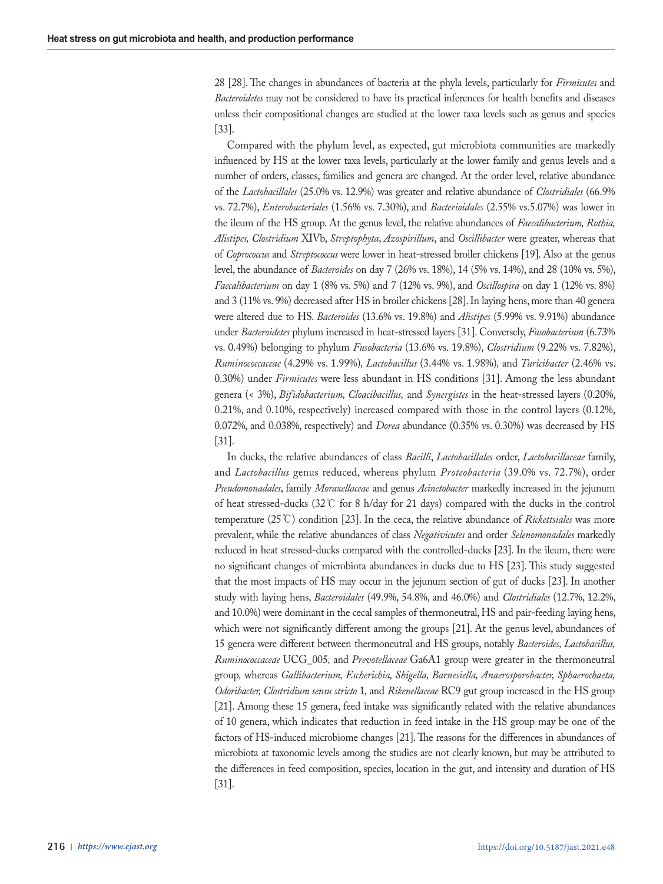28 [28]. The changes in abundances of bacteria at the phyla levels, particularly for *Firmicutes* and *Bacteroidetes* may not be considered to have its practical inferences for health benefits and diseases unless their compositional changes are studied at the lower taxa levels such as genus and species [33].

Compared with the phylum level, as expected, gut microbiota communities are markedly influenced by HS at the lower taxa levels, particularly at the lower family and genus levels and a number of orders, classes, families and genera are changed. At the order level, relative abundance of the *Lactobacillales* (25.0% vs. 12.9%) was greater and relative abundance of *Clostridiales* (66.9% vs. 72.7%), *Enterobacteriales* (1.56% vs. 7.30%), and *Bacterioidales* (2.55% vs.5.07%) was lower in the ileum of the HS group. At the genus level, the relative abundances of *Faecalibacterium, Rothia, Alistipes, Clostridium* XIVb, *Streptophyta*, *Azospirillum*, and *Oscillibacter* were greater, whereas that of *Coprococcus* and *Streptococcus* were lower in heat-stressed broiler chickens [19]. Also at the genus level, the abundance of *Bacteroides* on day 7 (26% vs. 18%), 14 (5% vs. 14%), and 28 (10% vs. 5%), *Faecalibacterium* on day 1 (8% vs. 5%) and 7 (12% vs. 9%), and *Oscillospira* on day 1 (12% vs. 8%) and 3 (11% vs. 9%) decreased after HS in broiler chickens [28]. In laying hens, more than 40 genera were altered due to HS. *Bacteroides* (13.6% vs. 19.8%) and *Alistipes* (5.99% vs. 9.91%) abundance under *Bacteroidetes* phylum increased in heat-stressed layers [31]. Conversely, *Fusobacterium* (6.73% vs. 0.49%) belonging to phylum *Fusobacteria* (13.6% vs. 19.8%), *Clostridium* (9.22% vs. 7.82%), *Ruminococcaceae* (4.29% vs. 1.99%), *Lactobacillus* (3.44% vs. 1.98%), and *Turicibacter* (2.46% vs. 0.30%) under *Firmicutes* were less abundant in HS conditions [31]. Among the less abundant genera (< 3%), *Bifidobacterium, Cloacibacillus,* and *Synergistes* in the heat-stressed layers (0.20%, 0.21%, and 0.10%, respectively) increased compared with those in the control layers (0.12%, 0.072%, and 0.038%, respectively) and *Dorea* abundance (0.35% vs. 0.30%) was decreased by HS [31].

In ducks, the relative abundances of class *Bacilli*, *Lactobacillales* order, *Lactobacillaceae* family, and *Lactobacillus* genus reduced, whereas phylum *Proteobacteria* (39.0% vs. 72.7%), order *Pseudomonadales*, family *Moraxellaceae* and genus *Acinetobacter* markedly increased in the jejunum of heat stressed-ducks (32℃ for 8 h/day for 21 days) compared with the ducks in the control temperature (25℃) condition [23]. In the ceca, the relative abundance of *Rickettsiales* was more prevalent, while the relative abundances of class *Negativicutes* and order *Selenomonadales* markedly reduced in heat stressed-ducks compared with the controlled-ducks [23]. In the ileum, there were no significant changes of microbiota abundances in ducks due to HS [23]. This study suggested that the most impacts of HS may occur in the jejunum section of gut of ducks [23]. In another study with laying hens, *Bacteroidales* (49.9%, 54.8%, and 46.0%) and *Clostridiales* (12.7%, 12.2%, and 10.0%) were dominant in the cecal samples of thermoneutral, HS and pair-feeding laying hens, which were not significantly different among the groups [21]. At the genus level, abundances of 15 genera were different between thermoneutral and HS groups, notably *Bacteroides, Lactobacillus, Ruminococcaceae* UCG_005*,* and *Prevotellaceae* Ga6A1 group were greater in the thermoneutral group*,* whereas *Gallibacterium, Escherichia, Shigella, Barnesiella, Anaerosporobacter, Sphaerochaeta, Odoribacter, Clostridium sensu stricto* 1*,* and *Rikenellaceae* RC9 gut group increased in the HS group [21]. Among these 15 genera, feed intake was significantly related with the relative abundances of 10 genera, which indicates that reduction in feed intake in the HS group may be one of the factors of HS-induced microbiome changes [21]. The reasons for the differences in abundances of microbiota at taxonomic levels among the studies are not clearly known, but may be attributed to the differences in feed composition, species, location in the gut, and intensity and duration of HS [31].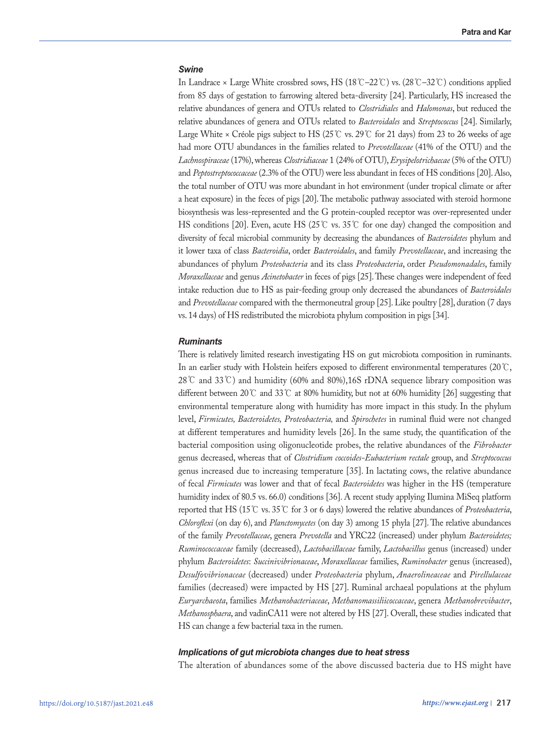### *Swine*

In Landrace × Large White crossbred sows, HS (18℃–22℃) vs. (28℃–32℃) conditions applied from 85 days of gestation to farrowing altered beta-diversity [24]. Particularly, HS increased the relative abundances of genera and OTUs related to *Clostridiales* and *Halomonas*, but reduced the relative abundances of genera and OTUs related to *Bacteroidales* and *Streptococcus* [24]. Similarly, Large White × Créole pigs subject to HS (25℃ vs. 29℃ for 21 days) from 23 to 26 weeks of age had more OTU abundances in the families related to *Prevotellaceae* (41% of the OTU) and the *Lachnospiraceae* (17%), whereas *Clostridiaceae* 1 (24% of OTU), *Erysipelotrichaecae* (5% of the OTU) and *Peptostreptococcaceae* (2.3% of the OTU) were less abundant in feces of HS conditions [20]. Also, the total number of OTU was more abundant in hot environment (under tropical climate or after a heat exposure) in the feces of pigs [20]. The metabolic pathway associated with steroid hormone biosynthesis was less-represented and the G protein-coupled receptor was over-represented under HS conditions [20]. Even, acute HS (25℃ vs. 35℃ for one day) changed the composition and diversity of fecal microbial community by decreasing the abundances of *Bacteroidetes* phylum and it lower taxa of class *Bacteroidia*, order *Bacteroidales*, and family *Prevotellaceae*, and increasing the abundances of phylum *Proteobacteria* and its class *Proteobacteria*, order *Pseudomonadales*, family *Moraxellaceae* and genus *Acinetobacter* in feces of pigs [25]. These changes were independent of feed intake reduction due to HS as pair-feeding group only decreased the abundances of *Bacteroidales* and *Prevotellaceae* compared with the thermoneutral group [25]. Like poultry [28], duration (7 days vs. 14 days) of HS redistributed the microbiota phylum composition in pigs [34].

### *Ruminants*

There is relatively limited research investigating HS on gut microbiota composition in ruminants. In an earlier study with Holstein heifers exposed to different environmental temperatures (20℃, 28℃ and 33℃) and humidity (60% and 80%),16S rDNA sequence library composition was different between 20℃ and 33℃ at 80% humidity, but not at 60% humidity [26] suggesting that environmental temperature along with humidity has more impact in this study. In the phylum level, *Firmicutes, Bacteroidetes, Proteobacteria,* and *Spirochetes* in ruminal fluid were not changed at different temperatures and humidity levels [26]. In the same study, the quantification of the bacterial composition using oligonucleotide probes, the relative abundances of the *Fibrobacter* genus decreased, whereas that of *Clostridium coccoides-Eubacterium rectale* group, and *Streptococcus* genus increased due to increasing temperature [35]. In lactating cows, the relative abundance of fecal *Firmicutes* was lower and that of fecal *Bacteroidetes* was higher in the HS (temperature humidity index of 80.5 vs. 66.0) conditions [36]. A recent study applying Ilumina MiSeq platform reported that HS (15℃ vs. 35℃ for 3 or 6 days) lowered the relative abundances of *Proteobacteria*, *Chloroflexi* (on day 6), and *Planctomycetes* (on day 3) among 15 phyla [27]. The relative abundances of the family *Prevotellaceae*, genera *Prevotella* and YRC22 (increased) under phylum *Bacteroidetes; Ruminococcaceae* family (decreased), *Lactobacillaceae* family, *Lactobacillus* genus (increased) under phylum *Bacteroidetes*: *Succinivibrionaceae*, *Moraxellaceae* families, *Ruminobacter* genus (increased), *Desulfovibrionaceae* (decreased) under *Proteobacteria* phylum, *Anaerolineaceae* and *Pirellulaceae* families (decreased) were impacted by HS [27]. Ruminal archaeal populations at the phylum *Euryarchaeota*, families *Methanobacteriaceae*, *Methanomassiliicoccaceae*, genera *Methanobrevibacter*, *Methanosphaera*, and vadinCA11 were not altered by HS [27]. Overall, these studies indicated that HS can change a few bacterial taxa in the rumen.

### *Implications of gut microbiota changes due to heat stress*

The alteration of abundances some of the above discussed bacteria due to HS might have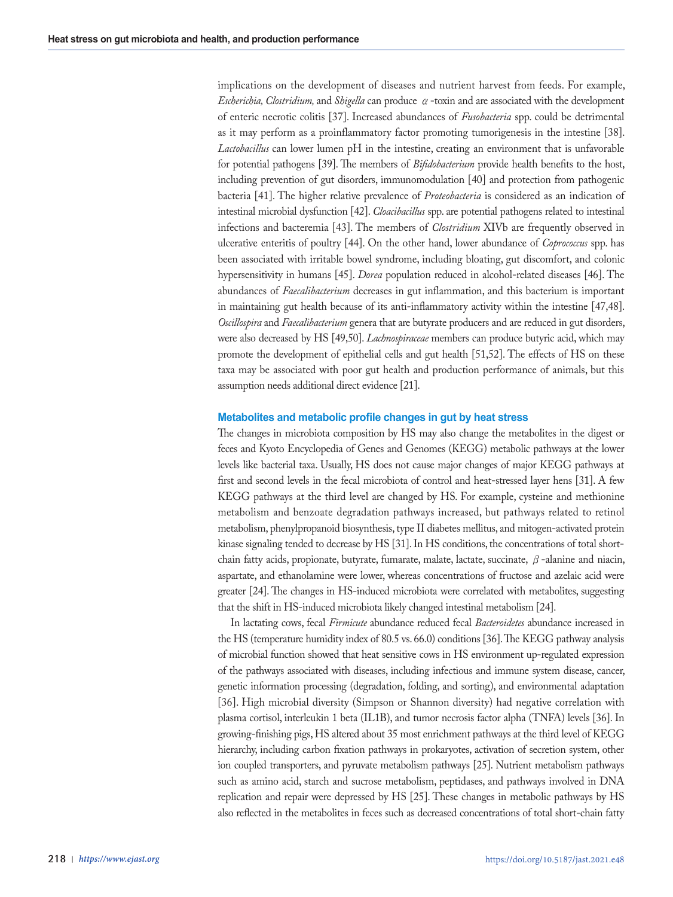implications on the development of diseases and nutrient harvest from feeds. For example, *Escherichia, Clostridium,* and *Shigella* can produce $\alpha$-toxin and are associated with the development of enteric necrotic colitis [37]. Increased abundances of *Fusobacteria* spp. could be detrimental as it may perform as a proinflammatory factor promoting tumorigenesis in the intestine [38]. *Lactobacillus* can lower lumen pH in the intestine, creating an environment that is unfavorable for potential pathogens [39]. The members of *Bifidobacterium* provide health benefits to the host, including prevention of gut disorders, immunomodulation [40] and protection from pathogenic bacteria [41]. The higher relative prevalence of *Proteobacteria* is considered as an indication of intestinal microbial dysfunction [42]. *Cloacibacillus* spp. are potential pathogens related to intestinal infections and bacteremia [43]. The members of *Clostridium* XIVb are frequently observed in ulcerative enteritis of poultry [44]. On the other hand, lower abundance of *Coprococcus* spp. has been associated with irritable bowel syndrome, including bloating, gut discomfort, and colonic hypersensitivity in humans [45]. *Dorea* population reduced in alcohol-related diseases [46]. The abundances of *Faecalibacterium* decreases in gut inflammation, and this bacterium is important in maintaining gut health because of its anti-inflammatory activity within the intestine [47,48]. *Oscillospira* and *Faecalibacterium* genera that are butyrate producers and are reduced in gut disorders, were also decreased by HS [49,50]. *Lachnospiraceae* members can produce butyric acid, which may promote the development of epithelial cells and gut health [51,52]. The effects of HS on these taxa may be associated with poor gut health and production performance of animals, but this assumption needs additional direct evidence [21].

### Metabolites and metabolic profile changes in gut by heat stress

The changes in microbiota composition by HS may also change the metabolites in the digest or feces and Kyoto Encyclopedia of Genes and Genomes (KEGG) metabolic pathways at the lower levels like bacterial taxa. Usually, HS does not cause major changes of major KEGG pathways at first and second levels in the fecal microbiota of control and heat-stressed layer hens [31]. A few KEGG pathways at the third level are changed by HS. For example, cysteine and methionine metabolism and benzoate degradation pathways increased, but pathways related to retinol metabolism, phenylpropanoid biosynthesis, type II diabetes mellitus, and mitogen-activated protein kinase signaling tended to decrease by HS [31]. In HS conditions, the concentrations of total short-chain fatty acids, propionate, butyrate, fumarate, malate, lactate, succinate, $\beta$-alanine and niacin, aspartate, and ethanolamine were lower, whereas concentrations of fructose and azelaic acid were greater [24]. The changes in HS-induced microbiota were correlated with metabolites, suggesting that the shift in HS-induced microbiota likely changed intestinal metabolism [24].

In lactating cows, fecal *Firmicute* abundance reduced fecal *Bacteroidetes* abundance increased in the HS (temperature humidity index of 80.5 vs. 66.0) conditions [36]. The KEGG pathway analysis of microbial function showed that heat sensitive cows in HS environment up-regulated expression of the pathways associated with diseases, including infectious and immune system disease, cancer, genetic information processing (degradation, folding, and sorting), and environmental adaptation [36]. High microbial diversity (Simpson or Shannon diversity) had negative correlation with plasma cortisol, interleukin 1 beta (IL1B), and tumor necrosis factor alpha (TNFA) levels [36]. In growing-finishing pigs, HS altered about 35 most enrichment pathways at the third level of KEGG hierarchy, including carbon fixation pathways in prokaryotes, activation of secretion system, other ion coupled transporters, and pyruvate metabolism pathways [25]. Nutrient metabolism pathways such as amino acid, starch and sucrose metabolism, peptidases, and pathways involved in DNA replication and repair were depressed by HS [25]. These changes in metabolic pathways by HS also reflected in the metabolites in feces such as decreased concentrations of total short-chain fatty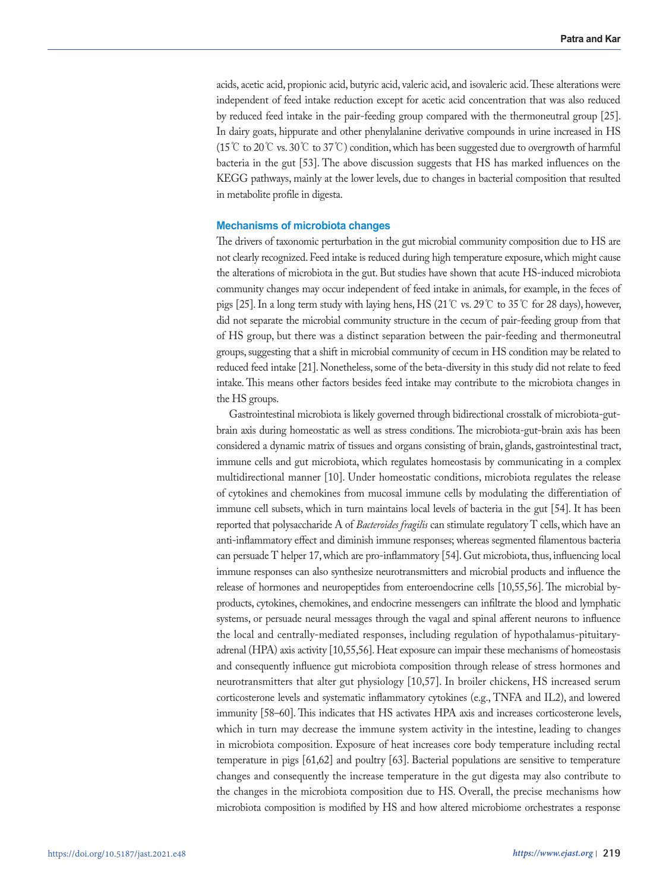acids, acetic acid, propionic acid, butyric acid, valeric acid, and isovaleric acid. These alterations were independent of feed intake reduction except for acetic acid concentration that was also reduced by reduced feed intake in the pair-feeding group compared with the thermoneutral group [25]. In dairy goats, hippurate and other phenylalanine derivative compounds in urine increased in HS (15℃ to 20℃ vs. 30℃ to 37℃) condition, which has been suggested due to overgrowth of harmful bacteria in the gut [53]. The above discussion suggests that HS has marked influences on the KEGG pathways, mainly at the lower levels, due to changes in bacterial composition that resulted in metabolite profile in digesta.

### Mechanisms of microbiota changes

The drivers of taxonomic perturbation in the gut microbial community composition due to HS are not clearly recognized. Feed intake is reduced during high temperature exposure, which might cause the alterations of microbiota in the gut. But studies have shown that acute HS-induced microbiota community changes may occur independent of feed intake in animals, for example, in the feces of pigs [25]. In a long term study with laying hens, HS (21℃ vs. 29℃ to 35℃ for 28 days), however, did not separate the microbial community structure in the cecum of pair-feeding group from that of HS group, but there was a distinct separation between the pair-feeding and thermoneutral groups, suggesting that a shift in microbial community of cecum in HS condition may be related to reduced feed intake [21]. Nonetheless, some of the beta-diversity in this study did not relate to feed intake. This means other factors besides feed intake may contribute to the microbiota changes in the HS groups.

Gastrointestinal microbiota is likely governed through bidirectional crosstalk of microbiota-gut-brain axis during homeostatic as well as stress conditions. The microbiota-gut-brain axis has been considered a dynamic matrix of tissues and organs consisting of brain, glands, gastrointestinal tract, immune cells and gut microbiota, which regulates homeostasis by communicating in a complex multidirectional manner [10]. Under homeostatic conditions, microbiota regulates the release of cytokines and chemokines from mucosal immune cells by modulating the differentiation of immune cell subsets, which in turn maintains local levels of bacteria in the gut [54]. It has been reported that polysaccharide A of *Bacteroides fragilis* can stimulate regulatory T cells, which have an anti-inflammatory effect and diminish immune responses; whereas segmented filamentous bacteria can persuade T helper 17, which are pro-inflammatory [54]. Gut microbiota, thus, influencing local immune responses can also synthesize neurotransmitters and microbial products and influence the release of hormones and neuropeptides from enteroendocrine cells [10,55,56]. The microbial by-products, cytokines, chemokines, and endocrine messengers can infiltrate the blood and lymphatic systems, or persuade neural messages through the vagal and spinal afferent neurons to influence the local and centrally-mediated responses, including regulation of hypothalamus-pituitary-adrenal (HPA) axis activity [10,55,56]. Heat exposure can impair these mechanisms of homeostasis and consequently influence gut microbiota composition through release of stress hormones and neurotransmitters that alter gut physiology [10,57]. In broiler chickens, HS increased serum corticosterone levels and systematic inflammatory cytokines (e.g., TNFA and IL2), and lowered immunity [58–60]. This indicates that HS activates HPA axis and increases corticosterone levels, which in turn may decrease the immune system activity in the intestine, leading to changes in microbiota composition. Exposure of heat increases core body temperature including rectal temperature in pigs [61,62] and poultry [63]. Bacterial populations are sensitive to temperature changes and consequently the increase temperature in the gut digesta may also contribute to the changes in the microbiota composition due to HS. Overall, the precise mechanisms how microbiota composition is modified by HS and how altered microbiome orchestrates a response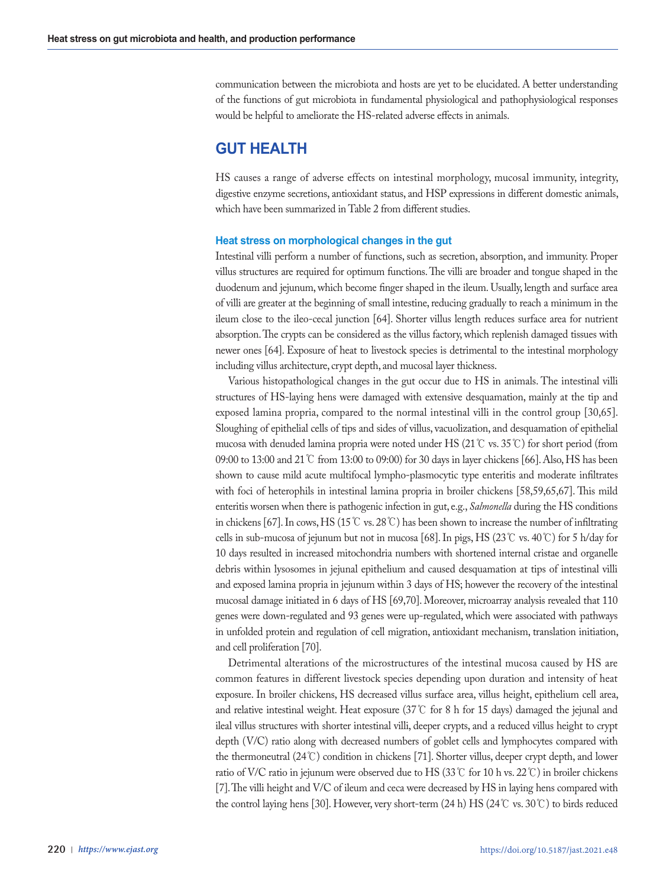communication between the microbiota and hosts are yet to be elucidated. A better understanding of the functions of gut microbiota in fundamental physiological and pathophysiological responses would be helpful to ameliorate the HS-related adverse effects in animals.

## GUT HEALTH

HS causes a range of adverse effects on intestinal morphology, mucosal immunity, integrity, digestive enzyme secretions, antioxidant status, and HSP expressions in different domestic animals, which have been summarized in Table 2 from different studies.

### Heat stress on morphological changes in the gut

Intestinal villi perform a number of functions, such as secretion, absorption, and immunity. Proper villus structures are required for optimum functions. The villi are broader and tongue shaped in the duodenum and jejunum, which become finger shaped in the ileum. Usually, length and surface area of villi are greater at the beginning of small intestine, reducing gradually to reach a minimum in the ileum close to the ileo-cecal junction [64]. Shorter villus length reduces surface area for nutrient absorption. The crypts can be considered as the villus factory, which replenish damaged tissues with newer ones [64]. Exposure of heat to livestock species is detrimental to the intestinal morphology including villus architecture, crypt depth, and mucosal layer thickness.

Various histopathological changes in the gut occur due to HS in animals. The intestinal villi structures of HS-laying hens were damaged with extensive desquamation, mainly at the tip and exposed lamina propria, compared to the normal intestinal villi in the control group [30,65]. Sloughing of epithelial cells of tips and sides of villus, vacuolization, and desquamation of epithelial mucosa with denuded lamina propria were noted under HS (21℃ vs. 35℃) for short period (from 09:00 to 13:00 and 21℃ from 13:00 to 09:00) for 30 days in layer chickens [66]. Also, HS has been shown to cause mild acute multifocal lympho-plasmocytic type enteritis and moderate infiltrates with foci of heterophils in intestinal lamina propria in broiler chickens [58,59,65,67]. This mild enteritis worsen when there is pathogenic infection in gut, e.g., *Salmonella* during the HS conditions in chickens [67]. In cows, HS (15℃ vs. 28℃) has been shown to increase the number of infiltrating cells in sub-mucosa of jejunum but not in mucosa [68]. In pigs, HS (23℃ vs. 40℃) for 5 h/day for 10 days resulted in increased mitochondria numbers with shortened internal cristae and organelle debris within lysosomes in jejunal epithelium and caused desquamation at tips of intestinal villi and exposed lamina propria in jejunum within 3 days of HS; however the recovery of the intestinal mucosal damage initiated in 6 days of HS [69,70]. Moreover, microarray analysis revealed that 110 genes were down-regulated and 93 genes were up-regulated, which were associated with pathways in unfolded protein and regulation of cell migration, antioxidant mechanism, translation initiation, and cell proliferation [70].

Detrimental alterations of the microstructures of the intestinal mucosa caused by HS are common features in different livestock species depending upon duration and intensity of heat exposure. In broiler chickens, HS decreased villus surface area, villus height, epithelium cell area, and relative intestinal weight. Heat exposure (37℃ for 8 h for 15 days) damaged the jejunal and ileal villus structures with shorter intestinal villi, deeper crypts, and a reduced villus height to crypt depth (V/C) ratio along with decreased numbers of goblet cells and lymphocytes compared with the thermoneutral (24℃) condition in chickens [71]. Shorter villus, deeper crypt depth, and lower ratio of V/C ratio in jejunum were observed due to HS (33℃ for 10 h vs. 22℃) in broiler chickens [7]. The villi height and V/C of ileum and ceca were decreased by HS in laying hens compared with the control laying hens [30]. However, very short-term (24 h) HS (24℃ vs. 30℃) to birds reduced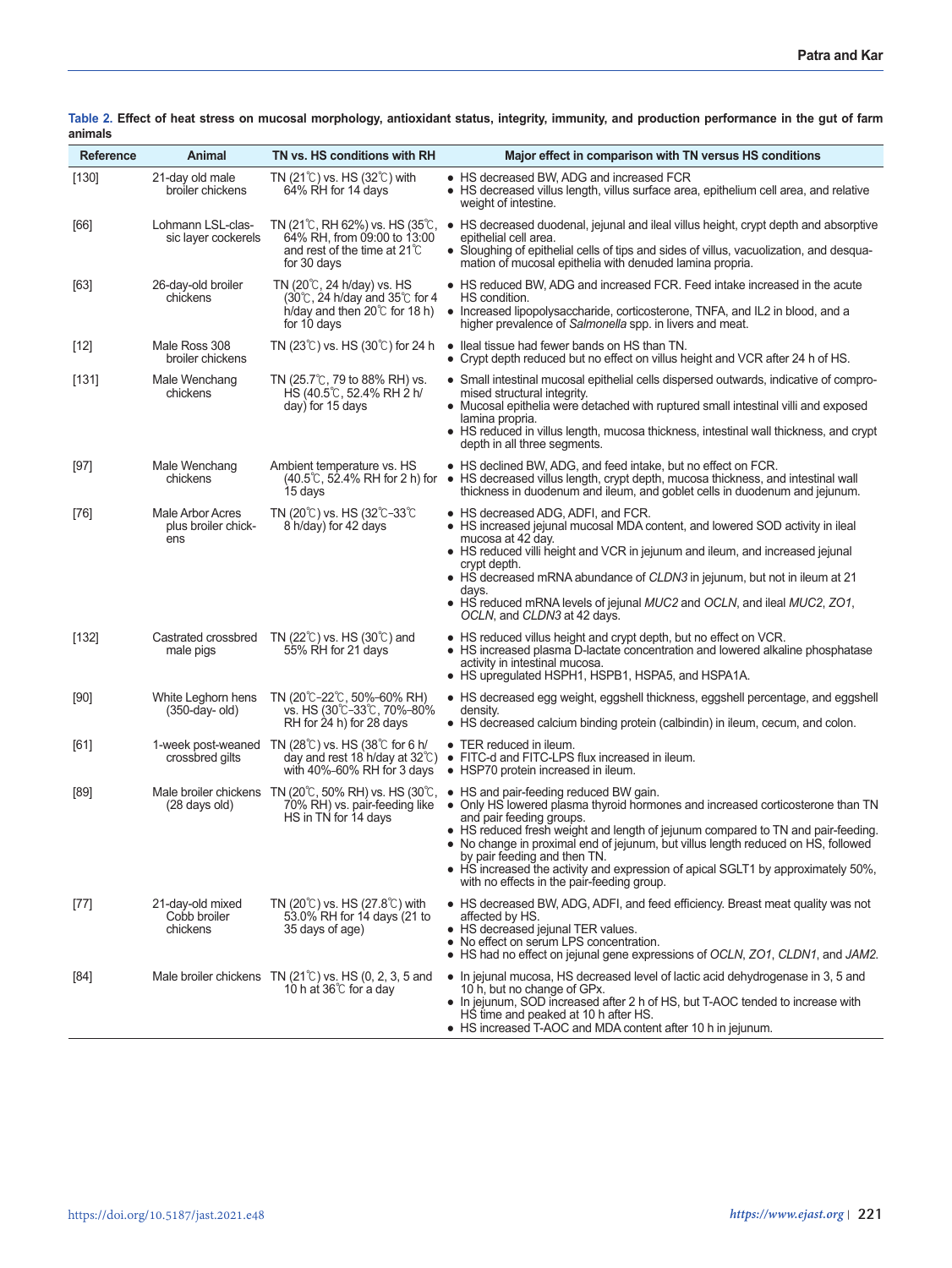**Table 2. Effect of heat stress on mucosal morphology, antioxidant status, integrity, immunity, and production performance in the gut of farm animals**

| Reference | Animal | TN vs. HS conditions with RH | Major effect in comparison with TN versus HS conditions |
|---|---|---|---|
| [130] | 21-day old male broiler chickens | TN (21℃) vs. HS (32℃) with 64% RH for 14 days | • HS decreased BW, ADG and increased FCR<br>• HS decreased villus length, villus surface area, epithelium cell area, and relative weight of intestine. |
| [66] | Lohmann LSL-classic layer cockerels | TN (21℃, RH 62%) vs. HS (35℃, 64% RH, from 09:00 to 13:00 and rest of the time at 21℃ for 30 days | • HS decreased duodenal, jejunal and ileal villus height, crypt depth and absorptive epithelial cell area.<br>• Sloughing of epithelial cells of tips and sides of villus, vacuolization, and desquamation of mucosal epithelia with denuded lamina propria. |
| [63] | 26-day-old broiler chickens | TN (20℃, 24 h/day) vs. HS (30℃, 24 h/day and 35℃ for 4 h/day and then 20℃ for 18 h) for 10 days | • HS reduced BW, ADG and increased FCR. Feed intake increased in the acute HS condition.<br>• Increased lipopolysaccharide, corticosterone, TNFA, and IL2 in blood, and a higher prevalence of *Salmonella* spp. in livers and meat. |
| [12] | Male Ross 308 broiler chickens | TN (23℃) vs. HS (30℃) for 24 h | • Ileal tissue had fewer bands on HS than TN.<br>• Crypt depth reduced but no effect on villus height and VCR after 24 h of HS. |
| [131] | Male Wenchang chickens | TN (25.7℃, 79 to 88% RH) vs. HS (40.5℃, 52.4% RH 2 h/day) for 15 days | • Small intestinal mucosal epithelial cells dispersed outwards, indicative of compromised structural integrity.<br>• Mucosal epithelia were detached with ruptured small intestinal villi and exposed lamina propria.<br>• HS reduced in villus length, mucosa thickness, intestinal wall thickness, and crypt depth in all three segments. |
| [97] | Male Wenchang chickens | Ambient temperature vs. HS (40.5℃, 52.4% RH for 2 h) for 15 days | • HS declined BW, ADG, and feed intake, but no effect on FCR.<br>• HS decreased villus length, crypt depth, mucosa thickness, and intestinal wall thickness in duodenum and ileum, and goblet cells in duodenum and jejunum. |
| [76] | Male Arbor Acres plus broiler chickens | TN (20℃) vs. HS (32℃–33℃ 8 h/day) for 42 days | • HS decreased ADG, ADFI, and FCR.<br>• HS increased jejunal mucosal MDA content, and lowered SOD activity in ileal mucosa at 42 day.<br>• HS reduced villi height and VCR in jejunum and ileum, and increased jejunal crypt depth.<br>• HS decreased mRNA abundance of *CLDN3* in jejunum, but not in ileum at 21 days.<br>• HS reduced mRNA levels of jejunal *MUC2* and *OCLN*, and ileal *MUC2*, *ZO1*, *OCLN*, and *CLDN3* at 42 days. |
| [132] | Castrated crossbred male pigs | TN (22℃) vs. HS (30℃) and 55% RH for 21 days | • HS reduced villus height and crypt depth, but no effect on VCR.<br>• HS increased plasma D-lactate concentration and lowered alkaline phosphatase activity in intestinal mucosa.<br>• HS upregulated HSPH1, HSPB1, HSPA5, and HSPA1A. |
| [90] | White Leghorn hens (350-day- old) | TN (20℃–22℃, 50%–60% RH) vs. HS (30℃–33℃, 70%–80% RH for 24 h) for 28 days | • HS decreased egg weight, eggshell thickness, eggshell percentage, and eggshell density.<br>• HS decreased calcium binding protein (calbindin) in ileum, cecum, and colon. |
| [61] | 1-week post-weaned crossbred gilts | TN (28℃) vs. HS (38℃ for 6 h/day and rest 18 h/day at 32℃) with 40%–60% RH for 3 days | • TER reduced in ileum.<br>• FITC-d and FITC-LPS flux increased in ileum.<br>• HSP70 protein increased in ileum. |
| [89] | Male broiler chickens (28 days old) | TN (20℃, 50% RH) vs. HS (30℃, 70% RH) vs. pair-feeding like HS in TN for 14 days | • HS and pair-feeding reduced BW gain.<br>• Only HS lowered plasma thyroid hormones and increased corticosterone than TN and pair feeding groups.<br>• HS reduced fresh weight and length of jejunum compared to TN and pair-feeding.<br>• No change in proximal end of jejunum, but villus length reduced on HS, followed by pair feeding and then TN.<br>• HS increased the activity and expression of apical SGLT1 by approximately 50%, with no effects in the pair-feeding group. |
| [77] | 21-day-old mixed Cobb broiler chickens | TN (20℃) vs. HS (27.8℃) with 53.0% RH for 14 days (21 to 35 days of age) | • HS decreased BW, ADG, ADFI, and feed efficiency. Breast meat quality was not affected by HS.<br>• HS decreased jejunal TER values.<br>• No effect on serum LPS concentration.<br>• HS had no effect on jejunal gene expressions of *OCLN*, *ZO1*, *CLDN1*, and *JAM2.* |
| [84] | Male broiler chickens | TN (21℃) vs. HS (0, 2, 3, 5 and 10 h at 36℃ for a day | • In jejunal mucosa, HS decreased level of lactic acid dehydrogenase in 3, 5 and 10 h, but no change of GPx.<br>• In jejunum, SOD increased after 2 h of HS, but T-AOC tended to increase with HS time and peaked at 10 h after HS.<br>• HS increased T-AOC and MDA content after 10 h in jejunum. |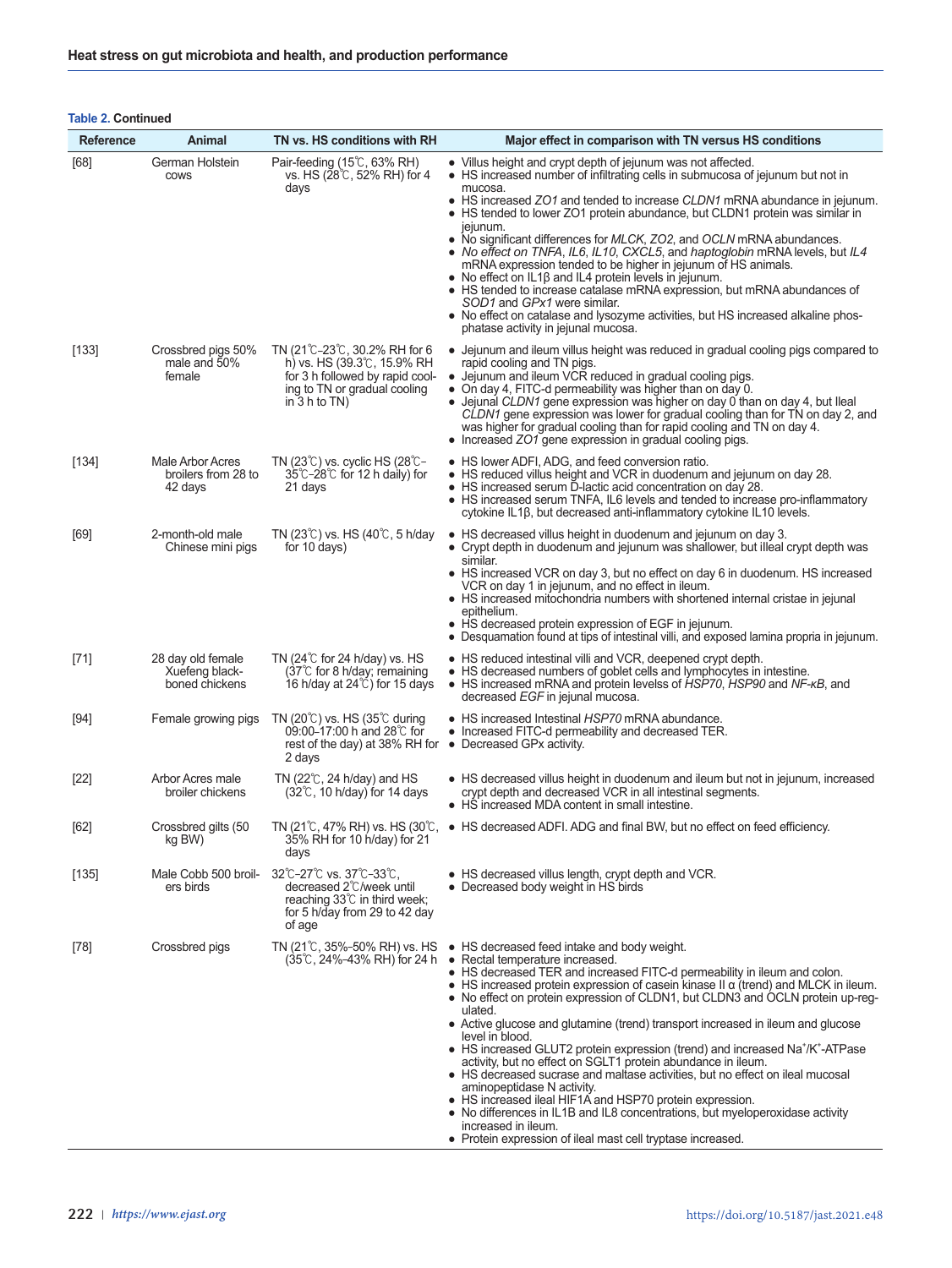**Table 2. Continued**

| Reference | Animal | TN vs. HS conditions with RH | Major effect in comparison with TN versus HS conditions |
|---|---|---|---|
| [68] | German Holstein cows | Pair-feeding (15℃, 63% RH) vs. HS (28℃, 52% RH) for 4 days | • Villus height and crypt depth of jejunum was not affected.<br>• HS increased number of infiltrating cells in submucosa of jejunum but not in mucosa.<br>• HS increased *ZO1* and tended to increase *CLDN1* mRNA abundance in jejunum.<br>• HS tended to lower ZO1 protein abundance, but CLDN1 protein was similar in jejunum.<br>• No significant differences for *MLCK*, *ZO2*, and *OCLN* mRNA abundances.<br>• *No effect on TNFA*, *IL6*, *IL10*, *CXCL5*, and *haptoglobin* mRNA levels, but *IL4* mRNA expression tended to be higher in jejunum of HS animals.<br>• No effect on IL1β and IL4 protein levels in jejunum.<br>• HS tended to increase catalase mRNA expression, but mRNA abundances of *SOD1* and *GPx1* were similar.<br>• No effect on catalase and lysozyme activities, but HS increased alkaline phosphatase activity in jejunal mucosa. |
| [133] | Crossbred pigs 50% male and 50% female | TN (21℃–23℃, 30.2% RH for 6 h) vs. HS (39.3℃, 15.9% RH for 3 h followed by rapid cooling to TN or gradual cooling in 3 h to TN) | • Jejunum and ileum villus height was reduced in gradual cooling pigs compared to rapid cooling and TN pigs.<br>• Jejunum and ileum VCR reduced in gradual cooling pigs.<br>• On day 4, FITC-d permeability was higher than on day 0.<br>• Jejunal *CLDN1* gene expression was higher on day 0 than on day 4, but Ileal *CLDN1* gene expression was lower for gradual cooling than for TN on day 2, and was higher for gradual cooling than for rapid cooling and TN on day 4.<br>• Increased *ZO1* gene expression in gradual cooling pigs. |
| [134] | Male Arbor Acres broilers from 28 to 42 days | TN (23℃) vs. cyclic HS (28℃–35℃–28℃ for 12 h daily) for 21 days | • HS lower ADFI, ADG, and feed conversion ratio.<br>• HS reduced villus height and VCR in duodenum and jejunum on day 28.<br>• HS increased serum D-lactic acid concentration on day 28.<br>• HS increased serum TNFA, IL6 levels and tended to increase pro-inflammatory cytokine IL1β, but decreased anti-inflammatory cytokine IL10 levels. |
| [69] | 2-month-old male Chinese mini pigs | TN (23℃) vs. HS (40℃, 5 h/day for 10 days) | • HS decreased villus height in duodenum and jejunum on day 3.<br>• Crypt depth in duodenum and jejunum was shallower, but illeal crypt depth was similar.<br>• HS increased VCR on day 3, but no effect on day 6 in duodenum. HS increased VCR on day 1 in jejunum, and no effect in ileum.<br>• HS increased mitochondria numbers with shortened internal cristae in jejunal epithelium.<br>• HS decreased protein expression of EGF in jejunum.<br>• Desquamation found at tips of intestinal villi, and exposed lamina propria in jejunum. |
| [71] | 28 day old female Xuefeng black-boned chickens | TN (24℃ for 24 h/day) vs. HS (37℃ for 8 h/day; remaining 16 h/day at 24℃) for 15 days | • HS reduced intestinal villi and VCR, deepened crypt depth.<br>• HS decreased numbers of goblet cells and lymphocytes in intestine.<br>• HS increased mRNA and protein levelss of *HSP70*, *HSP90* and *NF-κB*, and decreased *EGF* in jejunal mucosa. |
| [94] | Female growing pigs | TN (20℃) vs. HS (35℃ during 09:00–17:00 h and 28℃ for rest of the day) at 38% RH for 2 days | • HS increased Intestinal *HSP70* mRNA abundance.<br>• Increased FITC-d permeability and decreased TER.<br>• Decreased GPx activity. |
| [22] | Arbor Acres male broiler chickens | TN (22℃, 24 h/day) and HS (32℃, 10 h/day) for 14 days | • HS decreased villus height in duodenum and ileum but not in jejunum, increased crypt depth and decreased VCR in all intestinal segments.<br>• HS increased MDA content in small intestine. |
| [62] | Crossbred gilts (50 kg BW) | TN (21℃, 47% RH) vs. HS (30℃, 35% RH for 10 h/day) for 21 days | • HS decreased ADFI. ADG and final BW, but no effect on feed efficiency. |
| [135] | Male Cobb 500 broilers birds | 32℃–27℃ vs. 37℃–33℃, decreased 2℃/week until reaching 33℃ in third week; for 5 h/day from 29 to 42 day of age | • HS decreased villus length, crypt depth and VCR.<br>• Decreased body weight in HS birds |
| [78] | Crossbred pigs | TN (21℃, 35%–50% RH) vs. HS (35℃, 24%–43% RH) for 24 h | • HS decreased feed intake and body weight.<br>• Rectal temperature increased.<br>• HS decreased TER and increased FITC-d permeability in ileum and colon.<br>• HS increased protein expression of casein kinase II α (trend) and MLCK in ileum.<br>• No effect on protein expression of CLDN1, but CLDN3 and OCLN protein up-regulated.<br>• Active glucose and glutamine (trend) transport increased in ileum and glucose level in blood.<br>• HS increased GLUT2 protein expression (trend) and increased $Na^+/K^+$-ATPase activity, but no effect on SGLT1 protein abundance in ileum.<br>• HS decreased sucrase and maltase activities, but no effect on ileal mucosal aminopeptidase N activity.<br>• HS increased ileal HIF1A and HSP70 protein expression.<br>• No differences in IL1B and IL8 concentrations, but myeloperoxidase activity increased in ileum.<br>• Protein expression of ileal mast cell tryptase increased. |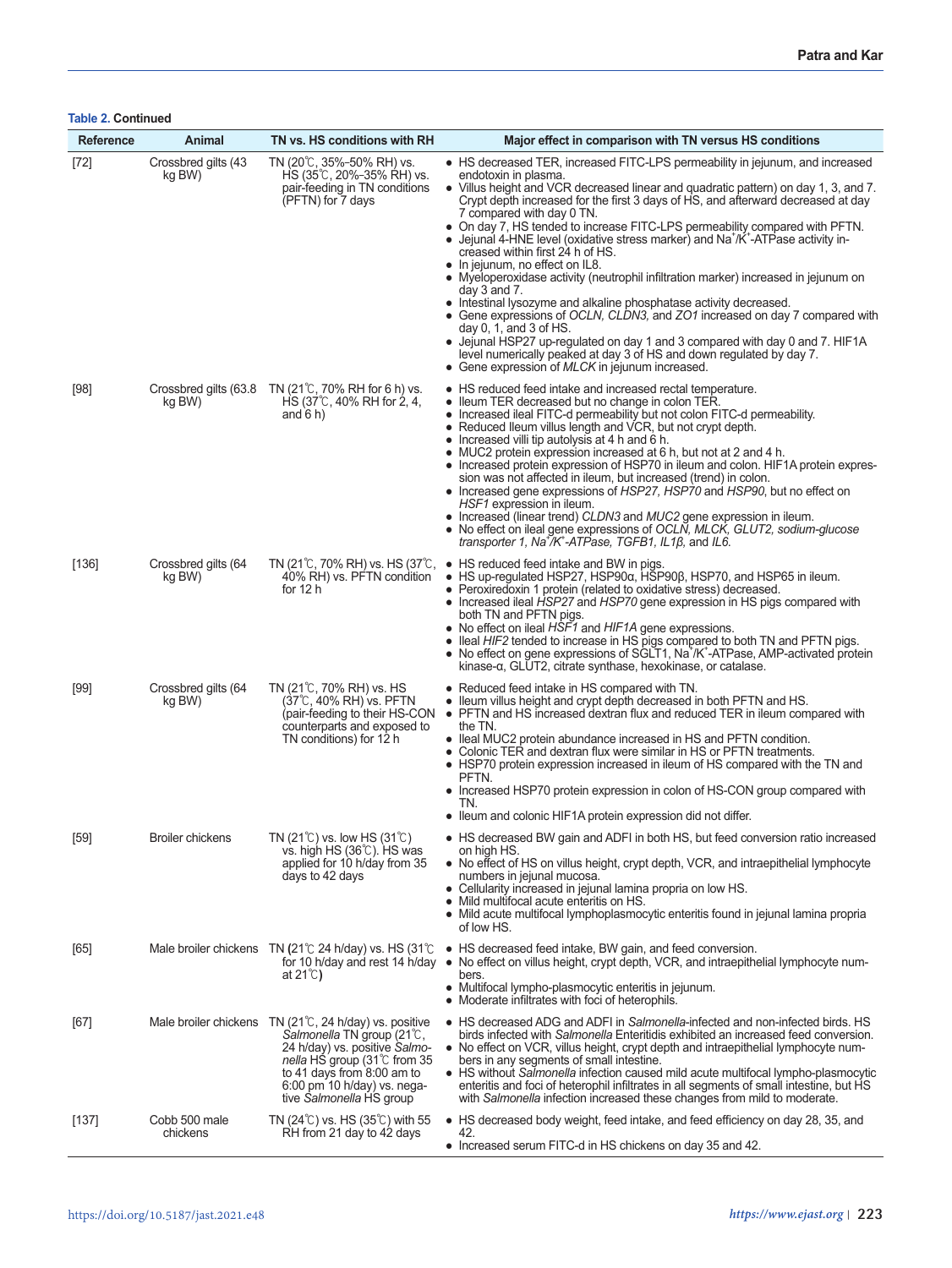**Table 2. Continued**

| Reference | Animal | TN vs. HS conditions with RH | Major effect in comparison with TN versus HS conditions |
|---|---|---|---|
| [72] | Crossbred gilts (43 kg BW) | TN (20℃, 35%–50% RH) vs. HS (35℃, 20%–35% RH) vs. pair-feeding in TN conditions (PFTN) for 7 days | • HS decreased TER, increased FITC-LPS permeability in jejunum, and increased endotoxin in plasma.<br>• Villus height and VCR decreased linear and quadratic pattern) on day 1, 3, and 7. Crypt depth increased for the first 3 days of HS, and afterward decreased at day 7 compared with day 0 TN.<br>• On day 7, HS tended to increase FITC-LPS permeability compared with PFTN.<br>• Jejunal 4-HNE level (oxidative stress marker) and $Na^+/K^+$-ATPase activity increased within first 24 h of HS.<br>• In jejunum, no effect on IL8.<br>• Myeloperoxidase activity (neutrophil infiltration marker) increased in jejunum on day 3 and 7.<br>• Intestinal lysozyme and alkaline phosphatase activity decreased.<br>• Gene expressions of *OCLN, CLDN3,* and *ZO1* increased on day 7 compared with day 0, 1, and 3 of HS.<br>• Jejunal HSP27 up-regulated on day 1 and 3 compared with day 0 and 7. HIF1A level numerically peaked at day 3 of HS and down regulated by day 7.<br>• Gene expression of *MLCK* in jejunum increased. |
| [98] | Crossbred gilts (63.8 kg BW) | TN (21℃, 70% RH for 6 h) vs. HS (37℃, 40% RH for 2, 4, and 6 h) | • HS reduced feed intake and increased rectal temperature.<br>• Ileum TER decreased but no change in colon TER.<br>• Increased ileal FITC-d permeability but not colon FITC-d permeability.<br>• Reduced Ileum villus length and VCR, but not crypt depth.<br>• Increased villi tip autolysis at 4 h and 6 h.<br>• MUC2 protein expression increased at 6 h, but not at 2 and 4 h.<br>• Increased protein expression of HSP70 in ileum and colon. HIF1A protein expression was not affected in ileum, but increased (trend) in colon.<br>• Increased gene expressions of *HSP27, HSP70* and *HSP90*, but no effect on *HSF1* expression in ileum.<br>• Increased (linear trend) *CLDN3* and *MUC2* gene expression in ileum.<br>• No effect on ileal gene expressions of *OCLN, MLCK, GLUT2, sodium-glucose transporter 1, $Na^+/K^+$-ATPase, TGFB1, IL1β,* and *IL6.* |
| [136] | Crossbred gilts (64 kg BW) | TN (21℃, 70% RH) vs. HS (37℃, 40% RH) vs. PFTN condition for 12 h | • HS reduced feed intake and BW in pigs.<br>• HS up-regulated HSP27, HSP90α, HSP90β, HSP70, and HSP65 in ileum.<br>• Peroxiredoxin 1 protein (related to oxidative stress) decreased.<br>• Increased ileal *HSP27* and *HSP70* gene expression in HS pigs compared with both TN and PFTN pigs.<br>• No effect on ileal *HSF1* and *HIF1A* gene expressions.<br>• Ileal *HIF2* tended to increase in HS pigs compared to both TN and PFTN pigs.<br>• No effect on gene expressions of SGLT1, $Na^+/K^+$-ATPase, AMP-activated protein kinase-α, GLUT2, citrate synthase, hexokinase, or catalase. |
| [99] | Crossbred gilts (64 kg BW) | TN (21℃, 70% RH) vs. HS (37℃, 40% RH) vs. PFTN (pair-feeding to their HS-CON counterparts and exposed to TN conditions) for 12 h | • Reduced feed intake in HS compared with TN.<br>• Ileum villus height and crypt depth decreased in both PFTN and HS.<br>• PFTN and HS increased dextran flux and reduced TER in ileum compared with the TN.<br>• Ileal MUC2 protein abundance increased in HS and PFTN condition.<br>• Colonic TER and dextran flux were similar in HS or PFTN treatments.<br>• HSP70 protein expression increased in ileum of HS compared with the TN and PFTN.<br>• Increased HSP70 protein expression in colon of HS-CON group compared with TN.<br>• Ileum and colonic HIF1A protein expression did not differ. |
| [59] | Broiler chickens | TN (21℃) vs. low HS (31℃) vs. high HS (36℃). HS was applied for 10 h/day from 35 days to 42 days | • HS decreased BW gain and ADFI in both HS, but feed conversion ratio increased on high HS.<br>• No effect of HS on villus height, crypt depth, VCR, and intraepithelial lymphocyte numbers in jejunal mucosa.<br>• Cellularity increased in jejunal lamina propria on low HS.<br>• Mild multifocal acute enteritis on HS.<br>• Mild acute multifocal lymphoplasmocytic enteritis found in jejunal lamina propria of low HS. |
| [65] | Male broiler chickens | TN (21℃ 24 h/day) vs. HS (31℃ for 10 h/day and rest 14 h/day at 21℃) | • HS decreased feed intake, BW gain, and feed conversion.<br>• No effect on villus height, crypt depth, VCR, and intraepithelial lymphocyte numbers.<br>• Multifocal lympho-plasmocytic enteritis in jejunum.<br>• Moderate infiltrates with foci of heterophils. |
| [67] | Male broiler chickens | TN (21℃, 24 h/day) vs. positive *Salmonella* TN group (21℃, 24 h/day) vs. positive *Salmonella* HS group (31℃ from 35 to 41 days from 8:00 am to 6:00 pm 10 h/day) vs. negative *Salmonella* HS group | • HS decreased ADG and ADFI in *Salmonella*-infected and non-infected birds. HS birds infected with *Salmonella* Enteritidis exhibited an increased feed conversion.<br>• No effect on VCR, villus height, crypt depth and intraepithelial lymphocyte numbers in any segments of small intestine.<br>• HS without *Salmonella* infection caused mild acute multifocal lympho-plasmocytic enteritis and foci of heterophil infiltrates in all segments of small intestine, but HS with *Salmonella* infection increased these changes from mild to moderate. |
| [137] | Cobb 500 male chickens | TN (24℃) vs. HS (35℃) with 55 RH from 21 day to 42 days | • HS decreased body weight, feed intake, and feed efficiency on day 28, 35, and 42.<br>• Increased serum FITC-d in HS chickens on day 35 and 42. |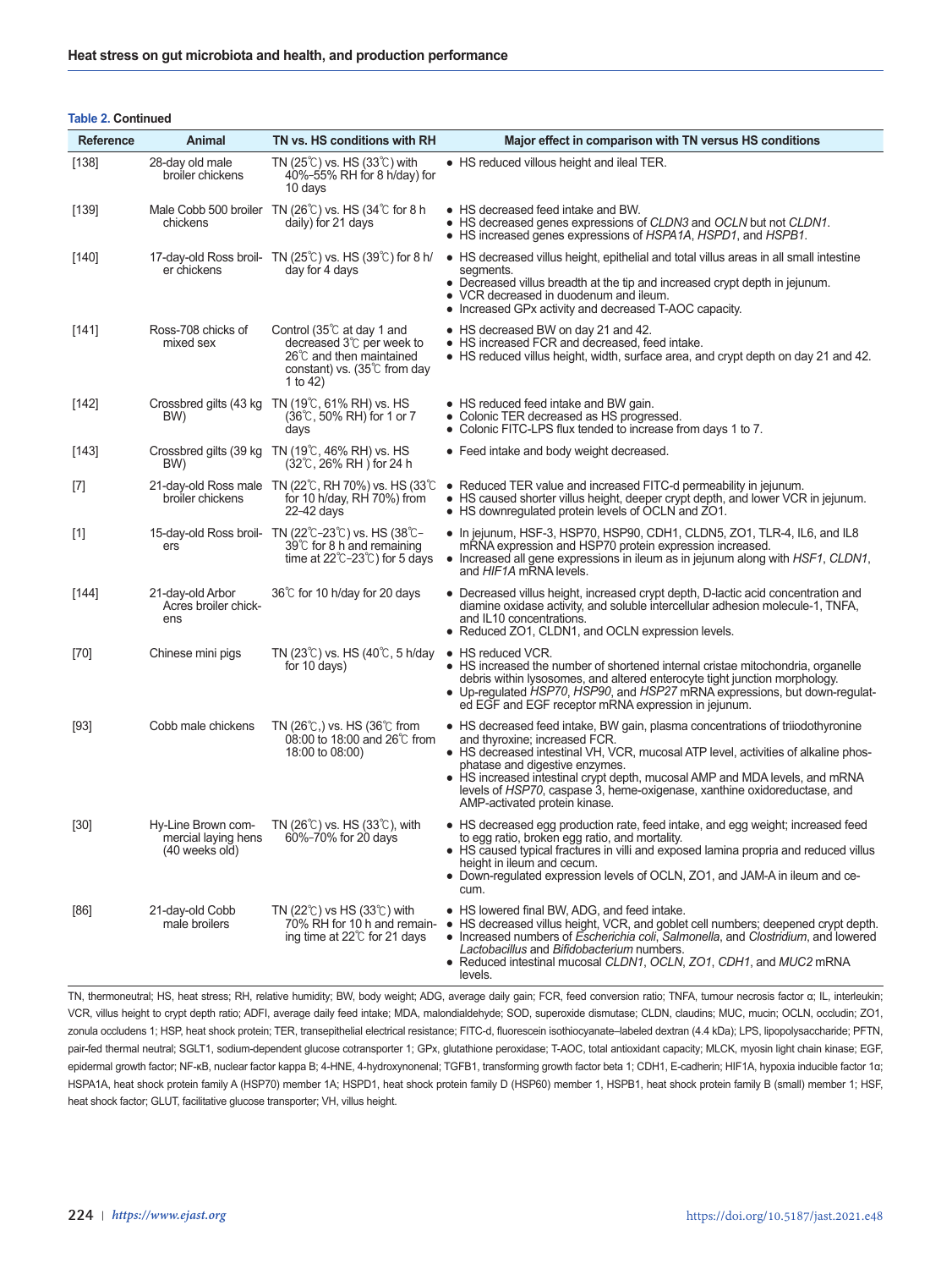**Table 2. Continued**

| Reference | Animal | TN vs. HS conditions with RH | Major effect in comparison with TN versus HS conditions |
|---|---|---|---|
| [138] | 28-day old male broiler chickens | TN (25℃) vs. HS (33℃) with 40%–55% RH for 8 h/day) for 10 days | • HS reduced villous height and ileal TER. |
| [139] | Male Cobb 500 broiler chickens | TN (26℃) vs. HS (34℃ for 8 h daily) for 21 days | • HS decreased feed intake and BW.<br>• HS decreased genes expressions of *CLDN3* and *OCLN* but not *CLDN1*.<br>• HS increased genes expressions of *HSPA1A*, *HSPD1*, and *HSPB1*. |
| [140] | 17-day-old Ross broiler chickens | TN (25℃) vs. HS (39℃) for 8 h/day for 4 days | • HS decreased villus height, epithelial and total villus areas in all small intestine segments.<br>• Decreased villus breadth at the tip and increased crypt depth in jejunum.<br>• VCR decreased in duodenum and ileum.<br>• Increased GPx activity and decreased T-AOC capacity. |
| [141] | Ross-708 chicks of mixed sex | Control (35℃ at day 1 and decreased 3℃ per week to 26℃ and then maintained constant) vs. (35℃ from day 1 to 42) | • HS decreased BW on day 21 and 42.<br>• HS increased FCR and decreased, feed intake.<br>• HS reduced villus height, width, surface area, and crypt depth on day 21 and 42. |
| [142] | Crossbred gilts (43 kg BW) | TN (19℃, 61% RH) vs. HS (36℃, 50% RH) for 1 or 7 days | • HS reduced feed intake and BW gain.<br>• Colonic TER decreased as HS progressed.<br>• Colonic FITC-LPS flux tended to increase from days 1 to 7. |
| [143] | Crossbred gilts (39 kg BW) | TN (19℃, 46% RH) vs. HS (32℃, 26% RH ) for 24 h | • Feed intake and body weight decreased. |
| [7] | 21-day-old Ross male broiler chickens | TN (22℃, RH 70%) vs. HS (33℃ for 10 h/day, RH 70%) from 22–42 days | • Reduced TER value and increased FITC-d permeability in jejunum.<br>• HS caused shorter villus height, deeper crypt depth, and lower VCR in jejunum.<br>• HS downregulated protein levels of OCLN and ZO1. |
| [1] | 15-day-old Ross broilers | TN (22℃–23℃) vs. HS (38℃–39℃ for 8 h and remaining time at 22℃–23℃) for 5 days | • In jejunum, HSF-3, HSP70, HSP90, CDH1, CLDN5, ZO1, TLR-4, IL6, and IL8 mRNA expression and HSP70 protein expression increased.<br>• Increased all gene expressions in ileum as in jejunum along with *HSF1*, *CLDN1*, and *HIF1A* mRNA levels. |
| [144] | 21-day-old Arbor Acres broiler chickens | 36℃ for 10 h/day for 20 days | • Decreased villus height, increased crypt depth, D-lactic acid concentration and diamine oxidase activity, and soluble intercellular adhesion molecule-1, TNFA, and IL10 concentrations.<br>• Reduced ZO1, CLDN1, and OCLN expression levels. |
| [70] | Chinese mini pigs | TN (23℃) vs. HS (40℃, 5 h/day for 10 days) | • HS reduced VCR.<br>• HS increased the number of shortened internal cristae mitochondria, organelle debris within lysosomes, and altered enterocyte tight junction morphology.<br>• Up-regulated *HSP70*, *HSP90*, and *HSP27* mRNA expressions, but down-regulated EGF and EGF receptor mRNA expression in jejunum. |
| [93] | Cobb male chickens | TN (26℃,) vs. HS (36℃ from 08:00 to 18:00 and 26℃ from 18:00 to 08:00) | • HS decreased feed intake, BW gain, plasma concentrations of triiodothyronine and thyroxine; increased FCR.<br>• HS decreased intestinal VH, VCR, mucosal ATP level, activities of alkaline phosphatase and digestive enzymes.<br>• HS increased intestinal crypt depth, mucosal AMP and MDA levels, and mRNA levels of *HSP70*, caspase 3, heme-oxigenase, xanthine oxidoreductase, and AMP-activated protein kinase. |
| [30] | Hy-Line Brown commercial laying hens (40 weeks old) | TN (26℃) vs. HS (33℃), with 60%–70% for 20 days | • HS decreased egg production rate, feed intake, and egg weight; increased feed to egg ratio, broken egg ratio, and mortality.<br>• HS caused typical fractures in villi and exposed lamina propria and reduced villus height in ileum and cecum.<br>• Down-regulated expression levels of OCLN, ZO1, and JAM-A in ileum and cecum. |
| [86] | 21-day-old Cobb male broilers | TN (22℃) vs HS (33℃) with 70% RH for 10 h and remaining time at 22℃ for 21 days | • HS lowered final BW, ADG, and feed intake.<br>• HS decreased villus height, VCR, and goblet cell numbers; deepened crypt depth.<br>• Increased numbers of *Escherichia coli*, *Salmonella*, and *Clostridium*, and lowered *Lactobacillus* and *Bifidobacterium* numbers.<br>• Reduced intestinal mucosal *CLDN1*, *OCLN*, *ZO1*, *CDH1*, and *MUC2* mRNA levels. |

TN, thermoneutral; HS, heat stress; RH, relative humidity; BW, body weight; ADG, average daily gain; FCR, feed conversion ratio; TNFA, tumour necrosis factor α; IL, interleukin; VCR, villus height to crypt depth ratio; ADFI, average daily feed intake; MDA, malondialdehyde; SOD, superoxide dismutase; CLDN, claudins; MUC, mucin; OCLN, occludin; ZO1, zonula occludens 1; HSP, heat shock protein; TER, transepithelial electrical resistance; FITC-d, fluorescein isothiocyanate–labeled dextran (4.4 kDa); LPS, lipopolysaccharide; PFTN, pair-fed thermal neutral; SGLT1, sodium-dependent glucose cotransporter 1; GPx, glutathione peroxidase; T-AOC, total antioxidant capacity; MLCK, myosin light chain kinase; EGF, epidermal growth factor; NF-κB, nuclear factor kappa B; 4-HNE, 4-hydroxynonenal; TGFB1, transforming growth factor beta 1; CDH1, E-cadherin; HIF1A, hypoxia inducible factor 1α; HSPA1A, heat shock protein family A (HSP70) member 1A; HSPD1, heat shock protein family D (HSP60) member 1, HSPB1, heat shock protein family B (small) member 1; HSF, heat shock factor; GLUT, facilitative glucose transporter; VH, villus height.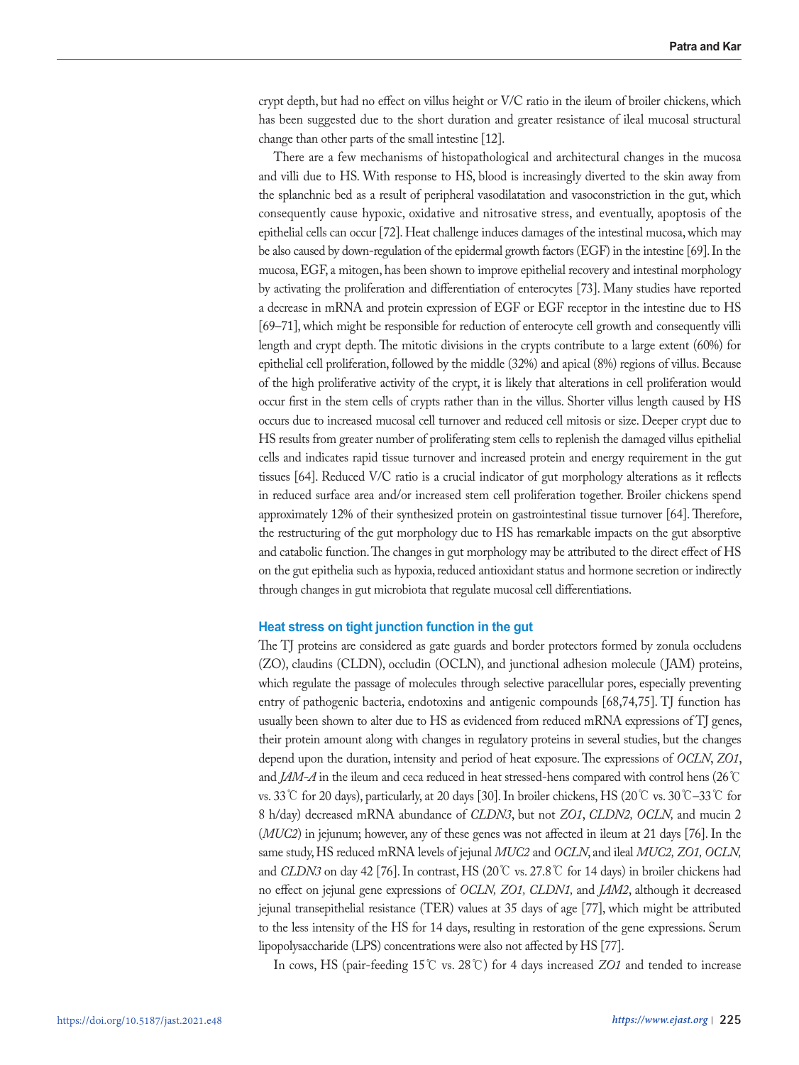crypt depth, but had no effect on villus height or V/C ratio in the ileum of broiler chickens, which has been suggested due to the short duration and greater resistance of ileal mucosal structural change than other parts of the small intestine [12].

There are a few mechanisms of histopathological and architectural changes in the mucosa and villi due to HS. With response to HS, blood is increasingly diverted to the skin away from the splanchnic bed as a result of peripheral vasodilatation and vasoconstriction in the gut, which consequently cause hypoxic, oxidative and nitrosative stress, and eventually, apoptosis of the epithelial cells can occur [72]. Heat challenge induces damages of the intestinal mucosa, which may be also caused by down-regulation of the epidermal growth factors (EGF) in the intestine [69]. In the mucosa, EGF, a mitogen, has been shown to improve epithelial recovery and intestinal morphology by activating the proliferation and differentiation of enterocytes [73]. Many studies have reported a decrease in mRNA and protein expression of EGF or EGF receptor in the intestine due to HS [69–71], which might be responsible for reduction of enterocyte cell growth and consequently villi length and crypt depth. The mitotic divisions in the crypts contribute to a large extent (60%) for epithelial cell proliferation, followed by the middle (32%) and apical (8%) regions of villus. Because of the high proliferative activity of the crypt, it is likely that alterations in cell proliferation would occur first in the stem cells of crypts rather than in the villus. Shorter villus length caused by HS occurs due to increased mucosal cell turnover and reduced cell mitosis or size. Deeper crypt due to HS results from greater number of proliferating stem cells to replenish the damaged villus epithelial cells and indicates rapid tissue turnover and increased protein and energy requirement in the gut tissues [64]. Reduced V/C ratio is a crucial indicator of gut morphology alterations as it reflects in reduced surface area and/or increased stem cell proliferation together. Broiler chickens spend approximately 12% of their synthesized protein on gastrointestinal tissue turnover [64]. Therefore, the restructuring of the gut morphology due to HS has remarkable impacts on the gut absorptive and catabolic function. The changes in gut morphology may be attributed to the direct effect of HS on the gut epithelia such as hypoxia, reduced antioxidant status and hormone secretion or indirectly through changes in gut microbiota that regulate mucosal cell differentiations.

### Heat stress on tight junction function in the gut

The TJ proteins are considered as gate guards and border protectors formed by zonula occludens (ZO), claudins (CLDN), occludin (OCLN), and junctional adhesion molecule (JAM) proteins, which regulate the passage of molecules through selective paracellular pores, especially preventing entry of pathogenic bacteria, endotoxins and antigenic compounds [68,74,75]. TJ function has usually been shown to alter due to HS as evidenced from reduced mRNA expressions of TJ genes, their protein amount along with changes in regulatory proteins in several studies, but the changes depend upon the duration, intensity and period of heat exposure. The expressions of *OCLN*, *ZO1*, and *JAM-A* in the ileum and ceca reduced in heat stressed-hens compared with control hens (26℃ vs. 33℃ for 20 days), particularly, at 20 days [30]. In broiler chickens, HS (20℃ vs. 30℃–33℃ for 8 h/day) decreased mRNA abundance of *CLDN3*, but not *ZO1*, *CLDN2, OCLN,* and mucin 2 (*MUC2*) in jejunum; however, any of these genes was not affected in ileum at 21 days [76]. In the same study, HS reduced mRNA levels of jejunal *MUC2* and *OCLN*, and ileal *MUC2, ZO1, OCLN,* and *CLDN3* on day 42 [76]. In contrast, HS (20℃ vs. 27.8℃ for 14 days) in broiler chickens had no effect on jejunal gene expressions of *OCLN, ZO1, CLDN1,* and *JAM2*, although it decreased jejunal transepithelial resistance (TER) values at 35 days of age [77], which might be attributed to the less intensity of the HS for 14 days, resulting in restoration of the gene expressions. Serum lipopolysaccharide (LPS) concentrations were also not affected by HS [77].

In cows, HS (pair-feeding 15℃ vs. 28℃) for 4 days increased *ZO1* and tended to increase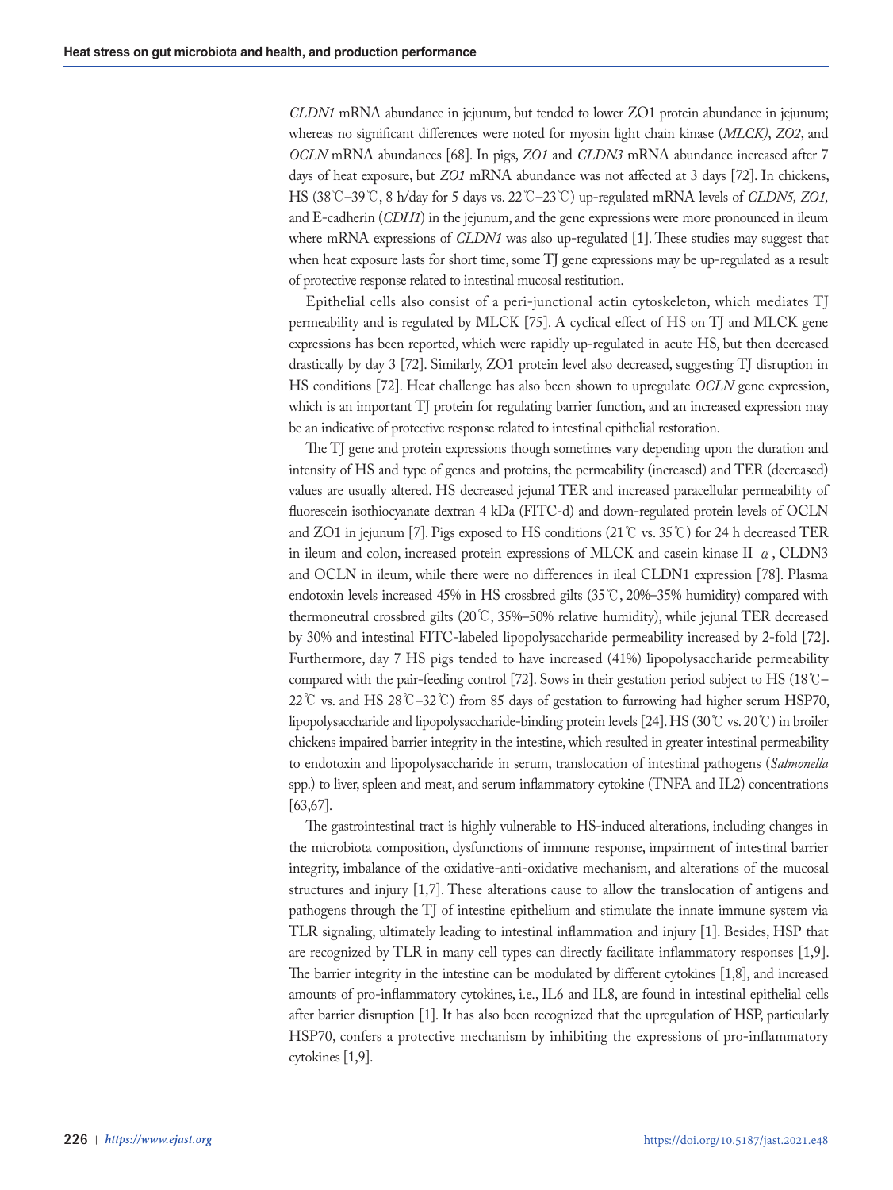*CLDN1* mRNA abundance in jejunum, but tended to lower ZO1 protein abundance in jejunum; whereas no significant differences were noted for myosin light chain kinase (*MLCK)*, *ZO2*, and *OCLN* mRNA abundances [68]. In pigs, *ZO1* and *CLDN3* mRNA abundance increased after 7 days of heat exposure, but *ZO1* mRNA abundance was not affected at 3 days [72]. In chickens, HS (38℃–39℃, 8 h/day for 5 days vs. 22℃–23℃) up-regulated mRNA levels of *CLDN5, ZO1,* and E-cadherin (*CDH1*) in the jejunum, and the gene expressions were more pronounced in ileum where mRNA expressions of *CLDN1* was also up-regulated [1]. These studies may suggest that when heat exposure lasts for short time, some TJ gene expressions may be up-regulated as a result of protective response related to intestinal mucosal restitution.

Epithelial cells also consist of a peri-junctional actin cytoskeleton, which mediates TJ permeability and is regulated by MLCK [75]. A cyclical effect of HS on TJ and MLCK gene expressions has been reported, which were rapidly up-regulated in acute HS, but then decreased drastically by day 3 [72]. Similarly, ZO1 protein level also decreased, suggesting TJ disruption in HS conditions [72]. Heat challenge has also been shown to upregulate *OCLN* gene expression, which is an important TJ protein for regulating barrier function, and an increased expression may be an indicative of protective response related to intestinal epithelial restoration.

The TJ gene and protein expressions though sometimes vary depending upon the duration and intensity of HS and type of genes and proteins, the permeability (increased) and TER (decreased) values are usually altered. HS decreased jejunal TER and increased paracellular permeability of fluorescein isothiocyanate dextran 4 kDa (FITC-d) and down-regulated protein levels of OCLN and ZO1 in jejunum [7]. Pigs exposed to HS conditions (21℃ vs. 35℃) for 24 h decreased TER in ileum and colon, increased protein expressions of MLCK and casein kinase II $\alpha$, CLDN3 and OCLN in ileum, while there were no differences in ileal CLDN1 expression [78]. Plasma endotoxin levels increased 45% in HS crossbred gilts (35℃, 20%–35% humidity) compared with thermoneutral crossbred gilts (20℃, 35%–50% relative humidity), while jejunal TER decreased by 30% and intestinal FITC-labeled lipopolysaccharide permeability increased by 2-fold [72]. Furthermore, day 7 HS pigs tended to have increased (41%) lipopolysaccharide permeability compared with the pair-feeding control [72]. Sows in their gestation period subject to HS (18℃–22℃ vs. and HS 28℃–32℃) from 85 days of gestation to furrowing had higher serum HSP70, lipopolysaccharide and lipopolysaccharide-binding protein levels [24]. HS (30℃ vs. 20℃) in broiler chickens impaired barrier integrity in the intestine, which resulted in greater intestinal permeability to endotoxin and lipopolysaccharide in serum, translocation of intestinal pathogens (*Salmonella* spp.) to liver, spleen and meat, and serum inflammatory cytokine (TNFA and IL2) concentrations [63,67].

The gastrointestinal tract is highly vulnerable to HS-induced alterations, including changes in the microbiota composition, dysfunctions of immune response, impairment of intestinal barrier integrity, imbalance of the oxidative-anti-oxidative mechanism, and alterations of the mucosal structures and injury [1,7]. These alterations cause to allow the translocation of antigens and pathogens through the TJ of intestine epithelium and stimulate the innate immune system via TLR signaling, ultimately leading to intestinal inflammation and injury [1]. Besides, HSP that are recognized by TLR in many cell types can directly facilitate inflammatory responses [1,9]. The barrier integrity in the intestine can be modulated by different cytokines [1,8], and increased amounts of pro-inflammatory cytokines, i.e., IL6 and IL8, are found in intestinal epithelial cells after barrier disruption [1]. It has also been recognized that the upregulation of HSP, particularly HSP70, confers a protective mechanism by inhibiting the expressions of pro-inflammatory cytokines [1,9].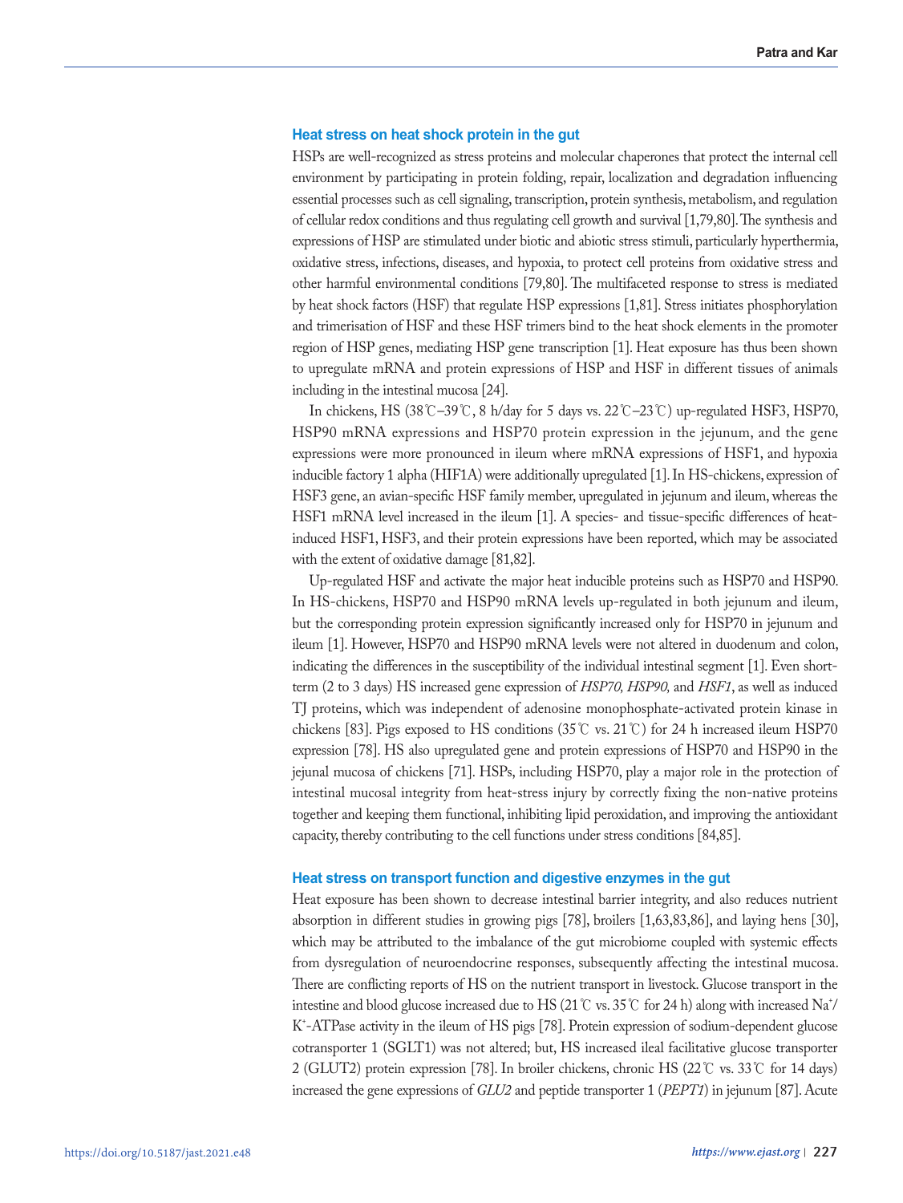### Heat stress on heat shock protein in the gut

HSPs are well-recognized as stress proteins and molecular chaperones that protect the internal cell environment by participating in protein folding, repair, localization and degradation influencing essential processes such as cell signaling, transcription, protein synthesis, metabolism, and regulation of cellular redox conditions and thus regulating cell growth and survival [1,79,80]. The synthesis and expressions of HSP are stimulated under biotic and abiotic stress stimuli, particularly hyperthermia, oxidative stress, infections, diseases, and hypoxia, to protect cell proteins from oxidative stress and other harmful environmental conditions [79,80]. The multifaceted response to stress is mediated by heat shock factors (HSF) that regulate HSP expressions [1,81]. Stress initiates phosphorylation and trimerisation of HSF and these HSF trimers bind to the heat shock elements in the promoter region of HSP genes, mediating HSP gene transcription [1]. Heat exposure has thus been shown to upregulate mRNA and protein expressions of HSP and HSF in different tissues of animals including in the intestinal mucosa [24].

In chickens, HS (38℃–39℃, 8 h/day for 5 days vs. 22℃–23℃) up-regulated HSF3, HSP70, HSP90 mRNA expressions and HSP70 protein expression in the jejunum, and the gene expressions were more pronounced in ileum where mRNA expressions of HSF1, and hypoxia inducible factory 1 alpha (HIF1A) were additionally upregulated [1]. In HS-chickens, expression of HSF3 gene, an avian-specific HSF family member, upregulated in jejunum and ileum, whereas the HSF1 mRNA level increased in the ileum [1]. A species- and tissue-specific differences of heat-induced HSF1, HSF3, and their protein expressions have been reported, which may be associated with the extent of oxidative damage [81,82].

Up-regulated HSF and activate the major heat inducible proteins such as HSP70 and HSP90. In HS-chickens, HSP70 and HSP90 mRNA levels up-regulated in both jejunum and ileum, but the corresponding protein expression significantly increased only for HSP70 in jejunum and ileum [1]. However, HSP70 and HSP90 mRNA levels were not altered in duodenum and colon, indicating the differences in the susceptibility of the individual intestinal segment [1]. Even short-term (2 to 3 days) HS increased gene expression of *HSP70, HSP90,* and *HSF1*, as well as induced TJ proteins, which was independent of adenosine monophosphate-activated protein kinase in chickens [83]. Pigs exposed to HS conditions (35℃ vs. 21℃) for 24 h increased ileum HSP70 expression [78]. HS also upregulated gene and protein expressions of HSP70 and HSP90 in the jejunal mucosa of chickens [71]. HSPs, including HSP70, play a major role in the protection of intestinal mucosal integrity from heat-stress injury by correctly fixing the non-native proteins together and keeping them functional, inhibiting lipid peroxidation, and improving the antioxidant capacity, thereby contributing to the cell functions under stress conditions [84,85].

### Heat stress on transport function and digestive enzymes in the gut

Heat exposure has been shown to decrease intestinal barrier integrity, and also reduces nutrient absorption in different studies in growing pigs [78], broilers [1,63,83,86], and laying hens [30], which may be attributed to the imbalance of the gut microbiome coupled with systemic effects from dysregulation of neuroendocrine responses, subsequently affecting the intestinal mucosa. There are conflicting reports of HS on the nutrient transport in livestock. Glucose transport in the intestine and blood glucose increased due to HS (21℃ vs. 35℃ for 24 h) along with increased $Na^+$/$K^+$-ATPase activity in the ileum of HS pigs [78]. Protein expression of sodium-dependent glucose cotransporter 1 (SGLT1) was not altered; but, HS increased ileal facilitative glucose transporter 2 (GLUT2) protein expression [78]. In broiler chickens, chronic HS (22℃ vs. 33℃ for 14 days) increased the gene expressions of *GLU2* and peptide transporter 1 (*PEPT1*) in jejunum [87]. Acute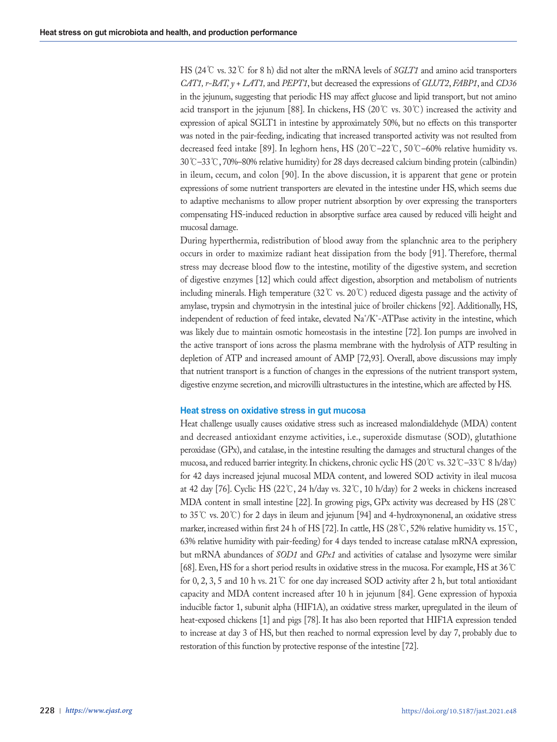HS (24℃ vs. 32℃ for 8 h) did not alter the mRNA levels of *SGLT1* and amino acid transporters *CAT1, r-BAT, y + LAT1,* and *PEPT1*, but decreased the expressions of *GLUT2*, *FABP1*, and *CD36* in the jejunum, suggesting that periodic HS may affect glucose and lipid transport, but not amino acid transport in the jejunum [88]. In chickens, HS (20℃ vs. 30℃) increased the activity and expression of apical SGLT1 in intestine by approximately 50%, but no effects on this transporter was noted in the pair-feeding, indicating that increased transported activity was not resulted from decreased feed intake [89]. In leghorn hens, HS (20℃–22℃, 50℃–60% relative humidity vs. 30℃–33℃, 70%–80% relative humidity) for 28 days decreased calcium binding protein (calbindin) in ileum, cecum, and colon [90]. In the above discussion, it is apparent that gene or protein expressions of some nutrient transporters are elevated in the intestine under HS, which seems due to adaptive mechanisms to allow proper nutrient absorption by over expressing the transporters compensating HS-induced reduction in absorptive surface area caused by reduced villi height and mucosal damage.

During hyperthermia, redistribution of blood away from the splanchnic area to the periphery occurs in order to maximize radiant heat dissipation from the body [91]. Therefore, thermal stress may decrease blood flow to the intestine, motility of the digestive system, and secretion of digestive enzymes [12] which could affect digestion, absorption and metabolism of nutrients including minerals. High temperature (32℃ vs. 20℃) reduced digesta passage and the activity of amylase, trypsin and chymotrysin in the intestinal juice of broiler chickens [92]. Additionally, HS, independent of reduction of feed intake, elevated $Na^+/K^+$-ATPase activity in the intestine, which was likely due to maintain osmotic homeostasis in the intestine [72]. Ion pumps are involved in the active transport of ions across the plasma membrane with the hydrolysis of ATP resulting in depletion of ATP and increased amount of AMP [72,93]. Overall, above discussions may imply that nutrient transport is a function of changes in the expressions of the nutrient transport system, digestive enzyme secretion, and microvilli ultrastuctures in the intestine, which are affected by HS.

### Heat stress on oxidative stress in gut mucosa

Heat challenge usually causes oxidative stress such as increased malondialdehyde (MDA) content and decreased antioxidant enzyme activities, i.e., superoxide dismutase (SOD), glutathione peroxidase (GPx), and catalase, in the intestine resulting the damages and structural changes of the mucosa, and reduced barrier integrity. In chickens, chronic cyclic HS (20℃ vs. 32℃–33℃ 8 h/day) for 42 days increased jejunal mucosal MDA content, and lowered SOD activity in ileal mucosa at 42 day [76]. Cyclic HS (22℃, 24 h/day vs. 32℃, 10 h/day) for 2 weeks in chickens increased MDA content in small intestine [22]. In growing pigs, GPx activity was decreased by HS (28℃ to 35℃ vs. 20℃) for 2 days in ileum and jejunum [94] and 4-hydroxynonenal, an oxidative stress marker, increased within first 24 h of HS [72]. In cattle, HS (28℃, 52% relative humidity vs. 15℃, 63% relative humidity with pair-feeding) for 4 days tended to increase catalase mRNA expression, but mRNA abundances of *SOD1* and *GPx1* and activities of catalase and lysozyme were similar [68]. Even, HS for a short period results in oxidative stress in the mucosa. For example, HS at 36℃ for 0, 2, 3, 5 and 10 h vs. 21℃ for one day increased SOD activity after 2 h, but total antioxidant capacity and MDA content increased after 10 h in jejunum [84]. Gene expression of hypoxia inducible factor 1, subunit alpha (HIF1A), an oxidative stress marker, upregulated in the ileum of heat-exposed chickens [1] and pigs [78]. It has also been reported that HIF1A expression tended to increase at day 3 of HS, but then reached to normal expression level by day 7, probably due to restoration of this function by protective response of the intestine [72].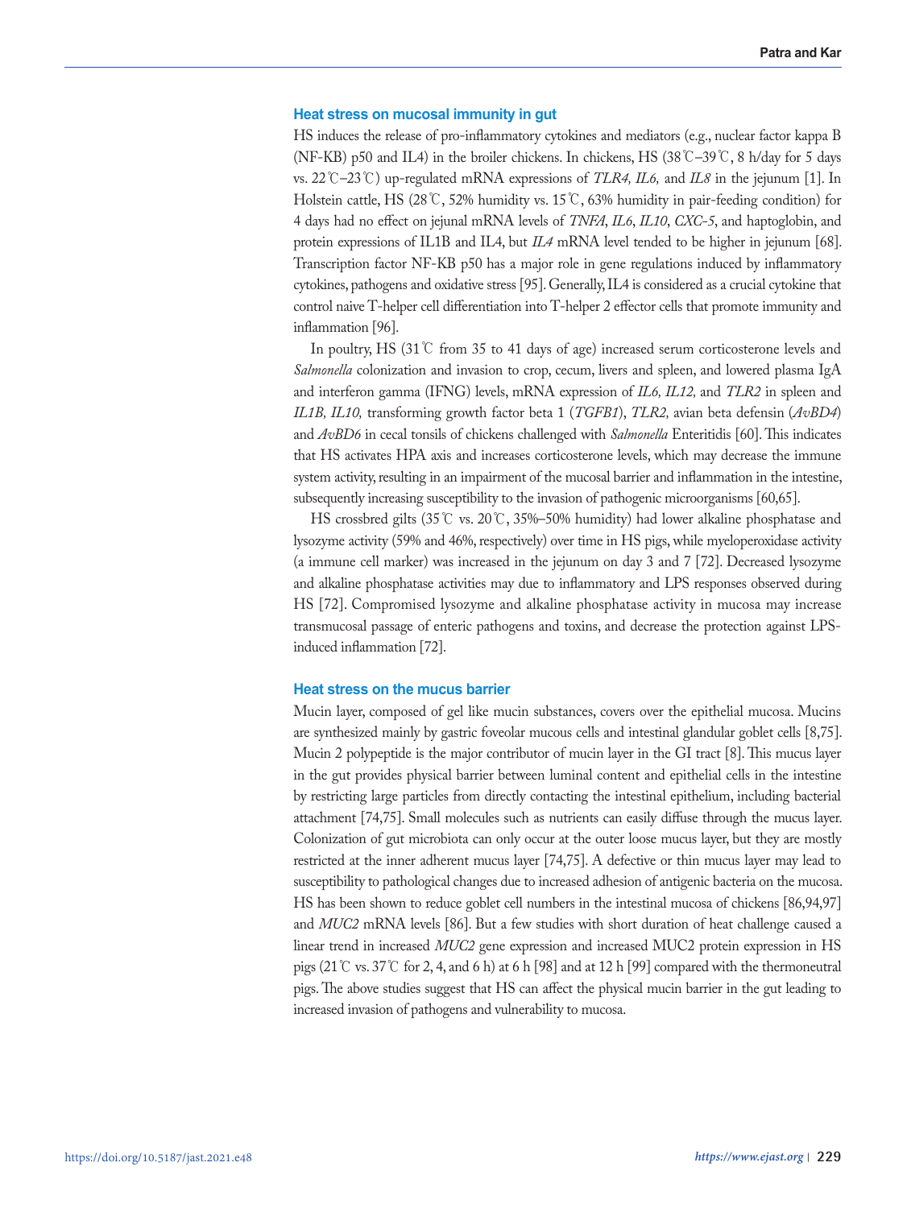### Heat stress on mucosal immunity in gut

HS induces the release of pro-inflammatory cytokines and mediators (e.g., nuclear factor kappa B (NF-KB) p50 and IL4) in the broiler chickens. In chickens, HS (38℃–39℃, 8 h/day for 5 days vs. 22℃–23℃) up-regulated mRNA expressions of *TLR4, IL6,* and *IL8* in the jejunum [1]. In Holstein cattle, HS (28℃, 52% humidity vs. 15℃, 63% humidity in pair-feeding condition) for 4 days had no effect on jejunal mRNA levels of *TNFA*, *IL6*, *IL10*, *CXC-5*, and haptoglobin, and protein expressions of IL1B and IL4, but *IL4* mRNA level tended to be higher in jejunum [68]. Transcription factor NF-KB p50 has a major role in gene regulations induced by inflammatory cytokines, pathogens and oxidative stress [95]. Generally, IL4 is considered as a crucial cytokine that control naive T-helper cell differentiation into T-helper 2 effector cells that promote immunity and inflammation [96].

In poultry, HS (31℃ from 35 to 41 days of age) increased serum corticosterone levels and *Salmonella* colonization and invasion to crop, cecum, livers and spleen, and lowered plasma IgA and interferon gamma (IFNG) levels, mRNA expression of *IL6, IL12,* and *TLR2* in spleen and *IL1B, IL10,* transforming growth factor beta 1 (*TGFB1*), *TLR2,* avian beta defensin (*AvBD4*) and *AvBD6* in cecal tonsils of chickens challenged with *Salmonella* Enteritidis [60]. This indicates that HS activates HPA axis and increases corticosterone levels, which may decrease the immune system activity, resulting in an impairment of the mucosal barrier and inflammation in the intestine, subsequently increasing susceptibility to the invasion of pathogenic microorganisms [60,65].

HS crossbred gilts (35℃ vs. 20℃, 35%–50% humidity) had lower alkaline phosphatase and lysozyme activity (59% and 46%, respectively) over time in HS pigs, while myeloperoxidase activity (a immune cell marker) was increased in the jejunum on day 3 and 7 [72]. Decreased lysozyme and alkaline phosphatase activities may due to inflammatory and LPS responses observed during HS [72]. Compromised lysozyme and alkaline phosphatase activity in mucosa may increase transmucosal passage of enteric pathogens and toxins, and decrease the protection against LPS-induced inflammation [72].

### Heat stress on the mucus barrier

Mucin layer, composed of gel like mucin substances, covers over the epithelial mucosa. Mucins are synthesized mainly by gastric foveolar mucous cells and intestinal glandular goblet cells [8,75]. Mucin 2 polypeptide is the major contributor of mucin layer in the GI tract [8]. This mucus layer in the gut provides physical barrier between luminal content and epithelial cells in the intestine by restricting large particles from directly contacting the intestinal epithelium, including bacterial attachment [74,75]. Small molecules such as nutrients can easily diffuse through the mucus layer. Colonization of gut microbiota can only occur at the outer loose mucus layer, but they are mostly restricted at the inner adherent mucus layer [74,75]. A defective or thin mucus layer may lead to susceptibility to pathological changes due to increased adhesion of antigenic bacteria on the mucosa. HS has been shown to reduce goblet cell numbers in the intestinal mucosa of chickens [86,94,97] and *MUC2* mRNA levels [86]. But a few studies with short duration of heat challenge caused a linear trend in increased *MUC2* gene expression and increased MUC2 protein expression in HS pigs (21℃ vs. 37℃ for 2, 4, and 6 h) at 6 h [98] and at 12 h [99] compared with the thermoneutral pigs. The above studies suggest that HS can affect the physical mucin barrier in the gut leading to increased invasion of pathogens and vulnerability to mucosa.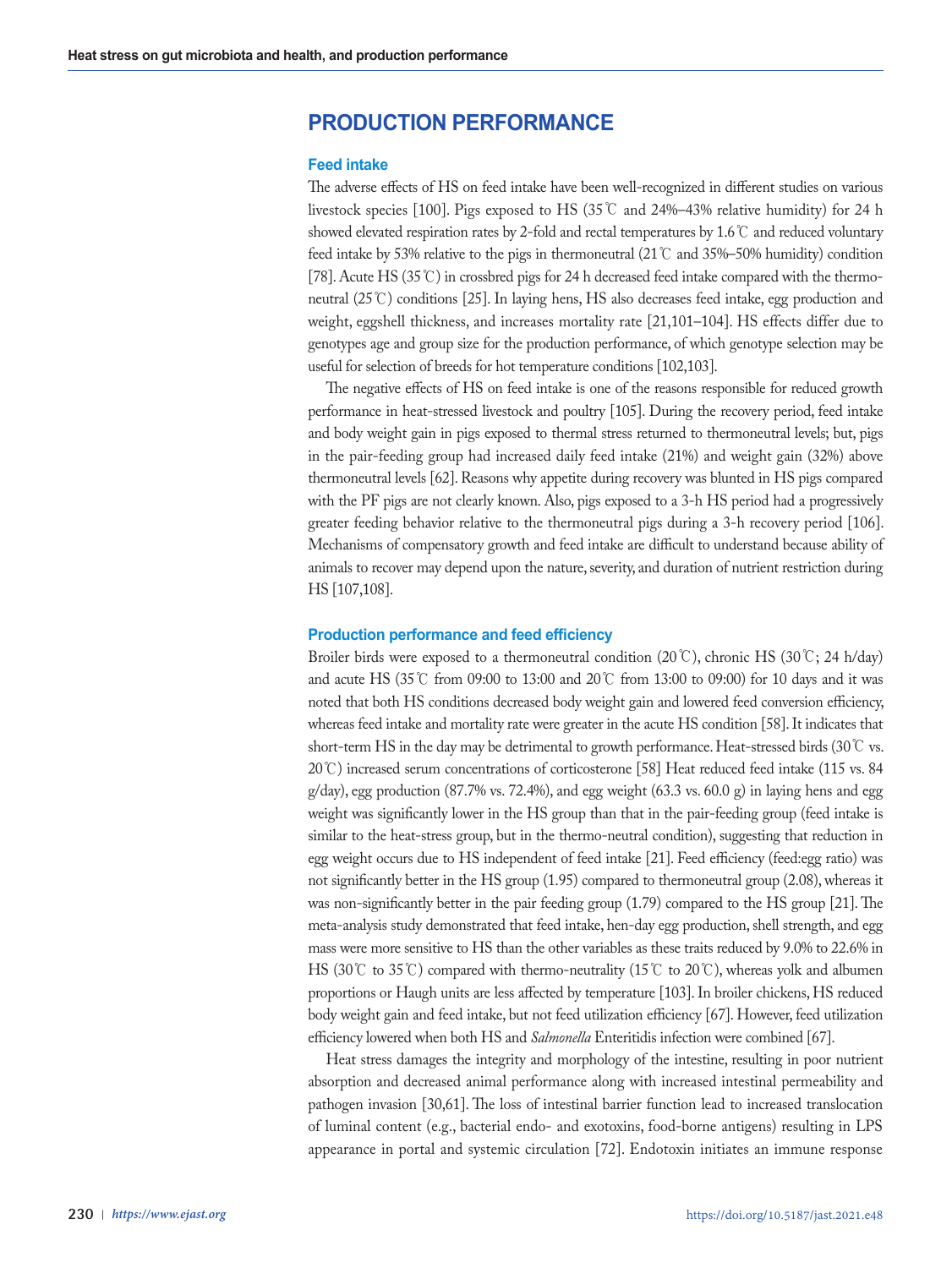## PRODUCTION PERFORMANCE

### Feed intake

The adverse effects of HS on feed intake have been well-recognized in different studies on various livestock species [100]. Pigs exposed to HS (35℃ and 24%–43% relative humidity) for 24 h showed elevated respiration rates by 2-fold and rectal temperatures by 1.6℃ and reduced voluntary feed intake by 53% relative to the pigs in thermoneutral (21℃ and 35%–50% humidity) condition [78]. Acute HS (35℃) in crossbred pigs for 24 h decreased feed intake compared with the thermoneutral (25℃) conditions [25]. In laying hens, HS also decreases feed intake, egg production and weight, eggshell thickness, and increases mortality rate [21,101–104]. HS effects differ due to genotypes age and group size for the production performance, of which genotype selection may be useful for selection of breeds for hot temperature conditions [102,103].

The negative effects of HS on feed intake is one of the reasons responsible for reduced growth performance in heat-stressed livestock and poultry [105]. During the recovery period, feed intake and body weight gain in pigs exposed to thermal stress returned to thermoneutral levels; but, pigs in the pair-feeding group had increased daily feed intake (21%) and weight gain (32%) above thermoneutral levels [62]. Reasons why appetite during recovery was blunted in HS pigs compared with the PF pigs are not clearly known. Also, pigs exposed to a 3-h HS period had a progressively greater feeding behavior relative to the thermoneutral pigs during a 3-h recovery period [106]. Mechanisms of compensatory growth and feed intake are difficult to understand because ability of animals to recover may depend upon the nature, severity, and duration of nutrient restriction during HS [107,108].

### Production performance and feed efficiency

Broiler birds were exposed to a thermoneutral condition (20℃), chronic HS (30℃; 24 h/day) and acute HS (35℃ from 09:00 to 13:00 and 20℃ from 13:00 to 09:00) for 10 days and it was noted that both HS conditions decreased body weight gain and lowered feed conversion efficiency, whereas feed intake and mortality rate were greater in the acute HS condition [58]. It indicates that short-term HS in the day may be detrimental to growth performance. Heat-stressed birds (30℃ vs. 20℃) increased serum concentrations of corticosterone [58] Heat reduced feed intake (115 vs. 84 g/day), egg production (87.7% vs. 72.4%), and egg weight (63.3 vs. 60.0 g) in laying hens and egg weight was significantly lower in the HS group than that in the pair-feeding group (feed intake is similar to the heat-stress group, but in the thermo-neutral condition), suggesting that reduction in egg weight occurs due to HS independent of feed intake [21]. Feed efficiency (feed:egg ratio) was not significantly better in the HS group (1.95) compared to thermoneutral group (2.08), whereas it was non-significantly better in the pair feeding group (1.79) compared to the HS group [21]. The meta-analysis study demonstrated that feed intake, hen-day egg production, shell strength, and egg mass were more sensitive to HS than the other variables as these traits reduced by 9.0% to 22.6% in HS (30℃ to 35℃) compared with thermo-neutrality (15℃ to 20℃), whereas yolk and albumen proportions or Haugh units are less affected by temperature [103]. In broiler chickens, HS reduced body weight gain and feed intake, but not feed utilization efficiency [67]. However, feed utilization efficiency lowered when both HS and *Salmonella* Enteritidis infection were combined [67].

Heat stress damages the integrity and morphology of the intestine, resulting in poor nutrient absorption and decreased animal performance along with increased intestinal permeability and pathogen invasion [30,61]. The loss of intestinal barrier function lead to increased translocation of luminal content (e.g., bacterial endo- and exotoxins, food-borne antigens) resulting in LPS appearance in portal and systemic circulation [72]. Endotoxin initiates an immune response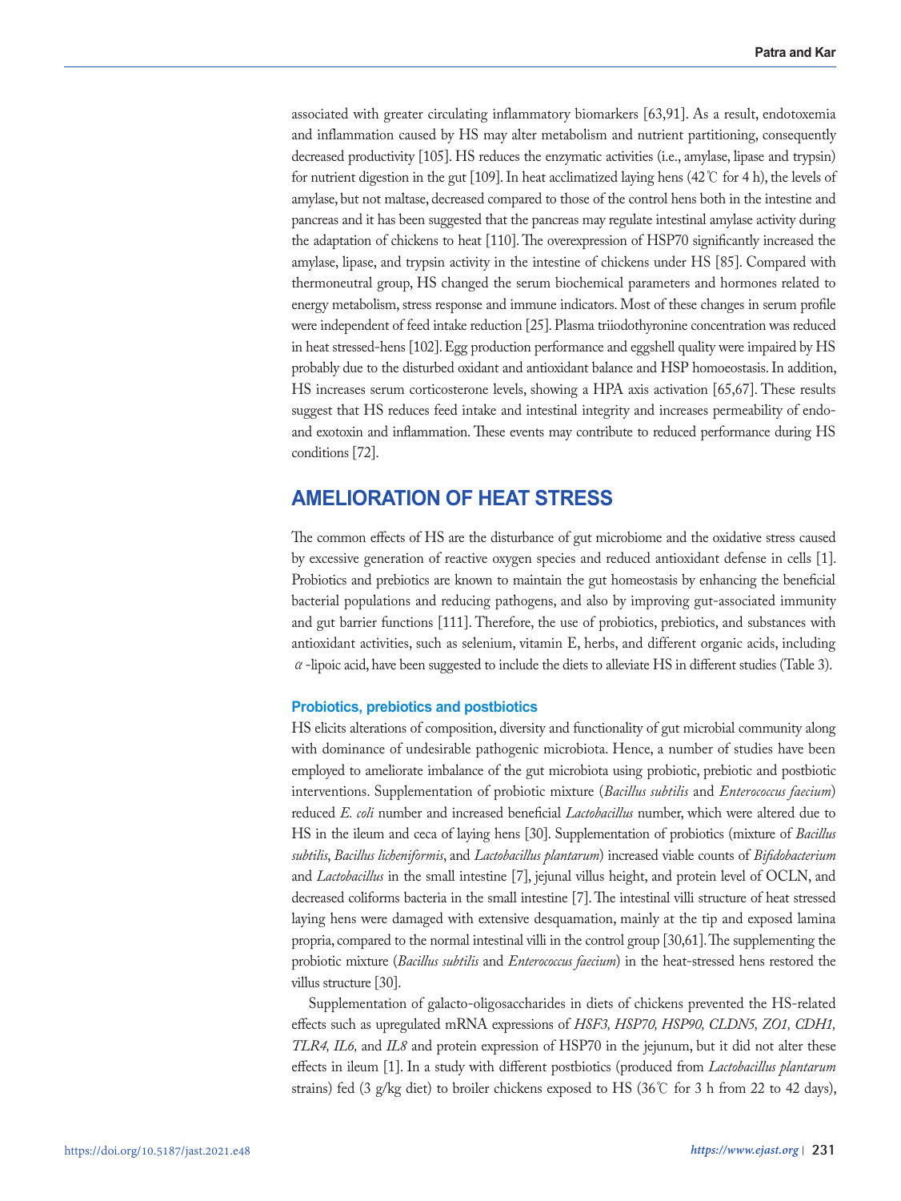associated with greater circulating inflammatory biomarkers [63,91]. As a result, endotoxemia and inflammation caused by HS may alter metabolism and nutrient partitioning, consequently decreased productivity [105]. HS reduces the enzymatic activities (i.e., amylase, lipase and trypsin) for nutrient digestion in the gut [109]. In heat acclimatized laying hens (42℃ for 4 h), the levels of amylase, but not maltase, decreased compared to those of the control hens both in the intestine and pancreas and it has been suggested that the pancreas may regulate intestinal amylase activity during the adaptation of chickens to heat [110]. The overexpression of HSP70 significantly increased the amylase, lipase, and trypsin activity in the intestine of chickens under HS [85]. Compared with thermoneutral group, HS changed the serum biochemical parameters and hormones related to energy metabolism, stress response and immune indicators. Most of these changes in serum profile were independent of feed intake reduction [25]. Plasma triiodothyronine concentration was reduced in heat stressed-hens [102]. Egg production performance and eggshell quality were impaired by HS probably due to the disturbed oxidant and antioxidant balance and HSP homoeostasis. In addition, HS increases serum corticosterone levels, showing a HPA axis activation [65,67]. These results suggest that HS reduces feed intake and intestinal integrity and increases permeability of endo- and exotoxin and inflammation. These events may contribute to reduced performance during HS conditions [72].

## AMELIORATION OF HEAT STRESS

The common effects of HS are the disturbance of gut microbiome and the oxidative stress caused by excessive generation of reactive oxygen species and reduced antioxidant defense in cells [1]. Probiotics and prebiotics are known to maintain the gut homeostasis by enhancing the beneficial bacterial populations and reducing pathogens, and also by improving gut-associated immunity and gut barrier functions [111]. Therefore, the use of probiotics, prebiotics, and substances with antioxidant activities, such as selenium, vitamin E, herbs, and different organic acids, including $\alpha$-lipoic acid, have been suggested to include the diets to alleviate HS in different studies (Table 3).

### Probiotics, prebiotics and postbiotics

HS elicits alterations of composition, diversity and functionality of gut microbial community along with dominance of undesirable pathogenic microbiota. Hence, a number of studies have been employed to ameliorate imbalance of the gut microbiota using probiotic, prebiotic and postbiotic interventions. Supplementation of probiotic mixture (*Bacillus subtilis* and *Enterococcus faecium*) reduced *E. coli* number and increased beneficial *Lactobacillus* number, which were altered due to HS in the ileum and ceca of laying hens [30]. Supplementation of probiotics (mixture of *Bacillus subtilis*, *Bacillus licheniformis*, and *Lactobacillus plantarum*) increased viable counts of *Bifidobacterium* and *Lactobacillus* in the small intestine [7], jejunal villus height, and protein level of OCLN, and decreased coliforms bacteria in the small intestine [7]. The intestinal villi structure of heat stressed laying hens were damaged with extensive desquamation, mainly at the tip and exposed lamina propria, compared to the normal intestinal villi in the control group [30,61]. The supplementing the probiotic mixture (*Bacillus subtilis* and *Enterococcus faecium*) in the heat-stressed hens restored the villus structure [30].

Supplementation of galacto-oligosaccharides in diets of chickens prevented the HS-related effects such as upregulated mRNA expressions of *HSF3, HSP70, HSP90, CLDN5, ZO1, CDH1, TLR4, IL6,* and *IL8* and protein expression of HSP70 in the jejunum, but it did not alter these effects in ileum [1]. In a study with different postbiotics (produced from *Lactobacillus plantarum* strains) fed (3 g/kg diet) to broiler chickens exposed to HS (36℃ for 3 h from 22 to 42 days),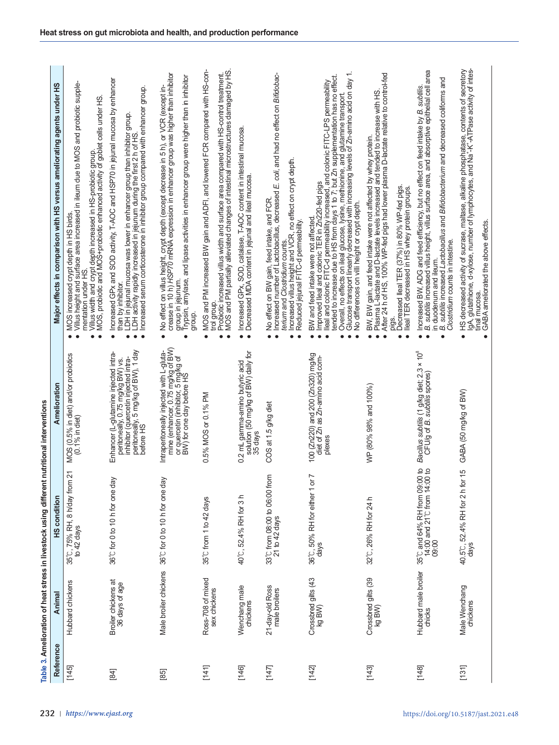Table 3. Amelioration of heat stress in livestock using different nutritional interventions

| Reference | Animal | HS condition | Amelioration | Major effects in comparison with HS versus ameliorating agents under HS |
|---|---|---|---|---|
| [145] | Hubbard chickens | 35℃, 75% RH, 8 h/day from 21 to 42 days | MOS (0.5% in diet) and/or probiotics (0.1% in diet) | • MOS increased crypt depth in HS birds.<br>• Villus height and surface area increased in ileum due to MOS and probiotic supplementation under HS.<br>• Villus width and crypt depth increased in HS-probiotic group.<br>• MOS, probiotic and MOS+probiotic enhanced activity of goblet cells under HS. |
| [84] | Broiler chickens at 36 days of age | 36℃ for 0 to 10 h for one day | Enhancer (L-glutamine injected intraperitoneally, 0.75 mg/kg BW) vs. inhibitor (quercetin injected intraperitoneally, 5 mg/kg of BW), 1 day before HS | • Increased GPx and SOD activity, T-AOC and HSP70 in jejunal mucosa by enhancer than by inhibitor.<br>• LDH in jejunal mucosa was lower in enhancer group than inhibitor group.<br>• LDH activity rapidly increased in jejunum during the first 2 h of HS.<br>• Increased serum corticosterone in inhibitor group compared with enhancer group. |
| [85] | Male broiler chickens | 36℃ for 0 to 10 h for one day | Intraperitoneally injected with L-glutamine (enhancer, 0.75 mg/kg of BW) or quercetin (inhibitor, 5 mg/kg of BW) for one day before HS | • No effect on villus height, crypt depth (except decrease in 5 h), or VCR (except increase in 10 h) *HSP70* mRNA expression in enhancer group was higher than inhibitor group in jejunum.<br>• Trypsin, amylase, and lipase activities in enhancer group were higher than in inhibitor group. |
| [141] | Ross-708 of mixed sex chickens | 35℃ from 1 to 42 days | 0.5% MOS or 0.1% PM | • MOS and PM increased BW gain and ADFI, and lowered FCR compared with HS-control group.<br>• Probiotic increased villus width and surface area compared with HS-control treatment.<br>• MOS and PM partially alleviated changes of intestinal microstructures damaged by HS. |
| [146] | Wenchang male chickens | 40℃, 52.4% RH for 3 h | 0.2 mL gamma-amino butyric acid solution (50 mg/kg of BW) daily for 35 days | • Increased GPx, SOD, catalase, T-AOC content in intestinal mucosa.<br>• Decreased MDA content in jejunal and ileal mucosa. |
| [147] | 21-day-old Ross male broilers | 33℃ from 08:00 to 06:00 from 21 to 42 days | COS at 1.5 g/kg diet | • No effect on BW gain, feed intake, and FCR.<br>• Increased number of Lactobacillus, decreased *E. coli*, and had no effect on *Bifidobacterium* and *Clostridium* counts.<br>• Increased villus height and VCR, no effect on crypt depth.<br>• Reduced jejunal FITC-d permeability. |
| [142] | Crossbred gilts (43 kg BW) | 36℃, 50% RH for either 1 or 7 days | 100 (Zn220) and 200 (Zn320) mg/kg diet of Zn as Zn-amino acid complexes | • BW and feed intake were not affected.<br>• Improved ileal and colonic TER in Zn220-fed pigs<br>• Ileal and colonic FITC-d permeability increased, and colonic FITC-LPS permeability tended to increase due to HS from days 1 to 7, but Zn supplementation has no effect.<br>• Overall, no effects on ileal glucose, lysine, methionine, and glutamine transport.<br>• Glucose transport linearly decreased with increasing levels of Zn-amino acid on day 1.<br>• No differences on villi height or crypt depth. |
| [143] | Crossbred gilts (39 kg BW) | 32℃, 26% RH for 24 h | WP (80% 98% and 100%) | • BW, BW gain, and feed intake were not affected by whey protein.<br>• Plasma L-lactate and D-lactate levels increased and tended to increase with HS.<br>• After 24 h of HS, 100% WP-fed pigs had lower plasma D-lactate relative to control-fed pigs.<br>• Decreased Ileal TER (37%) in 80% WP-fed pigs.<br>• Ileal TER decreased in HS whey protein groups. |
| [148] | Hubbard male broiler chicks | 35℃ and 64% RH from 09:00 to 14:00 and 21℃ from 14:00 to 09:00 | *Bacillus subtilis* (1 g/kg diet; 2.3 × $10^8$ CFU/g of *B. subtilis* spores) | • Increased BW, ADG and feed efficiency, but no effect on feed intake by *B. subtilis*.<br>• *B. subtilis* increased villus height, villus surface area, and absorptive epithelial cell area in duodenum and ileum.<br>• *B. subtilis* increased *Lactobacillus* and *Bifidobacterium* and decreased coliforms and *Clostridium* counts in intestine. |
| [131] | Male Wenchang chickens | 40.5℃, 52.4% RH for 2 h for 15 days | GABA (50 mg/kg of BW) | • HS decreased activity of sucrase, maltase, alkaline phosphatase, contents of secretory IgA, glutathione, number of lymphocytes, and $Na^+$-$K^+$-ATPase activity of intestinal mucosa.<br>• GABA ameliorated the above effects. |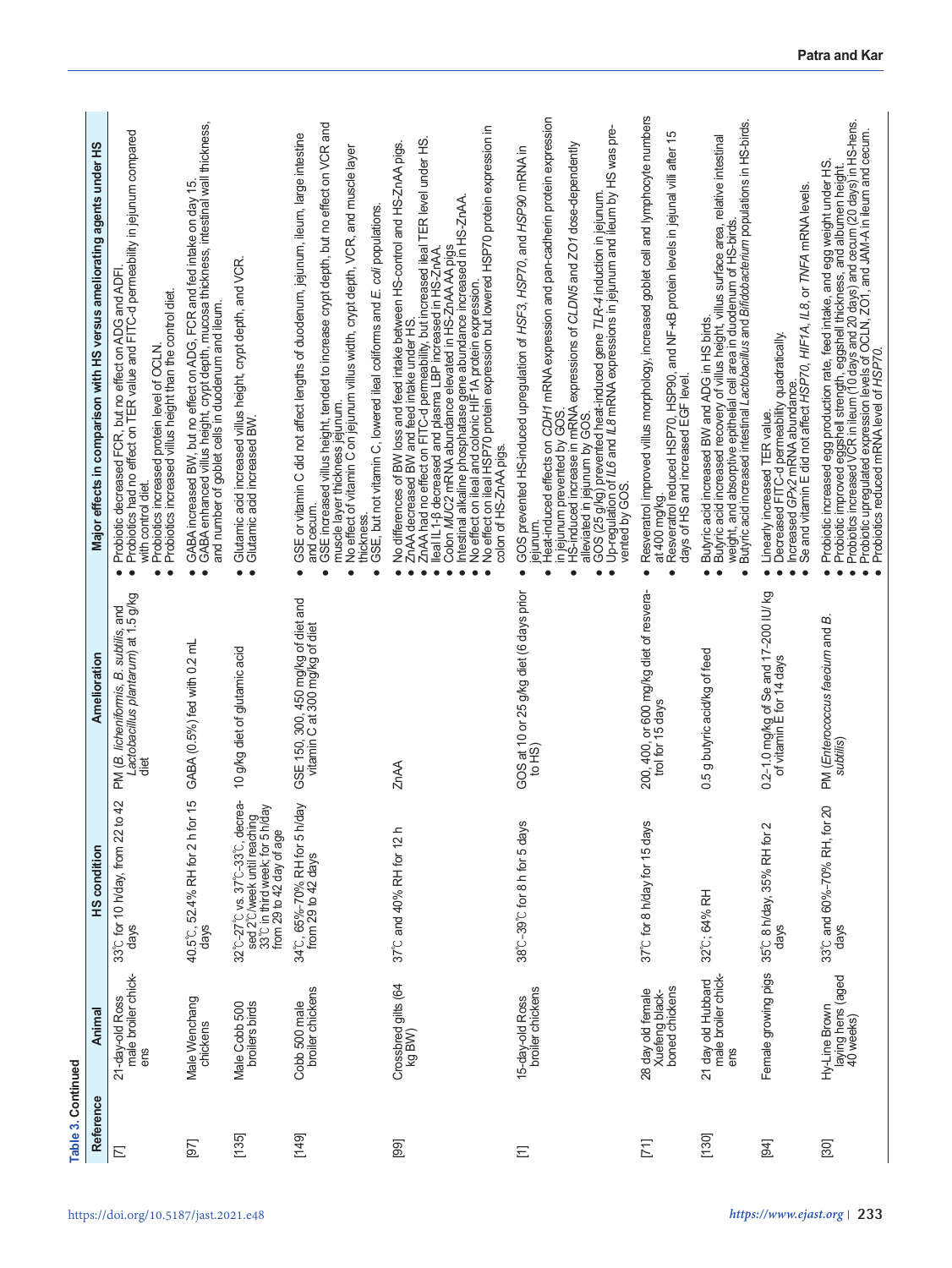**Table 3. Continued**

| Reference | Animal | HS condition | Amelioration | Major effects in comparison with HS versus ameliorating agents under HS |
|---|---|---|---|---|
| [7] | 21-day-old Ross male broiler chickens | 33℃ for 10 h/day, from 22 to 42 days | PM (*B. licheniformis*, *B. subtilis*, and *Lactobacillus plantarum*) at 1.5 g/kg diet | • Probiotic decreased FCR, but no effect on ADG and ADFI. • Probiotics had no effect on TER value and FITC-d permeability in jejunum compared with control diet. • Probiotics increased protein level of OCLN. • Probiotics increased villus height than the control diet. |
| [97] | Male Wenchang chickens | 40.5℃, 52.4% RH for 2 h for 15 days | GABA (0.5%) fed with 0.2 mL | • GABA increased BW, but no effect on ADG, FCR and feed intake on day 15. • GABA enhanced villus height, crypt depth, mucosa thickness, intestinal wall thickness, and number of goblet cells in duodenum and ileum. |
| [135] | Male Cobb 500 broilers birds | 32℃-27℃ vs. 37℃-33℃, decreased 2℃/week until reaching 33℃ in third week; for 5 h/day from 29 to 42 day of age | 10 g/kg diet of glutamic acid | • Glutamic acid increased villus height, crypt depth, and VCR. • Glutamic acid increased BW. |
| [149] | Cobb 500 male broiler chickens | 34℃, 65%–70% RH for 5 h/day from 29 to 42 days | GSE 150, 300, 450 mg/kg of diet and vitamin C at 300 mg/kg of diet | • GSE or vitamin C did not affect lengths of duodenum, jejunum, ileum, large intestine and cecum. • GSE increased villus height, tended to increase crypt depth, but no effect on VCR and muscle layer thickness jejunum. • No effect of vitamin C on jejunum villus width, crypt depth, VCR, and muscle layer thickness. • GSE, but not vitamin C, lowered ileal coliforms and *E. coli* populations. |
| [99] | Crossbred gilts (64 kg BW) | 37℃ and 40% RH for 12 h | ZnAA | • No differences of BW loss and feed intake between HS-control and HS-ZnAA pigs. • ZnAA decreased BW and feed intake under HS. • ZnAA had no effect on FITC-d permeability, but increased ileal TER level under HS. • Ileal IL1-β decreased and plasma LBP increased in HS-ZnAA. • Colon *MUC2* mRNA abundance elevated in HS-ZnAA AA pigs. • Intestinal alkaline phosphatase gene abundance increased in HS-ZnAA. • No effect on ileal and colonic HIF1A protein expression. • No effect on ileal HSP70 protein expression but lowered HSP70 protein expression in colon of HS-ZnAA pigs. |
| [1] | 15-day-old Ross broiler chickens | 38℃–39℃ for 8 h for 5 days | GOS at 10 or 25 g/kg diet (6 days prior to HS) | • GOS prevented HS-induced upregulation of *HSF3*, *HSP70*, and *HSP90* mRNA in jejunum. • Heat-induced effects on *CDH1* mRNA expression and pan-cadherin protein expression in jejunum prevented by GOS. • HS-induced increase in mRNA expressions of *CLDN5* and *ZO1* dose-dependently alleviated in jejunum by GOS. • GOS (25 g/kg) prevented heat-induced gene *TLR-4* induction in jejunum. • Up-regulation of *IL6* and *IL8* mRNA expressions in jejunum and ileum by HS was prevented by GOS. |
| [71] | 28 day old female Xuefeng black-boned chickens | 37℃ for 8 h/day for 15 days | 200, 400, or 600 mg/kg diet of resveratrol for 15 days | • Resveratrol improved villus morphology, increased goblet cell and lymphocyte numbers at 400 mg/kg. • Resveratrol reduced HSP70, HSP90, and NF-κB protein levels in jejunal villi after 15 days of HS and increased EGF level. |
| [130] | 21 day old Hubbard male broiler chickens | 32℃; 64% RH | 0.5 g butyric acid/kg of feed | • Butyric acid increased BW and ADG in HS birds. • Butyric acid increased recovery of villus height, villus surface area, relative intestinal weight, and absorptive epithelial cell area in duodenum of HS-birds. • Butyric acid increased intestinal *Lactobacillus* and *Bifidobacterium* populations in HS-birds. |
| [94] | Female growing pigs | 35℃ 8 h/day, 35% RH for 2 days | 0.2–1.0 mg/kg of Se and 17–200 IU/kg of vitamin E for 14 days | • Linearly increased TER value. • Decreased FITC-d permeability quadratically. • Increased *GPx2* mRNA abundance. • Se and vitamin E did not affect *HSP70*, *HIF1A*, *IL8*, or *TNFA* mRNA levels. |
| [30] | Hy-Line Brown laying hens (aged 40 weeks) | 33℃ and 60%–70% RH, for 20 days | PM (*Enterococcus faecium* and *B. subtilis*) | • Probiotic increased egg production rate, feed intake, and egg weight under HS. • Probiotic improved eggshell strength, eggshell thickness, and albumen height. • Probiotics increased VCR in ileum (10 days and 20 days) and cecum (20 days) in HS-hens. • Probiotic upregulated expression levels of OCLN, ZO1, and JAM-A in ileum and cecum. • Probiotics reduced mRNA level of *HSP70*. |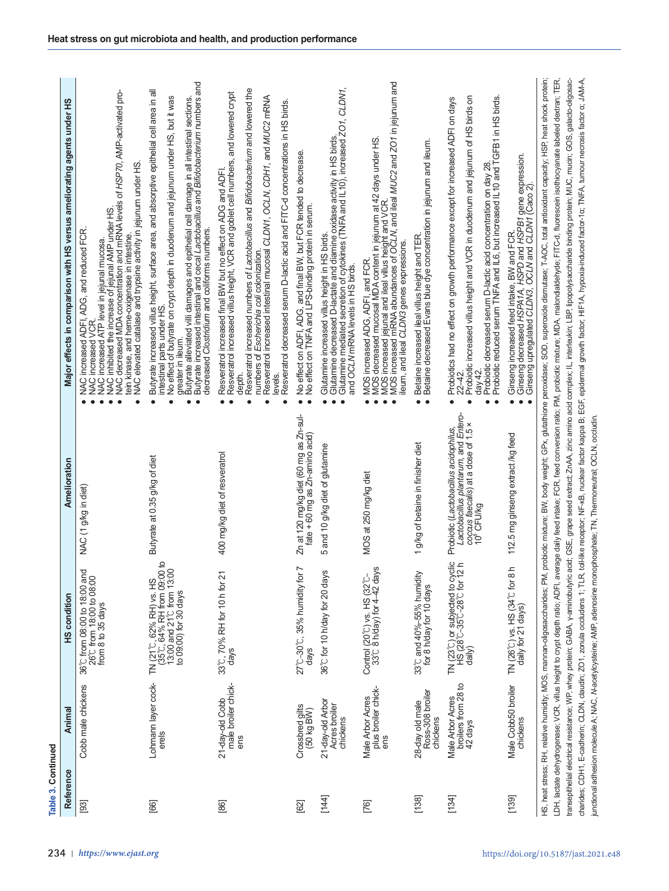**Table 3. Continued**

| Reference | Animal | HS condition | Amelioration | Major effects in comparison with HS versus ameliorating agents under HS |
|---|---|---|---|---|
| [93] | Cobb male chickens | 36℃ from 08:00 to 18:00 and 26℃ from 18:00 to 08:00 from 8 to 35 days | NAC (1 g/kg in diet) | • NAC increased ADFI, ADG, and reduced FCR.<br>• NAC increased VCR.<br>• NAC increased ATP level in jejunal mucosa.<br>• NAC inhibited the increase of jejunal AMP under HS.<br>• NAC decreased MDA concentration and mRNA levels of *HSP70*, AMP-activated protein kinase, and heme-oxygenase in intestine.<br>• NAC elevated catalase and trypsine activity in jejunum under HS. |
| [66] | Lohmann layer cockerels | TN (21℃, 62% RH) vs. HS (35℃, 64% RH from 09:00 to 13:00 and 21℃ from 13:00 to 09:00) for 30 days | Butyrate at 0.35 g/kg of diet | • Butyrate increased villus height, surface area, and absorptive epithelial cell area in all intestinal parts under HS.<br>• No effect of butyrate on crypt depth in duodenum and jejunum under HS, but it was greater in ileum.<br>• Butyrate alleviated villi damages and epithelial cell damage in all intestinal sections.<br>• Butyrate increased intestinal and cecal *Lactobacillus* and *Bifidobacterium* numbers and decreased *Clostridium* and coliforms numbers. |
| [86] | 21-day-old Cobb male broiler chickens | 33℃, 70% RH for 10 h for 21 days | 400 mg/kg diet of resveratrol | • Resveratrol increased final BW but no effect on ADG and ADFI.<br>• Resveratrol increased villus height, VCR and goblet cell numbers, and lowered crypt depth.<br>• Resveratrol increased numbers of *Lactobacillus* and *Bifidobacterium* and lowered the numbers of *Escherichia coli* colonization.<br>• Resveratrol increased intestinal mucosal *CLDN1*, *OCLN*, *CDH1*, and *MUC2* mRNA levels.<br>• Resveratrol decreased serum D-lactic acid and FITC-d concentrations in HS birds. |
| [62] | Crossbred gilts (50 kg BW) | 27℃–30℃, 35% humidity for 7 days | Zn at 120 mg/kg diet (60 mg as Zn-sulfate + 60 mg as Zn-amino acid) | • No effect on ADFI, ADG, and final BW, but FCR tended to decrease.<br>• No effect on TNFA and LPS-binding protein in serum. |
| [144] | 21-day-old Arbor Acres broiler chickens | 36℃ for 10 h/day for 20 days | 5 and 10 g/kg diet of glutamine | • Glutamine increased villus height in HS birds.<br>• Glutamine decreased D-lactate and diamine oxidase activity in HS birds.<br>• Glutamine mediated secretion of cytokines (TNFA and IL10), increased *ZO1*, *CLDN1*, and *OCLN* mRNA levels in HS birds. |
| [76] | Male Arbor Acres plus broiler chickens | Control (20℃) vs. HS (32℃–33℃ 8 h/day) for 4–42 days | MOS at 250 mg/kg diet | • MOS increased ADG, ADFI, and FCR.<br>• MOS decreased mucosal MDA content in jejunum at 42 days under HS.<br>• MOS increased jejunal and ileal villus height and VCR.<br>• MOS increased mRNA abundances of *OCLN*, and ileal *MUC2* and *ZO1* in jejunum and ileum, and ileal *CLDN3* genes expressions. |
| [138] | 28-day old male Ross-308 broiler chickens | 33℃ and 40%–55% humidity for 8 h/day for 10 days | 1 g/kg of betaine in finisher diet | • Betaine increased ileal villus height and TER.<br>• Betaine decreased Evans blue dye concentration in jejunum and ileum. |
| [134] | Male Arbor Acres broilers from 28 to 42 days | TN (23℃) or subjected to cyclic HS (28℃–35℃–28℃ for 12 h daily) | Probiotic (*Lactobacillus acidophilus*, *Lactobacillus plantarum*, and *Enterococcus faecalis*) at a dose of 1.5 × $10^8$ CFU/kg | • Probiotics had no effect on growth performance except for increased ADFI on days 22–42.<br>• Probiotic increased villus height and VCR in duodenum and jejunum of HS birds on day 42.<br>• Probiotic decreased serum D-lactic acid concentration on day 28.<br>• Probiotic reduced serum TNFA and IL6, but increased IL10 and TGFB1 in HS birds. |
| [139] | Male Cobb50 broiler chickens | TN (26℃) vs. HS (34℃ for 8 h daily for 21 days) | 112.5 mg ginseng extract /kg feed | • Ginseng increased feed intake, BW and FCR.<br>• Ginseng decreased *HSPA1A*, *HSPD* and *HSPB1* gene expression.<br>• Ginseng upregulated *CLDN3*, *OCLN* and *CLDN1* (Caco 2). |

HS, heat stress; RH, relative humidity; MOS, mannan-oligosaccharides; PM, probiotic mixture; BW, body weight; GPx, glutathione peroxidase; SOD, superoxide dismutase; T-AOC, total antioxidant capacity; HSP, heat shock protein; LDH, lactate dehydrogenase; VCR, villus height to crypt depth ratio; ADFI, average daily feed intake; FCR, feed conversion ratio; PM, probiotic mixture; MDA, malondialdehyde; FITC-d, fluorescein isothiocyanate labeled dextran; TER, transepithelial electrical resistance; WP, whey protein; GABA, γ-aminobutyric acid; GSE, grape seed extract; ZnAA, zinc amino acid complex; IL, interleukin; LBP, lipopolysaccharide binding protein; MUC, mucin; GOS, galacto-oligosaccharides; CDH1, E-cadherin; CLDN, claudin; ZO1, zonula occludens 1; TLR, toll-like receptor; NF-κB, nuclear factor kappa B; EGF, epidermal growth factor; HIF1A, hypoxia-induced factor-1α; TNFA, tumour necrosis factor α; JAM-A, junctional adhesion molecule A; NAC, *N*-acetylcysteine; AMP, adenosine monophosphate; TN, Thermoneutral; OCLN, occludin.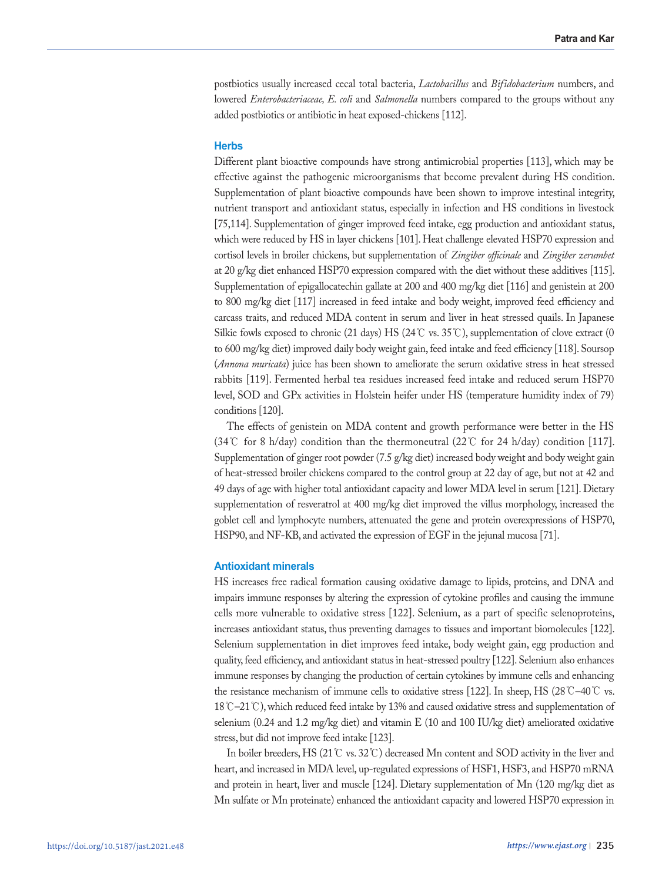postbiotics usually increased cecal total bacteria, *Lactobacillus* and *Bifidobacterium* numbers, and lowered *Enterobacteriaceae, E. coli* and *Salmonella* numbers compared to the groups without any added postbiotics or antibiotic in heat exposed-chickens [112].

### Herbs

Different plant bioactive compounds have strong antimicrobial properties [113], which may be effective against the pathogenic microorganisms that become prevalent during HS condition. Supplementation of plant bioactive compounds have been shown to improve intestinal integrity, nutrient transport and antioxidant status, especially in infection and HS conditions in livestock [75,114]. Supplementation of ginger improved feed intake, egg production and antioxidant status, which were reduced by HS in layer chickens [101]. Heat challenge elevated HSP70 expression and cortisol levels in broiler chickens, but supplementation of *Zingiber officinale* and *Zingiber zerumbet* at 20 g/kg diet enhanced HSP70 expression compared with the diet without these additives [115]. Supplementation of epigallocatechin gallate at 200 and 400 mg/kg diet [116] and genistein at 200 to 800 mg/kg diet [117] increased in feed intake and body weight, improved feed efficiency and carcass traits, and reduced MDA content in serum and liver in heat stressed quails. In Japanese Silkie fowls exposed to chronic (21 days) HS (24℃ vs. 35℃), supplementation of clove extract (0 to 600 mg/kg diet) improved daily body weight gain, feed intake and feed efficiency [118]. Soursop (*Annona muricata*) juice has been shown to ameliorate the serum oxidative stress in heat stressed rabbits [119]. Fermented herbal tea residues increased feed intake and reduced serum HSP70 level, SOD and GPx activities in Holstein heifer under HS (temperature humidity index of 79) conditions [120].

The effects of genistein on MDA content and growth performance were better in the HS (34℃ for 8 h/day) condition than the thermoneutral (22℃ for 24 h/day) condition [117]. Supplementation of ginger root powder (7.5 g/kg diet) increased body weight and body weight gain of heat-stressed broiler chickens compared to the control group at 22 day of age, but not at 42 and 49 days of age with higher total antioxidant capacity and lower MDA level in serum [121]. Dietary supplementation of resveratrol at 400 mg/kg diet improved the villus morphology, increased the goblet cell and lymphocyte numbers, attenuated the gene and protein overexpressions of HSP70, HSP90, and NF-KB, and activated the expression of EGF in the jejunal mucosa [71].

### Antioxidant minerals

HS increases free radical formation causing oxidative damage to lipids, proteins, and DNA and impairs immune responses by altering the expression of cytokine profiles and causing the immune cells more vulnerable to oxidative stress [122]. Selenium, as a part of specific selenoproteins, increases antioxidant status, thus preventing damages to tissues and important biomolecules [122]. Selenium supplementation in diet improves feed intake, body weight gain, egg production and quality, feed efficiency, and antioxidant status in heat-stressed poultry [122]. Selenium also enhances immune responses by changing the production of certain cytokines by immune cells and enhancing the resistance mechanism of immune cells to oxidative stress [122]. In sheep, HS (28℃–40℃ vs. 18℃–21℃), which reduced feed intake by 13% and caused oxidative stress and supplementation of selenium (0.24 and 1.2 mg/kg diet) and vitamin E (10 and 100 IU/kg diet) ameliorated oxidative stress, but did not improve feed intake [123].

In boiler breeders, HS (21℃ vs. 32℃) decreased Mn content and SOD activity in the liver and heart, and increased in MDA level, up-regulated expressions of HSF1, HSF3, and HSP70 mRNA and protein in heart, liver and muscle [124]. Dietary supplementation of Mn (120 mg/kg diet as Mn sulfate or Mn proteinate) enhanced the antioxidant capacity and lowered HSP70 expression in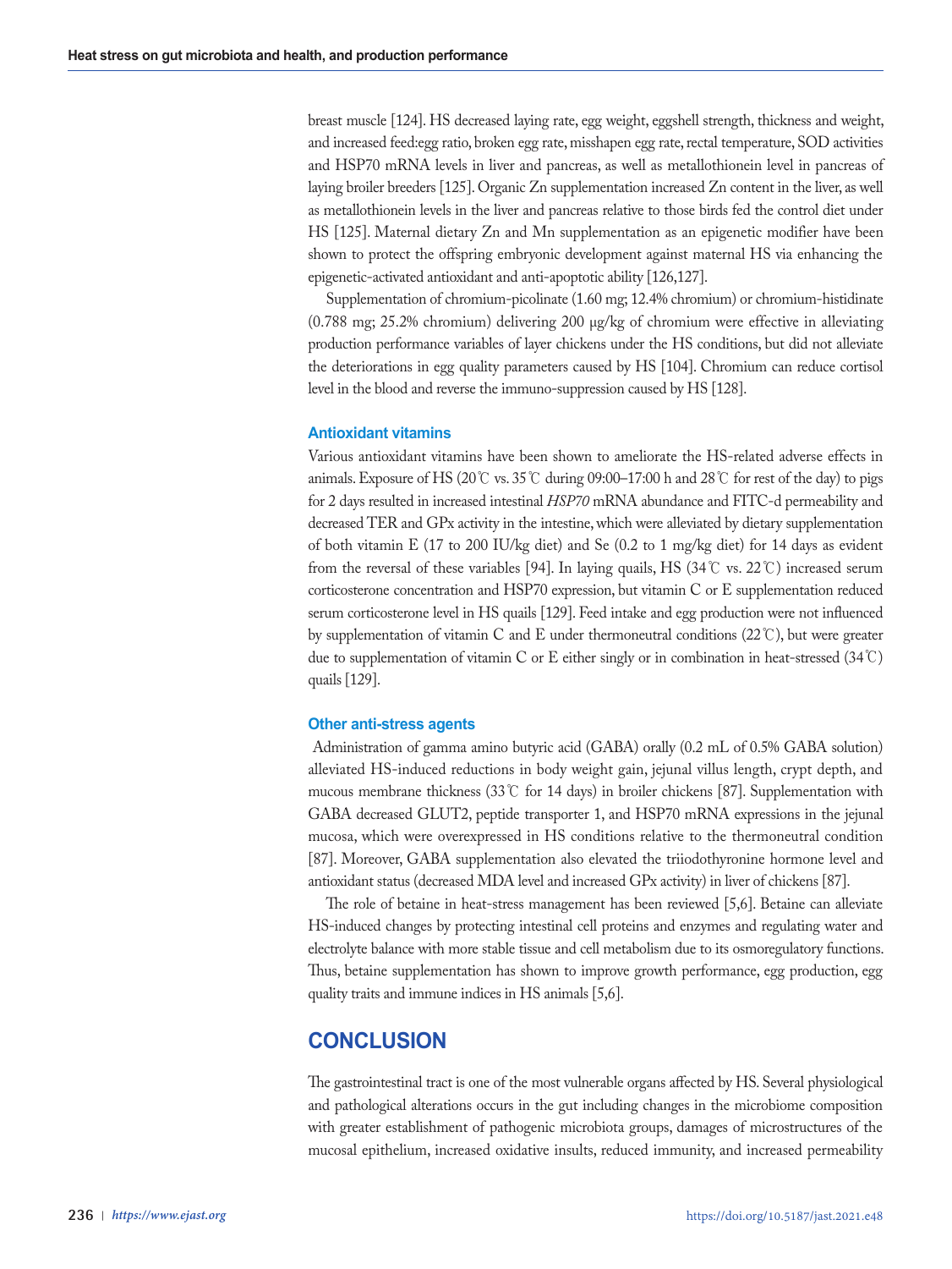breast muscle [124]. HS decreased laying rate, egg weight, eggshell strength, thickness and weight, and increased feed:egg ratio, broken egg rate, misshapen egg rate, rectal temperature, SOD activities and HSP70 mRNA levels in liver and pancreas, as well as metallothionein level in pancreas of laying broiler breeders [125]. Organic Zn supplementation increased Zn content in the liver, as well as metallothionein levels in the liver and pancreas relative to those birds fed the control diet under HS [125]. Maternal dietary Zn and Mn supplementation as an epigenetic modifier have been shown to protect the offspring embryonic development against maternal HS via enhancing the epigenetic-activated antioxidant and anti-apoptotic ability [126,127].

Supplementation of chromium-picolinate (1.60 mg; 12.4% chromium) or chromium-histidinate (0.788 mg; 25.2% chromium) delivering 200 μg/kg of chromium were effective in alleviating production performance variables of layer chickens under the HS conditions, but did not alleviate the deteriorations in egg quality parameters caused by HS [104]. Chromium can reduce cortisol level in the blood and reverse the immuno-suppression caused by HS [128].

### Antioxidant vitamins

Various antioxidant vitamins have been shown to ameliorate the HS-related adverse effects in animals. Exposure of HS (20℃ vs. 35℃ during 09:00–17:00 h and 28℃ for rest of the day) to pigs for 2 days resulted in increased intestinal *HSP70* mRNA abundance and FITC-d permeability and decreased TER and GPx activity in the intestine, which were alleviated by dietary supplementation of both vitamin E (17 to 200 IU/kg diet) and Se (0.2 to 1 mg/kg diet) for 14 days as evident from the reversal of these variables [94]. In laying quails, HS (34℃ vs. 22℃) increased serum corticosterone concentration and HSP70 expression, but vitamin C or E supplementation reduced serum corticosterone level in HS quails [129]. Feed intake and egg production were not influenced by supplementation of vitamin C and E under thermoneutral conditions (22℃), but were greater due to supplementation of vitamin C or E either singly or in combination in heat-stressed (34℃) quails [129].

### Other anti-stress agents

Administration of gamma amino butyric acid (GABA) orally (0.2 mL of 0.5% GABA solution) alleviated HS-induced reductions in body weight gain, jejunal villus length, crypt depth, and mucous membrane thickness (33℃ for 14 days) in broiler chickens [87]. Supplementation with GABA decreased GLUT2, peptide transporter 1, and HSP70 mRNA expressions in the jejunal mucosa, which were overexpressed in HS conditions relative to the thermoneutral condition [87]. Moreover, GABA supplementation also elevated the triiodothyronine hormone level and antioxidant status (decreased MDA level and increased GPx activity) in liver of chickens [87].

The role of betaine in heat-stress management has been reviewed [5,6]. Betaine can alleviate HS-induced changes by protecting intestinal cell proteins and enzymes and regulating water and electrolyte balance with more stable tissue and cell metabolism due to its osmoregulatory functions. Thus, betaine supplementation has shown to improve growth performance, egg production, egg quality traits and immune indices in HS animals [5,6].

## CONCLUSION

The gastrointestinal tract is one of the most vulnerable organs affected by HS. Several physiological and pathological alterations occurs in the gut including changes in the microbiome composition with greater establishment of pathogenic microbiota groups, damages of microstructures of the mucosal epithelium, increased oxidative insults, reduced immunity, and increased permeability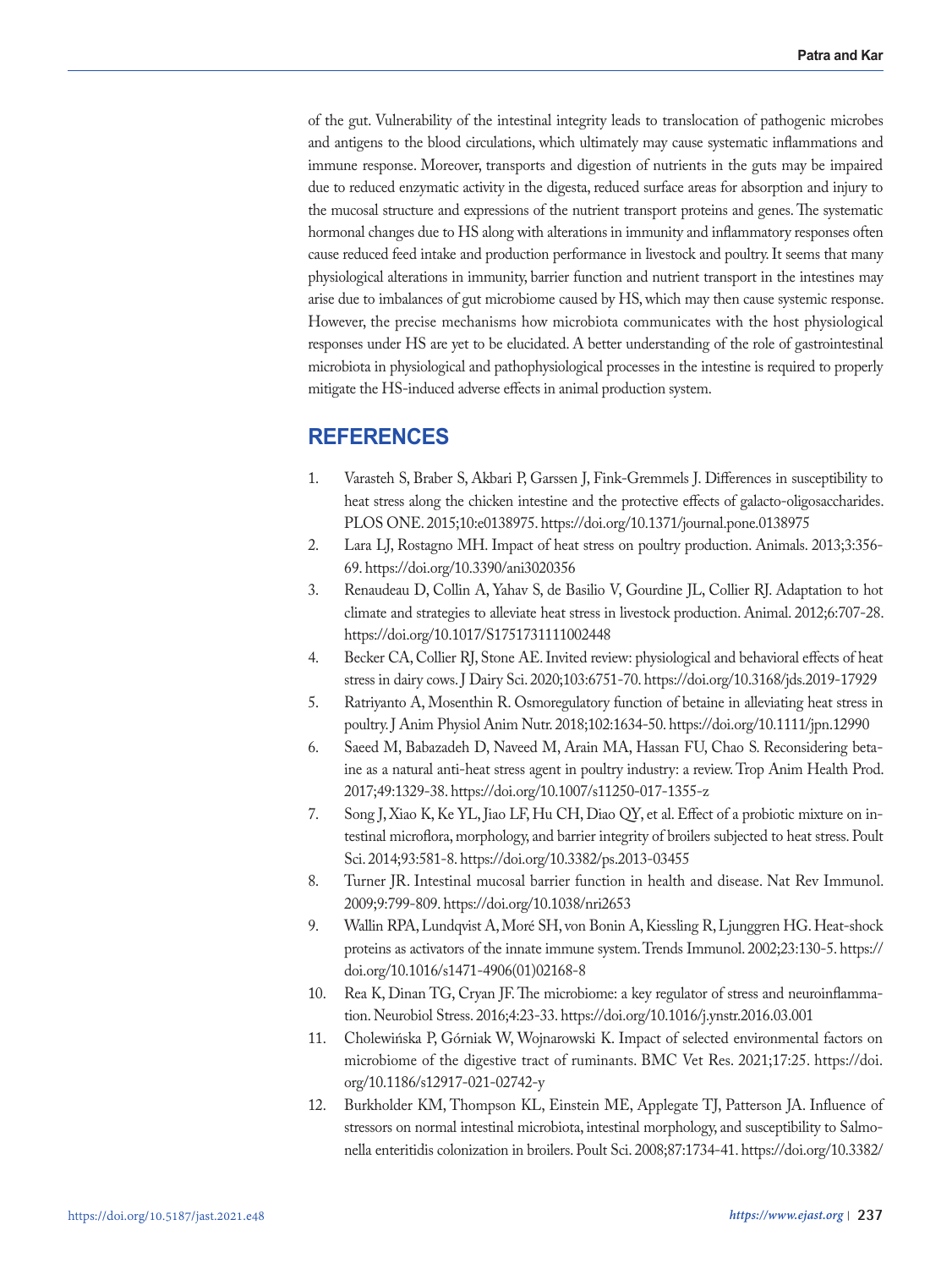of the gut. Vulnerability of the intestinal integrity leads to translocation of pathogenic microbes and antigens to the blood circulations, which ultimately may cause systematic inflammations and immune response. Moreover, transports and digestion of nutrients in the guts may be impaired due to reduced enzymatic activity in the digesta, reduced surface areas for absorption and injury to the mucosal structure and expressions of the nutrient transport proteins and genes. The systematic hormonal changes due to HS along with alterations in immunity and inflammatory responses often cause reduced feed intake and production performance in livestock and poultry. It seems that many physiological alterations in immunity, barrier function and nutrient transport in the intestines may arise due to imbalances of gut microbiome caused by HS, which may then cause systemic response. However, the precise mechanisms how microbiota communicates with the host physiological responses under HS are yet to be elucidated. A better understanding of the role of gastrointestinal microbiota in physiological and pathophysiological processes in the intestine is required to properly mitigate the HS-induced adverse effects in animal production system.

## REFERENCES

1. Varasteh S, Braber S, Akbari P, Garssen J, Fink-Gremmels J. Differences in susceptibility to heat stress along the chicken intestine and the protective effects of galacto-oligosaccharides. PLOS ONE. 2015;10:e0138975. https://doi.org/10.1371/journal.pone.0138975
2. Lara LJ, Rostagno MH. Impact of heat stress on poultry production. Animals. 2013;3:356-69. https://doi.org/10.3390/ani3020356
3. Renaudeau D, Collin A, Yahav S, de Basilio V, Gourdine JL, Collier RJ. Adaptation to hot climate and strategies to alleviate heat stress in livestock production. Animal. 2012;6:707-28. https://doi.org/10.1017/S1751731111002448
4. Becker CA, Collier RJ, Stone AE. Invited review: physiological and behavioral effects of heat stress in dairy cows. J Dairy Sci. 2020;103:6751-70. https://doi.org/10.3168/jds.2019-17929
5. Ratriyanto A, Mosenthin R. Osmoregulatory function of betaine in alleviating heat stress in poultry. J Anim Physiol Anim Nutr. 2018;102:1634-50. https://doi.org/10.1111/jpn.12990
6. Saeed M, Babazadeh D, Naveed M, Arain MA, Hassan FU, Chao S. Reconsidering betaine as a natural anti-heat stress agent in poultry industry: a review. Trop Anim Health Prod. 2017;49:1329-38. https://doi.org/10.1007/s11250-017-1355-z
7. Song J, Xiao K, Ke YL, Jiao LF, Hu CH, Diao QY, et al. Effect of a probiotic mixture on intestinal microflora, morphology, and barrier integrity of broilers subjected to heat stress. Poult Sci. 2014;93:581-8. https://doi.org/10.3382/ps.2013-03455
8. Turner JR. Intestinal mucosal barrier function in health and disease. Nat Rev Immunol. 2009;9:799-809. https://doi.org/10.1038/nri2653
9. Wallin RPA, Lundqvist A, Moré SH, von Bonin A, Kiessling R, Ljunggren HG. Heat-shock proteins as activators of the innate immune system. Trends Immunol. 2002;23:130-5. https://doi.org/10.1016/s1471-4906(01)02168-8
10. Rea K, Dinan TG, Cryan JF. The microbiome: a key regulator of stress and neuroinflammation. Neurobiol Stress. 2016;4:23-33. https://doi.org/10.1016/j.ynstr.2016.03.001
11. Cholewińska P, Górniak W, Wojnarowski K. Impact of selected environmental factors on microbiome of the digestive tract of ruminants. BMC Vet Res. 2021;17:25. https://doi.org/10.1186/s12917-021-02742-y
12. Burkholder KM, Thompson KL, Einstein ME, Applegate TJ, Patterson JA. Influence of stressors on normal intestinal microbiota, intestinal morphology, and susceptibility to Salmonella enteritidis colonization in broilers. Poult Sci. 2008;87:1734-41. https://doi.org/10.3382/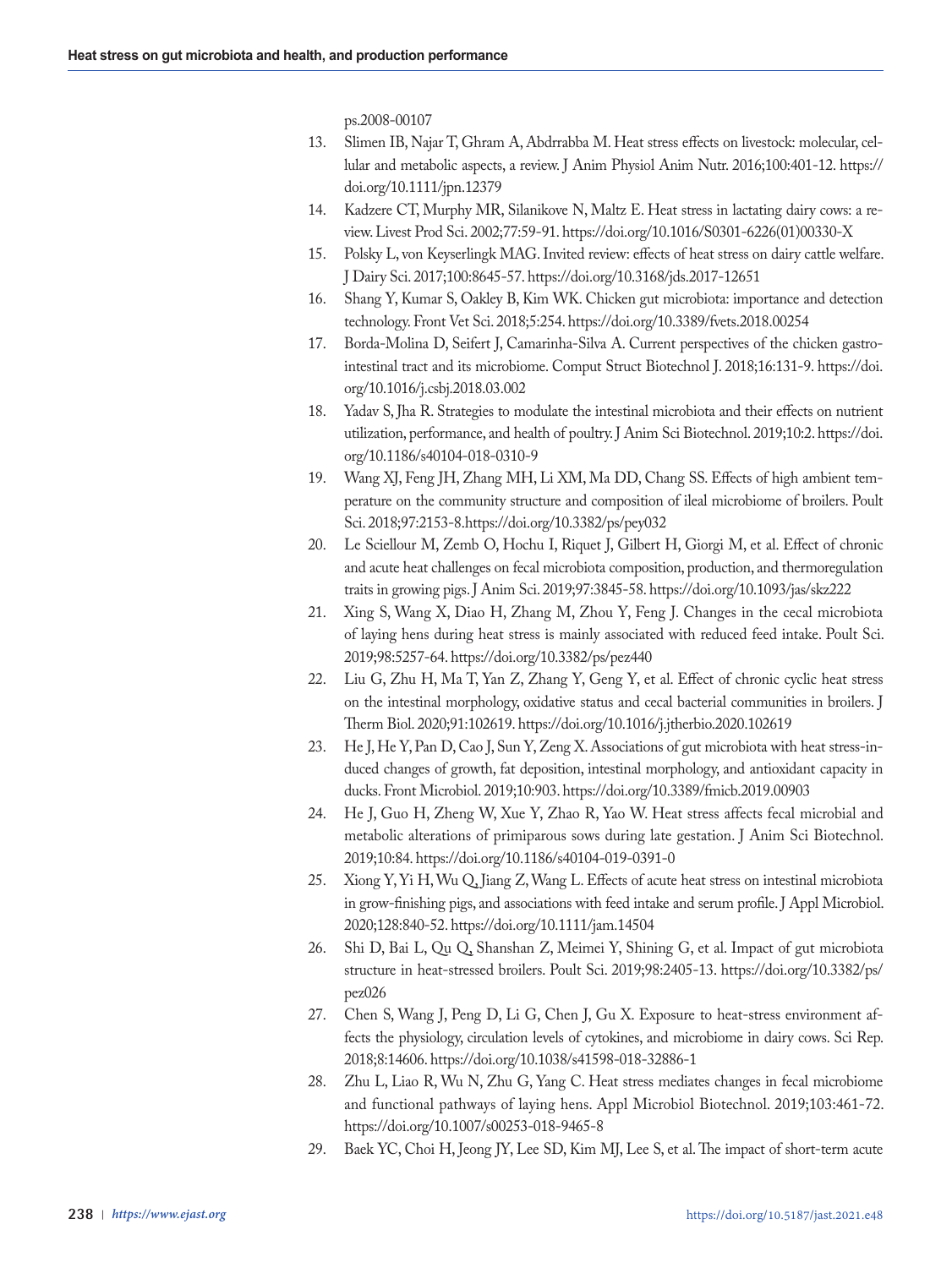ps.2008-00107

13. Slimen IB, Najar T, Ghram A, Abdrrabba M. Heat stress effects on livestock: molecular, cellular and metabolic aspects, a review. J Anim Physiol Anim Nutr. 2016;100:401-12. https://doi.org/10.1111/jpn.12379
14. Kadzere CT, Murphy MR, Silanikove N, Maltz E. Heat stress in lactating dairy cows: a review. Livest Prod Sci. 2002;77:59-91. https://doi.org/10.1016/S0301-6226(01)00330-X
15. Polsky L, von Keyserlingk MAG. Invited review: effects of heat stress on dairy cattle welfare. J Dairy Sci. 2017;100:8645-57. https://doi.org/10.3168/jds.2017-12651
16. Shang Y, Kumar S, Oakley B, Kim WK. Chicken gut microbiota: importance and detection technology. Front Vet Sci. 2018;5:254. https://doi.org/10.3389/fvets.2018.00254
17. Borda-Molina D, Seifert J, Camarinha-Silva A. Current perspectives of the chicken gastrointestinal tract and its microbiome. Comput Struct Biotechnol J. 2018;16:131-9. https://doi.org/10.1016/j.csbj.2018.03.002
18. Yadav S, Jha R. Strategies to modulate the intestinal microbiota and their effects on nutrient utilization, performance, and health of poultry. J Anim Sci Biotechnol. 2019;10:2. https://doi.org/10.1186/s40104-018-0310-9
19. Wang XJ, Feng JH, Zhang MH, Li XM, Ma DD, Chang SS. Effects of high ambient temperature on the community structure and composition of ileal microbiome of broilers. Poult Sci. 2018;97:2153-8.https://doi.org/10.3382/ps/pey032
20. Le Sciellour M, Zemb O, Hochu I, Riquet J, Gilbert H, Giorgi M, et al. Effect of chronic and acute heat challenges on fecal microbiota composition, production, and thermoregulation traits in growing pigs. J Anim Sci. 2019;97:3845-58. https://doi.org/10.1093/jas/skz222
21. Xing S, Wang X, Diao H, Zhang M, Zhou Y, Feng J. Changes in the cecal microbiota of laying hens during heat stress is mainly associated with reduced feed intake. Poult Sci. 2019;98:5257-64. https://doi.org/10.3382/ps/pez440
22. Liu G, Zhu H, Ma T, Yan Z, Zhang Y, Geng Y, et al. Effect of chronic cyclic heat stress on the intestinal morphology, oxidative status and cecal bacterial communities in broilers. J Therm Biol. 2020;91:102619. https://doi.org/10.1016/j.jtherbio.2020.102619
23. He J, He Y, Pan D, Cao J, Sun Y, Zeng X. Associations of gut microbiota with heat stress-induced changes of growth, fat deposition, intestinal morphology, and antioxidant capacity in ducks. Front Microbiol. 2019;10:903. https://doi.org/10.3389/fmicb.2019.00903
24. He J, Guo H, Zheng W, Xue Y, Zhao R, Yao W. Heat stress affects fecal microbial and metabolic alterations of primiparous sows during late gestation. J Anim Sci Biotechnol. 2019;10:84. https://doi.org/10.1186/s40104-019-0391-0
25. Xiong Y, Yi H, Wu Q, Jiang Z, Wang L. Effects of acute heat stress on intestinal microbiota in grow-finishing pigs, and associations with feed intake and serum profile. J Appl Microbiol. 2020;128:840-52. https://doi.org/10.1111/jam.14504
26. Shi D, Bai L, Qu Q, Shanshan Z, Meimei Y, Shining G, et al. Impact of gut microbiota structure in heat-stressed broilers. Poult Sci. 2019;98:2405-13. https://doi.org/10.3382/ps/pez026
27. Chen S, Wang J, Peng D, Li G, Chen J, Gu X. Exposure to heat-stress environment affects the physiology, circulation levels of cytokines, and microbiome in dairy cows. Sci Rep. 2018;8:14606. https://doi.org/10.1038/s41598-018-32886-1
28. Zhu L, Liao R, Wu N, Zhu G, Yang C. Heat stress mediates changes in fecal microbiome and functional pathways of laying hens. Appl Microbiol Biotechnol. 2019;103:461-72. https://doi.org/10.1007/s00253-018-9465-8
29. Baek YC, Choi H, Jeong JY, Lee SD, Kim MJ, Lee S, et al. The impact of short-term acute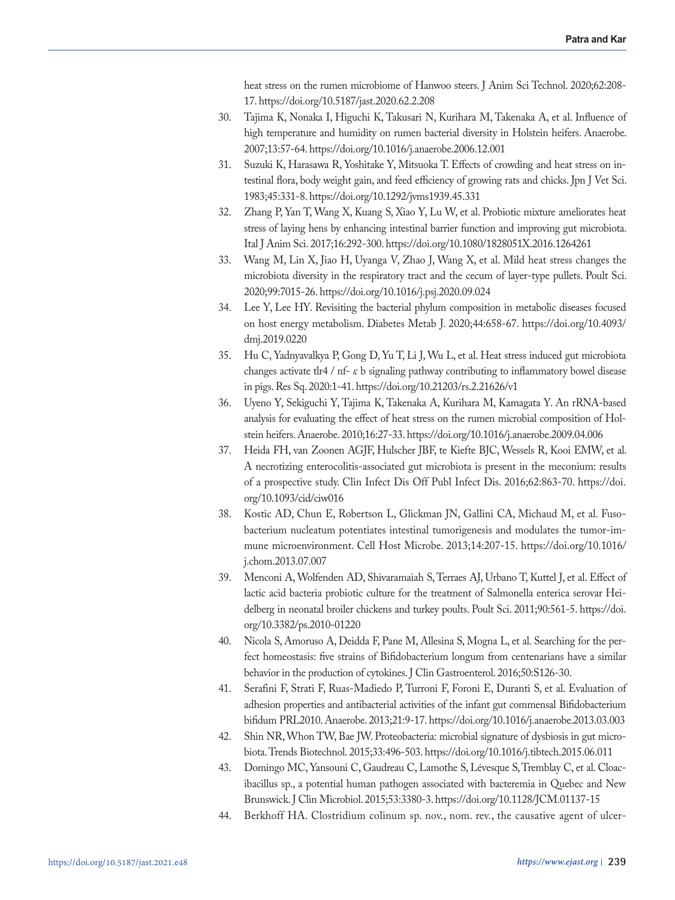heat stress on the rumen microbiome of Hanwoo steers. J Anim Sci Technol. 2020;62:208-17. https://doi.org/10.5187/jast.2020.62.2.208

30. Tajima K, Nonaka I, Higuchi K, Takusari N, Kurihara M, Takenaka A, et al. Influence of high temperature and humidity on rumen bacterial diversity in Holstein heifers. Anaerobe. 2007;13:57-64. https://doi.org/10.1016/j.anaerobe.2006.12.001
31. Suzuki K, Harasawa R, Yoshitake Y, Mitsuoka T. Effects of crowding and heat stress on intestinal flora, body weight gain, and feed efficiency of growing rats and chicks. Jpn J Vet Sci. 1983;45:331-8. https://doi.org/10.1292/jvms1939.45.331
32. Zhang P, Yan T, Wang X, Kuang S, Xiao Y, Lu W, et al. Probiotic mixture ameliorates heat stress of laying hens by enhancing intestinal barrier function and improving gut microbiota. Ital J Anim Sci. 2017;16:292-300. https://doi.org/10.1080/1828051X.2016.1264261
33. Wang M, Lin X, Jiao H, Uyanga V, Zhao J, Wang X, et al. Mild heat stress changes the microbiota diversity in the respiratory tract and the cecum of layer-type pullets. Poult Sci. 2020;99:7015-26. https://doi.org/10.1016/j.psj.2020.09.024
34. Lee Y, Lee HY. Revisiting the bacterial phylum composition in metabolic diseases focused on host energy metabolism. Diabetes Metab J. 2020;44:658-67. https://doi.org/10.4093/dmj.2019.0220
35. Hu C, Yadnyavalkya P, Gong D, Yu T, Li J, Wu L, et al. Heat stress induced gut microbiota changes activate tlr4 / nf- $\kappa$ b signaling pathway contributing to inflammatory bowel disease in pigs. Res Sq. 2020:1-41. https://doi.org/10.21203/rs.2.21626/v1
36. Uyeno Y, Sekiguchi Y, Tajima K, Takenaka A, Kurihara M, Kamagata Y. An rRNA-based analysis for evaluating the effect of heat stress on the rumen microbial composition of Holstein heifers. Anaerobe. 2010;16:27-33. https://doi.org/10.1016/j.anaerobe.2009.04.006
37. Heida FH, van Zoonen AGJF, Hulscher JBF, te Kiefte BJC, Wessels R, Kooi EMW, et al. A necrotizing enterocolitis-associated gut microbiota is present in the meconium: results of a prospective study. Clin Infect Dis Off Publ Infect Dis. 2016;62:863-70. https://doi.org/10.1093/cid/ciw016
38. Kostic AD, Chun E, Robertson L, Glickman JN, Gallini CA, Michaud M, et al. Fusobacterium nucleatum potentiates intestinal tumorigenesis and modulates the tumor-immune microenvironment. Cell Host Microbe. 2013;14:207-15. https://doi.org/10.1016/j.chom.2013.07.007
39. Menconi A, Wolfenden AD, Shivaramaiah S, Terraes AJ, Urbano T, Kuttel J, et al. Effect of lactic acid bacteria probiotic culture for the treatment of Salmonella enterica serovar Heidelberg in neonatal broiler chickens and turkey poults. Poult Sci. 2011;90:561-5. https://doi.org/10.3382/ps.2010-01220
40. Nicola S, Amoruso A, Deidda F, Pane M, Allesina S, Mogna L, et al. Searching for the perfect homeostasis: five strains of Bifidobacterium longum from centenarians have a similar behavior in the production of cytokines. J Clin Gastroenterol. 2016;50:S126-30.
41. Serafini F, Strati F, Ruas-Madiedo P, Turroni F, Foroni E, Duranti S, et al. Evaluation of adhesion properties and antibacterial activities of the infant gut commensal Bifidobacterium bifidum PRL2010. Anaerobe. 2013;21:9-17. https://doi.org/10.1016/j.anaerobe.2013.03.003
42. Shin NR, Whon TW, Bae JW. Proteobacteria: microbial signature of dysbiosis in gut microbiota. Trends Biotechnol. 2015;33:496-503. https://doi.org/10.1016/j.tibtech.2015.06.011
43. Domingo MC, Yansouni C, Gaudreau C, Lamothe S, Lévesque S, Tremblay C, et al. Cloacibacillus sp., a potential human pathogen associated with bacteremia in Quebec and New Brunswick. J Clin Microbiol. 2015;53:3380-3. https://doi.org/10.1128/JCM.01137-15
44. Berkhoff HA. Clostridium colinum sp. nov., nom. rev., the causative agent of ulcer-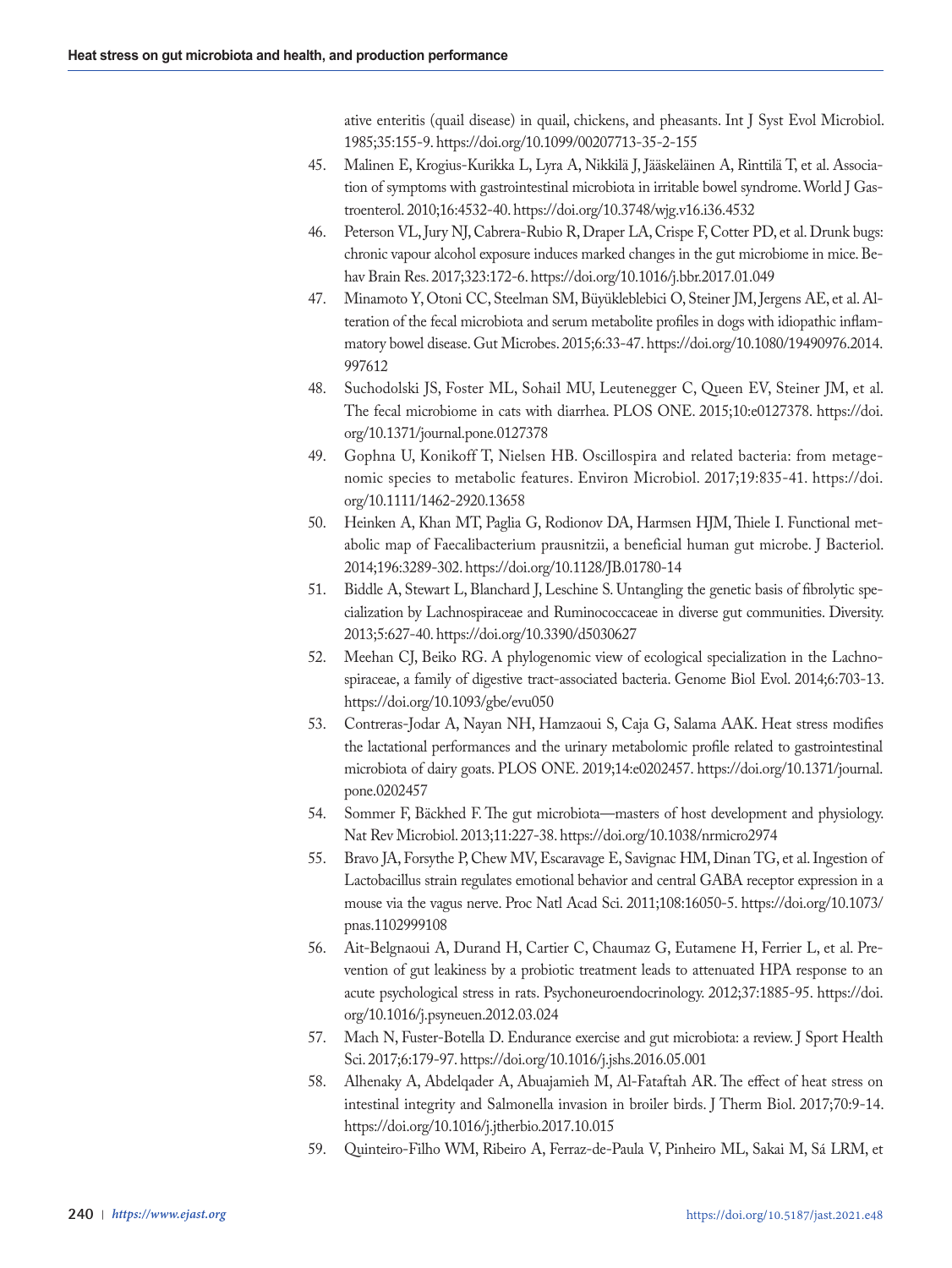ative enteritis (quail disease) in quail, chickens, and pheasants. Int J Syst Evol Microbiol. 1985;35:155-9. https://doi.org/10.1099/00207713-35-2-155

45. Malinen E, Krogius-Kurikka L, Lyra A, Nikkilä J, Jääskeläinen A, Rinttilä T, et al. Association of symptoms with gastrointestinal microbiota in irritable bowel syndrome. World J Gastroenterol. 2010;16:4532-40. https://doi.org/10.3748/wjg.v16.i36.4532
46. Peterson VL, Jury NJ, Cabrera-Rubio R, Draper LA, Crispe F, Cotter PD, et al. Drunk bugs: chronic vapour alcohol exposure induces marked changes in the gut microbiome in mice. Behav Brain Res. 2017;323:172-6. https://doi.org/10.1016/j.bbr.2017.01.049
47. Minamoto Y, Otoni CC, Steelman SM, Büyükleblebici O, Steiner JM, Jergens AE, et al. Alteration of the fecal microbiota and serum metabolite profiles in dogs with idiopathic inflammatory bowel disease. Gut Microbes. 2015;6:33-47. https://doi.org/10.1080/19490976.2014.997612
48. Suchodolski JS, Foster ML, Sohail MU, Leutenegger C, Queen EV, Steiner JM, et al. The fecal microbiome in cats with diarrhea. PLOS ONE. 2015;10:e0127378. https://doi.org/10.1371/journal.pone.0127378
49. Gophna U, Konikoff T, Nielsen HB. Oscillospira and related bacteria: from metagenomic species to metabolic features. Environ Microbiol. 2017;19:835-41. https://doi.org/10.1111/1462-2920.13658
50. Heinken A, Khan MT, Paglia G, Rodionov DA, Harmsen HJM, Thiele I. Functional metabolic map of Faecalibacterium prausnitzii, a beneficial human gut microbe. J Bacteriol. 2014;196:3289-302. https://doi.org/10.1128/JB.01780-14
51. Biddle A, Stewart L, Blanchard J, Leschine S. Untangling the genetic basis of fibrolytic specialization by Lachnospiraceae and Ruminococcaceae in diverse gut communities. Diversity. 2013;5:627-40. https://doi.org/10.3390/d5030627
52. Meehan CJ, Beiko RG. A phylogenomic view of ecological specialization in the Lachnospiraceae, a family of digestive tract-associated bacteria. Genome Biol Evol. 2014;6:703-13. https://doi.org/10.1093/gbe/evu050
53. Contreras-Jodar A, Nayan NH, Hamzaoui S, Caja G, Salama AAK. Heat stress modifies the lactational performances and the urinary metabolomic profile related to gastrointestinal microbiota of dairy goats. PLOS ONE. 2019;14:e0202457. https://doi.org/10.1371/journal.pone.0202457
54. Sommer F, Bäckhed F. The gut microbiota—masters of host development and physiology. Nat Rev Microbiol. 2013;11:227-38. https://doi.org/10.1038/nrmicro2974
55. Bravo JA, Forsythe P, Chew MV, Escaravage E, Savignac HM, Dinan TG, et al. Ingestion of Lactobacillus strain regulates emotional behavior and central GABA receptor expression in a mouse via the vagus nerve. Proc Natl Acad Sci. 2011;108:16050-5. https://doi.org/10.1073/pnas.1102999108
56. Ait-Belgnaoui A, Durand H, Cartier C, Chaumaz G, Eutamene H, Ferrier L, et al. Prevention of gut leakiness by a probiotic treatment leads to attenuated HPA response to an acute psychological stress in rats. Psychoneuroendocrinology. 2012;37:1885-95. https://doi.org/10.1016/j.psyneuen.2012.03.024
57. Mach N, Fuster-Botella D. Endurance exercise and gut microbiota: a review. J Sport Health Sci. 2017;6:179-97. https://doi.org/10.1016/j.jshs.2016.05.001
58. Alhenaky A, Abdelqader A, Abuajamieh M, Al-Fataftah AR. The effect of heat stress on intestinal integrity and Salmonella invasion in broiler birds. J Therm Biol. 2017;70:9-14. https://doi.org/10.1016/j.jtherbio.2017.10.015
59. Quinteiro-Filho WM, Ribeiro A, Ferraz-de-Paula V, Pinheiro ML, Sakai M, Sá LRM, et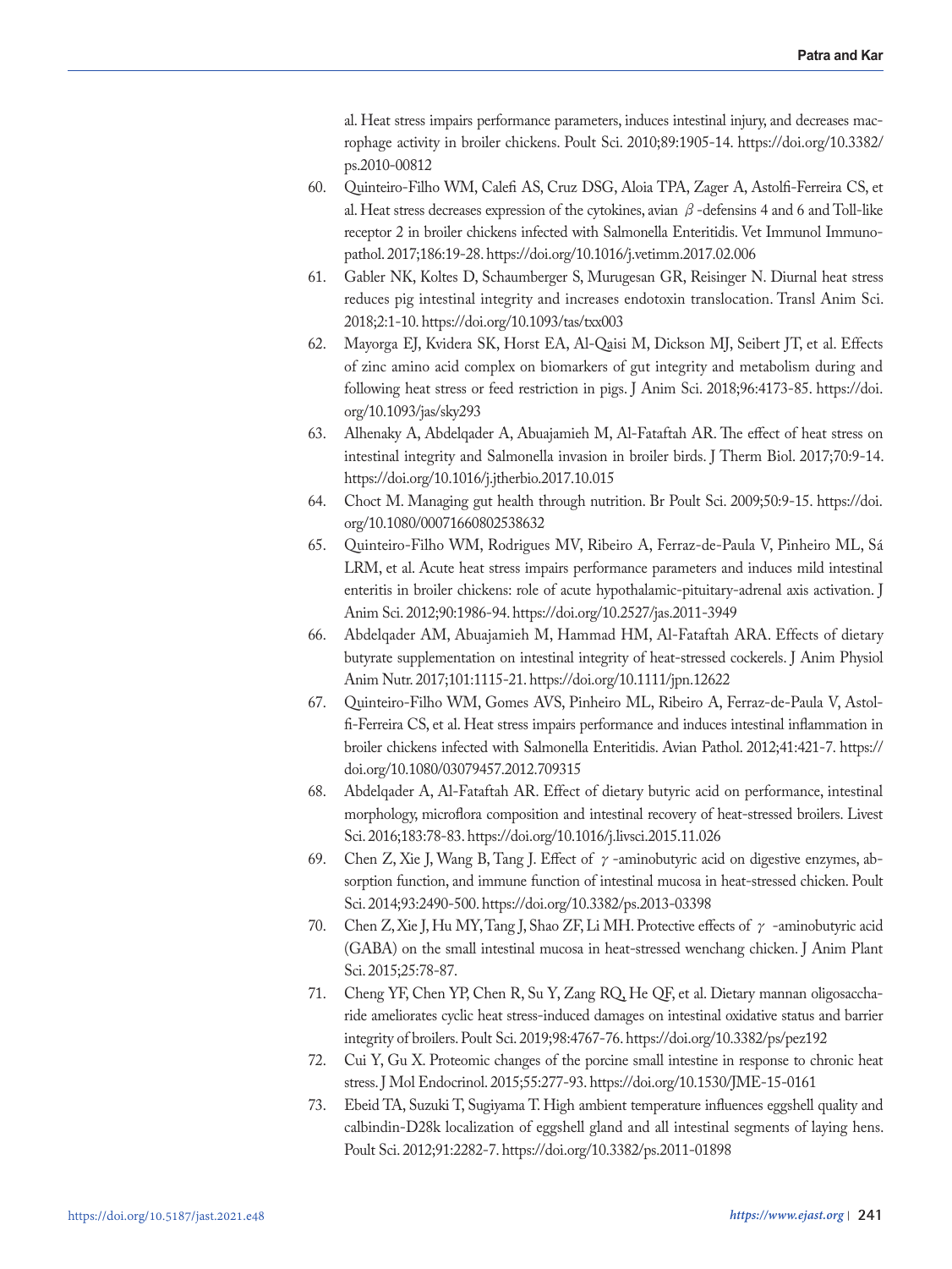al. Heat stress impairs performance parameters, induces intestinal injury, and decreases macrophage activity in broiler chickens. Poult Sci. 2010;89:1905-14. https://doi.org/10.3382/ps.2010-00812

60. Quinteiro-Filho WM, Calefi AS, Cruz DSG, Aloia TPA, Zager A, Astolfi-Ferreira CS, et al. Heat stress decreases expression of the cytokines, avian $\beta$-defensins 4 and 6 and Toll-like receptor 2 in broiler chickens infected with Salmonella Enteritidis. Vet Immunol Immunopathol. 2017;186:19-28. https://doi.org/10.1016/j.vetimm.2017.02.006
61. Gabler NK, Koltes D, Schaumberger S, Murugesan GR, Reisinger N. Diurnal heat stress reduces pig intestinal integrity and increases endotoxin translocation. Transl Anim Sci. 2018;2:1-10. https://doi.org/10.1093/tas/txx003
62. Mayorga EJ, Kvidera SK, Horst EA, Al-Qaisi M, Dickson MJ, Seibert JT, et al. Effects of zinc amino acid complex on biomarkers of gut integrity and metabolism during and following heat stress or feed restriction in pigs. J Anim Sci. 2018;96:4173-85. https://doi.org/10.1093/jas/sky293
63. Alhenaky A, Abdelqader A, Abuajamieh M, Al-Fataftah AR. The effect of heat stress on intestinal integrity and Salmonella invasion in broiler birds. J Therm Biol. 2017;70:9-14. https://doi.org/10.1016/j.jtherbio.2017.10.015
64. Choct M. Managing gut health through nutrition. Br Poult Sci. 2009;50:9-15. https://doi.org/10.1080/00071660802538632
65. Quinteiro-Filho WM, Rodrigues MV, Ribeiro A, Ferraz-de-Paula V, Pinheiro ML, Sá LRM, et al. Acute heat stress impairs performance parameters and induces mild intestinal enteritis in broiler chickens: role of acute hypothalamic-pituitary-adrenal axis activation. J Anim Sci. 2012;90:1986-94. https://doi.org/10.2527/jas.2011-3949
66. Abdelqader AM, Abuajamieh M, Hammad HM, Al-Fataftah ARA. Effects of dietary butyrate supplementation on intestinal integrity of heat-stressed cockerels. J Anim Physiol Anim Nutr. 2017;101:1115-21. https://doi.org/10.1111/jpn.12622
67. Quinteiro-Filho WM, Gomes AVS, Pinheiro ML, Ribeiro A, Ferraz-de-Paula V, Astolfi-Ferreira CS, et al. Heat stress impairs performance and induces intestinal inflammation in broiler chickens infected with Salmonella Enteritidis. Avian Pathol. 2012;41:421-7. https://doi.org/10.1080/03079457.2012.709315
68. Abdelqader A, Al-Fataftah AR. Effect of dietary butyric acid on performance, intestinal morphology, microflora composition and intestinal recovery of heat-stressed broilers. Livest Sci. 2016;183:78-83. https://doi.org/10.1016/j.livsci.2015.11.026
69. Chen Z, Xie J, Wang B, Tang J. Effect of $\gamma$-aminobutyric acid on digestive enzymes, absorption function, and immune function of intestinal mucosa in heat-stressed chicken. Poult Sci. 2014;93:2490-500. https://doi.org/10.3382/ps.2013-03398
70. Chen Z, Xie J, Hu MY, Tang J, Shao ZF, Li MH. Protective effects of $\gamma$-aminobutyric acid (GABA) on the small intestinal mucosa in heat-stressed wenchang chicken. J Anim Plant Sci. 2015;25:78-87.
71. Cheng YF, Chen YP, Chen R, Su Y, Zang RQ, He QF, et al. Dietary mannan oligosaccharide ameliorates cyclic heat stress-induced damages on intestinal oxidative status and barrier integrity of broilers. Poult Sci. 2019;98:4767-76. https://doi.org/10.3382/ps/pez192
72. Cui Y, Gu X. Proteomic changes of the porcine small intestine in response to chronic heat stress. J Mol Endocrinol. 2015;55:277-93. https://doi.org/10.1530/JME-15-0161
73. Ebeid TA, Suzuki T, Sugiyama T. High ambient temperature influences eggshell quality and calbindin-D28k localization of eggshell gland and all intestinal segments of laying hens. Poult Sci. 2012;91:2282-7. https://doi.org/10.3382/ps.2011-01898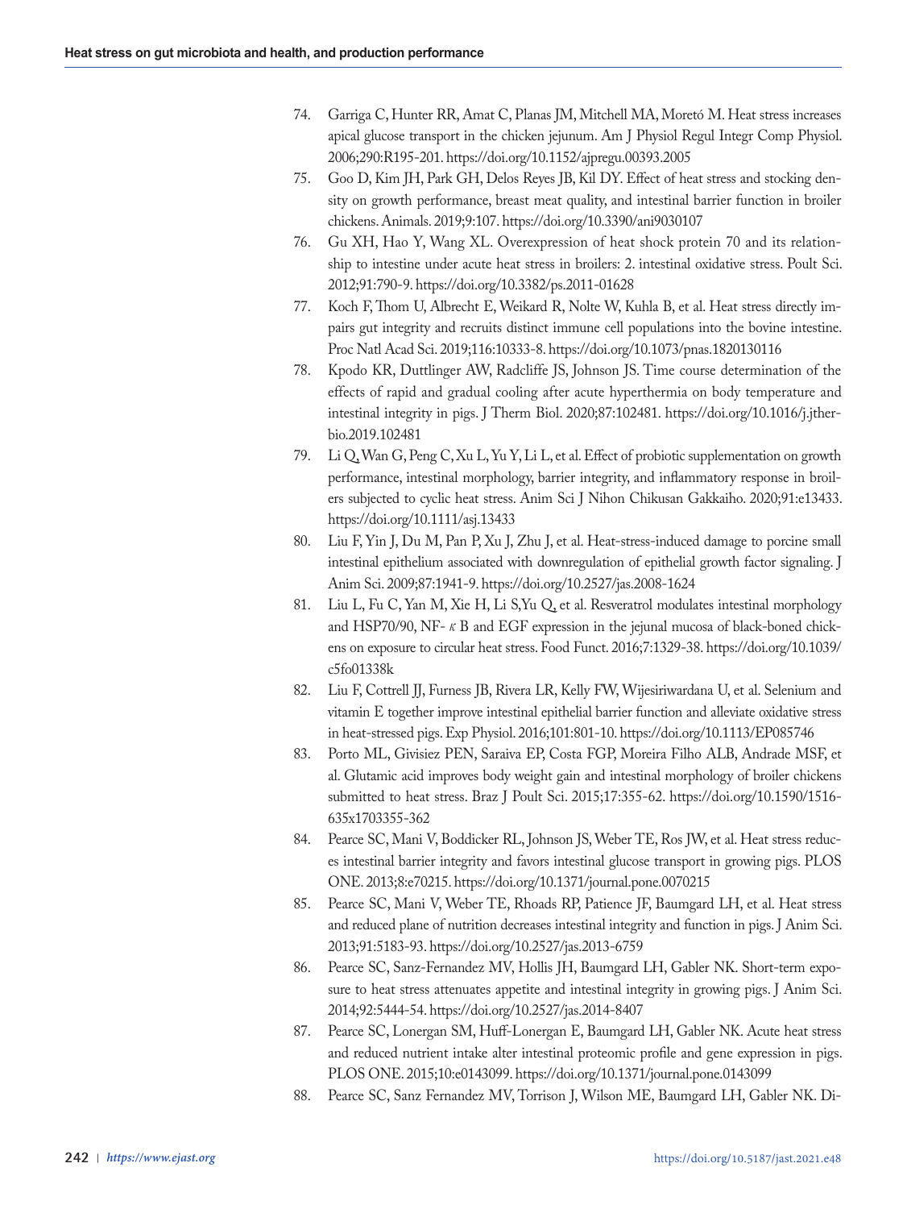74. Garriga C, Hunter RR, Amat C, Planas JM, Mitchell MA, Moretó M. Heat stress increases apical glucose transport in the chicken jejunum. Am J Physiol Regul Integr Comp Physiol. 2006;290:R195-201. https://doi.org/10.1152/ajpregu.00393.2005
75. Goo D, Kim JH, Park GH, Delos Reyes JB, Kil DY. Effect of heat stress and stocking density on growth performance, breast meat quality, and intestinal barrier function in broiler chickens. Animals. 2019;9:107. https://doi.org/10.3390/ani9030107
76. Gu XH, Hao Y, Wang XL. Overexpression of heat shock protein 70 and its relationship to intestine under acute heat stress in broilers: 2. intestinal oxidative stress. Poult Sci. 2012;91:790-9. https://doi.org/10.3382/ps.2011-01628
77. Koch F, Thom U, Albrecht E, Weikard R, Nolte W, Kuhla B, et al. Heat stress directly impairs gut integrity and recruits distinct immune cell populations into the bovine intestine. Proc Natl Acad Sci. 2019;116:10333-8. https://doi.org/10.1073/pnas.1820130116
78. Kpodo KR, Duttlinger AW, Radcliffe JS, Johnson JS. Time course determination of the effects of rapid and gradual cooling after acute hyperthermia on body temperature and intestinal integrity in pigs. J Therm Biol. 2020;87:102481. https://doi.org/10.1016/j.jtherbio.2019.102481
79. Li Q, Wan G, Peng C, Xu L, Yu Y, Li L, et al. Effect of probiotic supplementation on growth performance, intestinal morphology, barrier integrity, and inflammatory response in broilers subjected to cyclic heat stress. Anim Sci J Nihon Chikusan Gakkaiho. 2020;91:e13433. https://doi.org/10.1111/asj.13433
80. Liu F, Yin J, Du M, Pan P, Xu J, Zhu J, et al. Heat-stress-induced damage to porcine small intestinal epithelium associated with downregulation of epithelial growth factor signaling. J Anim Sci. 2009;87:1941-9. https://doi.org/10.2527/jas.2008-1624
81. Liu L, Fu C, Yan M, Xie H, Li S,Yu Q, et al. Resveratrol modulates intestinal morphology and HSP70/90, NF-κB and EGF expression in the jejunal mucosa of black-boned chickens on exposure to circular heat stress. Food Funct. 2016;7:1329-38. https://doi.org/10.1039/c5fo01338k
82. Liu F, Cottrell JJ, Furness JB, Rivera LR, Kelly FW, Wijesiriwardana U, et al. Selenium and vitamin E together improve intestinal epithelial barrier function and alleviate oxidative stress in heat-stressed pigs. Exp Physiol. 2016;101:801-10. https://doi.org/10.1113/EP085746
83. Porto ML, Givisiez PEN, Saraiva EP, Costa FGP, Moreira Filho ALB, Andrade MSF, et al. Glutamic acid improves body weight gain and intestinal morphology of broiler chickens submitted to heat stress. Braz J Poult Sci. 2015;17:355-62. https://doi.org/10.1590/1516-635x1703355-362
84. Pearce SC, Mani V, Boddicker RL, Johnson JS, Weber TE, Ros JW, et al. Heat stress reduces intestinal barrier integrity and favors intestinal glucose transport in growing pigs. PLOS ONE. 2013;8:e70215. https://doi.org/10.1371/journal.pone.0070215
85. Pearce SC, Mani V, Weber TE, Rhoads RP, Patience JF, Baumgard LH, et al. Heat stress and reduced plane of nutrition decreases intestinal integrity and function in pigs. J Anim Sci. 2013;91:5183-93. https://doi.org/10.2527/jas.2013-6759
86. Pearce SC, Sanz-Fernandez MV, Hollis JH, Baumgard LH, Gabler NK. Short-term exposure to heat stress attenuates appetite and intestinal integrity in growing pigs. J Anim Sci. 2014;92:5444-54. https://doi.org/10.2527/jas.2014-8407
87. Pearce SC, Lonergan SM, Huff-Lonergan E, Baumgard LH, Gabler NK. Acute heat stress and reduced nutrient intake alter intestinal proteomic profile and gene expression in pigs. PLOS ONE. 2015;10:e0143099. https://doi.org/10.1371/journal.pone.0143099
88. Pearce SC, Sanz Fernandez MV, Torrison J, Wilson ME, Baumgard LH, Gabler NK. Di-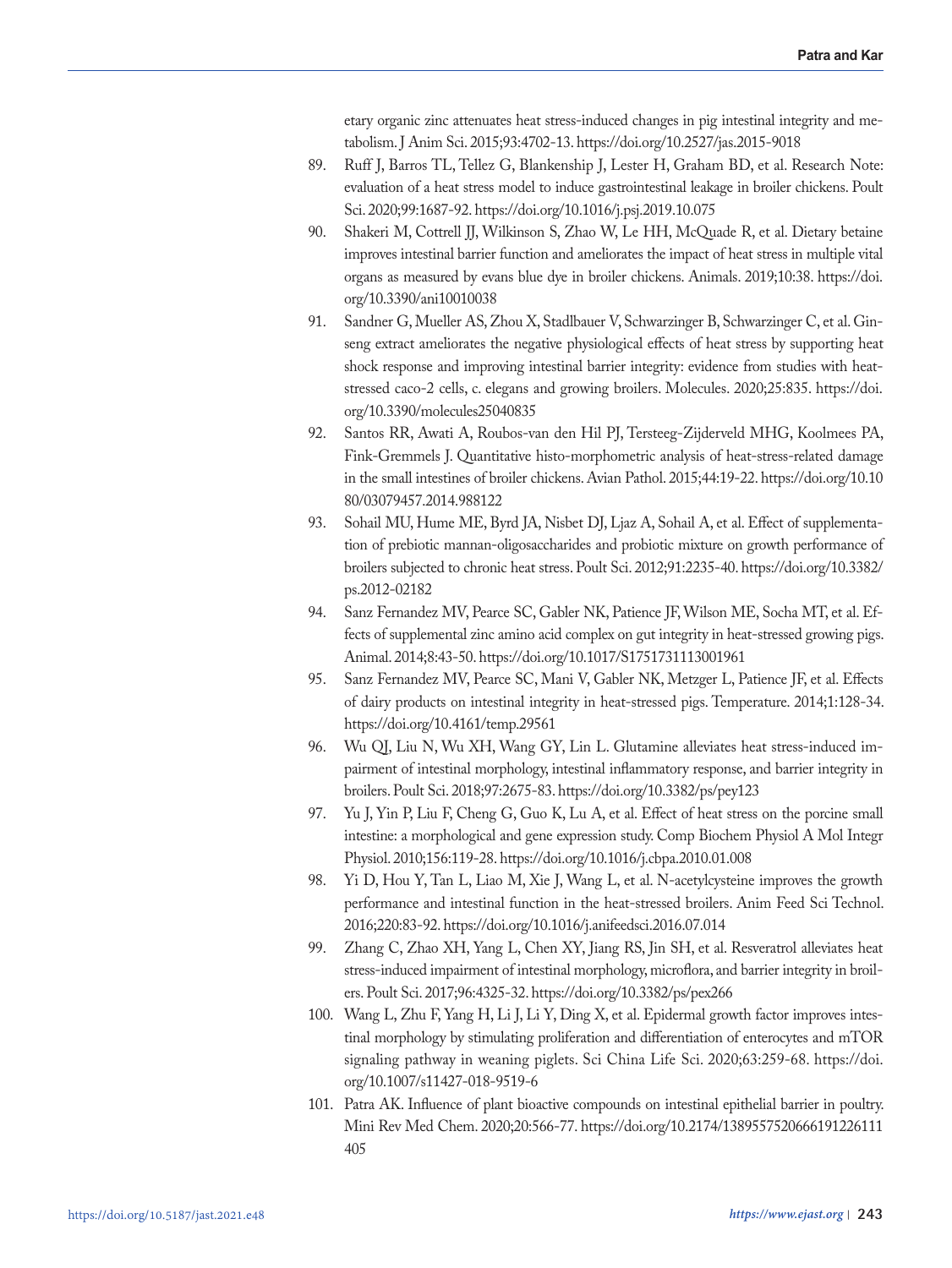etary organic zinc attenuates heat stress-induced changes in pig intestinal integrity and metabolism. J Anim Sci. 2015;93:4702-13. https://doi.org/10.2527/jas.2015-9018

89. Ruff J, Barros TL, Tellez G, Blankenship J, Lester H, Graham BD, et al. Research Note: evaluation of a heat stress model to induce gastrointestinal leakage in broiler chickens. Poult Sci. 2020;99:1687-92. https://doi.org/10.1016/j.psj.2019.10.075
90. Shakeri M, Cottrell JJ, Wilkinson S, Zhao W, Le HH, McQuade R, et al. Dietary betaine improves intestinal barrier function and ameliorates the impact of heat stress in multiple vital organs as measured by evans blue dye in broiler chickens. Animals. 2019;10:38. https://doi.org/10.3390/ani10010038
91. Sandner G, Mueller AS, Zhou X, Stadlbauer V, Schwarzinger B, Schwarzinger C, et al. Ginseng extract ameliorates the negative physiological effects of heat stress by supporting heat shock response and improving intestinal barrier integrity: evidence from studies with heat-stressed caco-2 cells, c. elegans and growing broilers. Molecules. 2020;25:835. https://doi.org/10.3390/molecules25040835
92. Santos RR, Awati A, Roubos-van den Hil PJ, Tersteeg-Zijderveld MHG, Koolmees PA, Fink-Gremmels J. Quantitative histo-morphometric analysis of heat-stress-related damage in the small intestines of broiler chickens. Avian Pathol. 2015;44:19-22. https://doi.org/10.1080/03079457.2014.988122
93. Sohail MU, Hume ME, Byrd JA, Nisbet DJ, Ljaz A, Sohail A, et al. Effect of supplementation of prebiotic mannan-oligosaccharides and probiotic mixture on growth performance of broilers subjected to chronic heat stress. Poult Sci. 2012;91:2235-40. https://doi.org/10.3382/ps.2012-02182
94. Sanz Fernandez MV, Pearce SC, Gabler NK, Patience JF, Wilson ME, Socha MT, et al. Effects of supplemental zinc amino acid complex on gut integrity in heat-stressed growing pigs. Animal. 2014;8:43-50. https://doi.org/10.1017/S1751731113001961
95. Sanz Fernandez MV, Pearce SC, Mani V, Gabler NK, Metzger L, Patience JF, et al. Effects of dairy products on intestinal integrity in heat-stressed pigs. Temperature. 2014;1:128-34. https://doi.org/10.4161/temp.29561
96. Wu QJ, Liu N, Wu XH, Wang GY, Lin L. Glutamine alleviates heat stress-induced impairment of intestinal morphology, intestinal inflammatory response, and barrier integrity in broilers. Poult Sci. 2018;97:2675-83. https://doi.org/10.3382/ps/pey123
97. Yu J, Yin P, Liu F, Cheng G, Guo K, Lu A, et al. Effect of heat stress on the porcine small intestine: a morphological and gene expression study. Comp Biochem Physiol A Mol Integr Physiol. 2010;156:119-28. https://doi.org/10.1016/j.cbpa.2010.01.008
98. Yi D, Hou Y, Tan L, Liao M, Xie J, Wang L, et al. N-acetylcysteine improves the growth performance and intestinal function in the heat-stressed broilers. Anim Feed Sci Technol. 2016;220:83-92. https://doi.org/10.1016/j.anifeedsci.2016.07.014
99. Zhang C, Zhao XH, Yang L, Chen XY, Jiang RS, Jin SH, et al. Resveratrol alleviates heat stress-induced impairment of intestinal morphology, microflora, and barrier integrity in broilers. Poult Sci. 2017;96:4325-32. https://doi.org/10.3382/ps/pex266
100. Wang L, Zhu F, Yang H, Li J, Li Y, Ding X, et al. Epidermal growth factor improves intestinal morphology by stimulating proliferation and differentiation of enterocytes and mTOR signaling pathway in weaning piglets. Sci China Life Sci. 2020;63:259-68. https://doi.org/10.1007/s11427-018-9519-6
101. Patra AK. Influence of plant bioactive compounds on intestinal epithelial barrier in poultry. Mini Rev Med Chem. 2020;20:566-77. https://doi.org/10.2174/1389557520666191226111405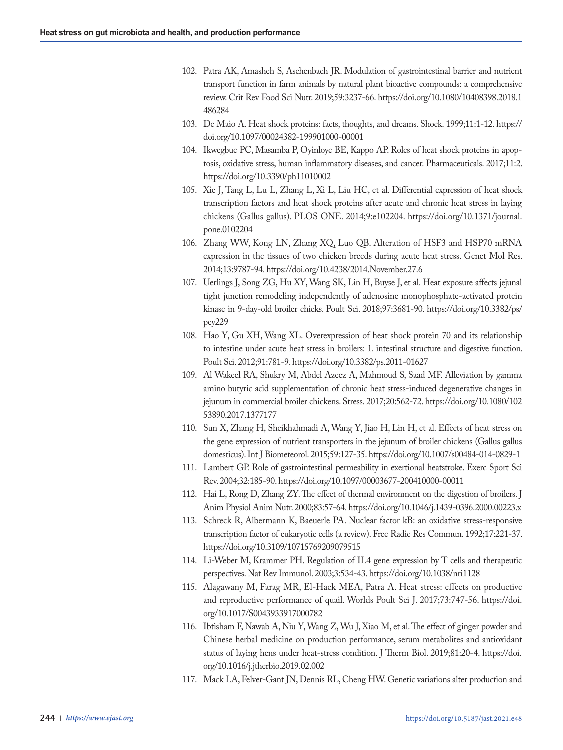102. Patra AK, Amasheh S, Aschenbach JR. Modulation of gastrointestinal barrier and nutrient transport function in farm animals by natural plant bioactive compounds: a comprehensive review. Crit Rev Food Sci Nutr. 2019;59:3237-66. https://doi.org/10.1080/10408398.2018.1486284
103. De Maio A. Heat shock proteins: facts, thoughts, and dreams. Shock. 1999;11:1-12. https://doi.org/10.1097/00024382-199901000-00001
104. Ikwegbue PC, Masamba P, Oyinloye BE, Kappo AP. Roles of heat shock proteins in apoptosis, oxidative stress, human inflammatory diseases, and cancer. Pharmaceuticals. 2017;11:2. https://doi.org/10.3390/ph11010002
105. Xie J, Tang L, Lu L, Zhang L, Xi L, Liu HC, et al. Differential expression of heat shock transcription factors and heat shock proteins after acute and chronic heat stress in laying chickens (Gallus gallus). PLOS ONE. 2014;9:e102204. https://doi.org/10.1371/journal.pone.0102204
106. Zhang WW, Kong LN, Zhang XQ, Luo QB. Alteration of HSF3 and HSP70 mRNA expression in the tissues of two chicken breeds during acute heat stress. Genet Mol Res. 2014;13:9787-94. https://doi.org/10.4238/2014.November.27.6
107. Uerlings J, Song ZG, Hu XY, Wang SK, Lin H, Buyse J, et al. Heat exposure affects jejunal tight junction remodeling independently of adenosine monophosphate-activated protein kinase in 9-day-old broiler chicks. Poult Sci. 2018;97:3681-90. https://doi.org/10.3382/ps/pey229
108. Hao Y, Gu XH, Wang XL. Overexpression of heat shock protein 70 and its relationship to intestine under acute heat stress in broilers: 1. intestinal structure and digestive function. Poult Sci. 2012;91:781-9. https://doi.org/10.3382/ps.2011-01627
109. Al Wakeel RA, Shukry M, Abdel Azeez A, Mahmoud S, Saad MF. Alleviation by gamma amino butyric acid supplementation of chronic heat stress-induced degenerative changes in jejunum in commercial broiler chickens. Stress. 2017;20:562-72. https://doi.org/10.1080/10253890.2017.1377177
110. Sun X, Zhang H, Sheikhahmadi A, Wang Y, Jiao H, Lin H, et al. Effects of heat stress on the gene expression of nutrient transporters in the jejunum of broiler chickens (Gallus gallus domesticus). Int J Biometeorol. 2015;59:127-35. https://doi.org/10.1007/s00484-014-0829-1
111. Lambert GP. Role of gastrointestinal permeability in exertional heatstroke. Exerc Sport Sci Rev. 2004;32:185-90. https://doi.org/10.1097/00003677-200410000-00011
112. Hai L, Rong D, Zhang ZY. The effect of thermal environment on the digestion of broilers. J Anim Physiol Anim Nutr. 2000;83:57-64. https://doi.org/10.1046/j.1439-0396.2000.00223.x
113. Schreck R, Albermann K, Baeuerle PA. Nuclear factor kB: an oxidative stress-responsive transcription factor of eukaryotic cells (a review). Free Radic Res Commun. 1992;17:221-37. https://doi.org/10.3109/10715769209079515
114. Li-Weber M, Krammer PH. Regulation of IL4 gene expression by T cells and therapeutic perspectives. Nat Rev Immunol. 2003;3:534-43. https://doi.org/10.1038/nri1128
115. Alagawany M, Farag MR, El-Hack MEA, Patra A. Heat stress: effects on productive and reproductive performance of quail. Worlds Poult Sci J. 2017;73:747-56. https://doi.org/10.1017/S0043933917000782
116. Ibtisham F, Nawab A, Niu Y, Wang Z, Wu J, Xiao M, et al. The effect of ginger powder and Chinese herbal medicine on production performance, serum metabolites and antioxidant status of laying hens under heat-stress condition. J Therm Biol. 2019;81:20-4. https://doi.org/10.1016/j.jtherbio.2019.02.002
117. Mack LA, Felver-Gant JN, Dennis RL, Cheng HW. Genetic variations alter production and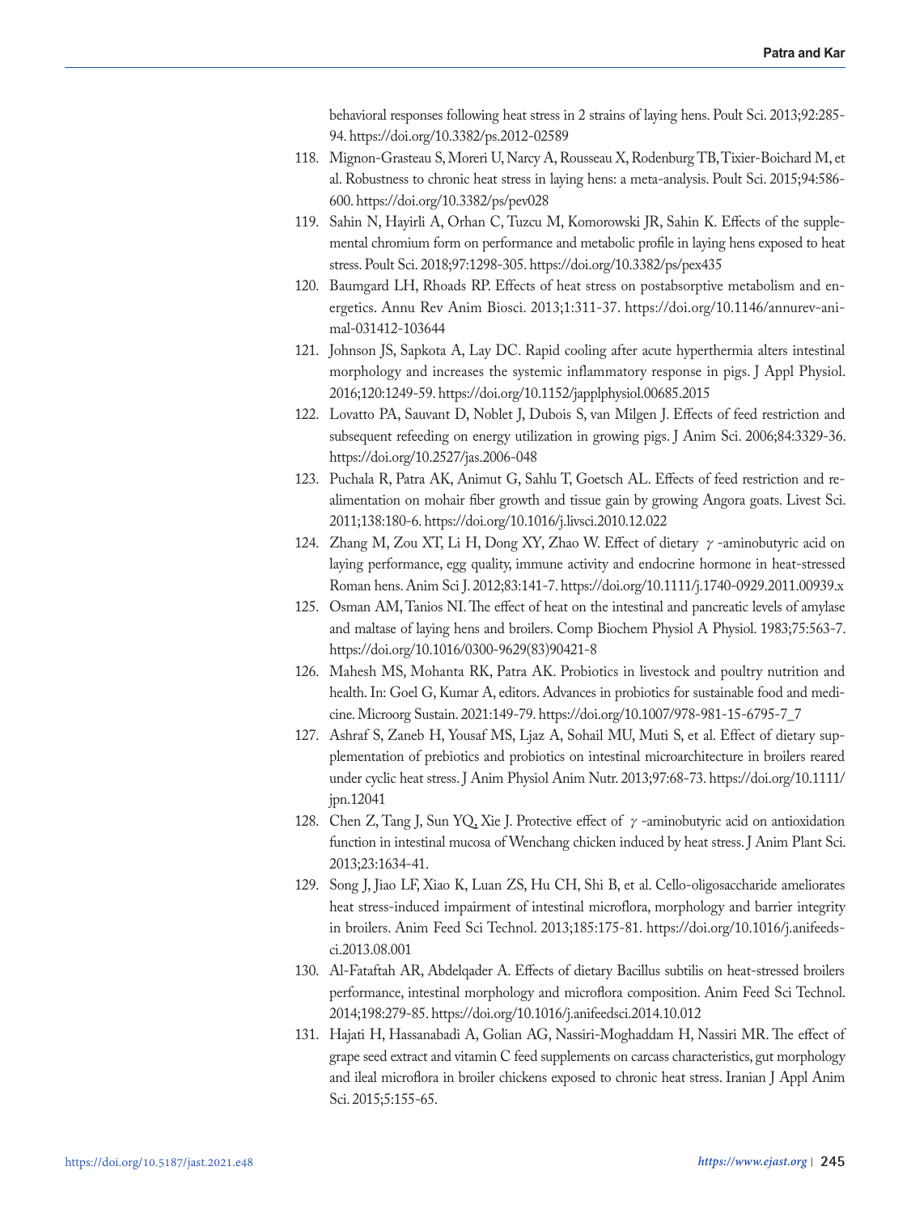behavioral responses following heat stress in 2 strains of laying hens. Poult Sci. 2013;92:285-94. https://doi.org/10.3382/ps.2012-02589

118. Mignon-Grasteau S, Moreri U, Narcy A, Rousseau X, Rodenburg TB, Tixier-Boichard M, et al. Robustness to chronic heat stress in laying hens: a meta-analysis. Poult Sci. 2015;94:586-600. https://doi.org/10.3382/ps/pev028
119. Sahin N, Hayirli A, Orhan C, Tuzcu M, Komorowski JR, Sahin K. Effects of the supplemental chromium form on performance and metabolic profile in laying hens exposed to heat stress. Poult Sci. 2018;97:1298-305. https://doi.org/10.3382/ps/pex435
120. Baumgard LH, Rhoads RP. Effects of heat stress on postabsorptive metabolism and energetics. Annu Rev Anim Biosci. 2013;1:311-37. https://doi.org/10.1146/annurev-animal-031412-103644
121. Johnson JS, Sapkota A, Lay DC. Rapid cooling after acute hyperthermia alters intestinal morphology and increases the systemic inflammatory response in pigs. J Appl Physiol. 2016;120:1249-59. https://doi.org/10.1152/japplphysiol.00685.2015
122. Lovatto PA, Sauvant D, Noblet J, Dubois S, van Milgen J. Effects of feed restriction and subsequent refeeding on energy utilization in growing pigs. J Anim Sci. 2006;84:3329-36. https://doi.org/10.2527/jas.2006-048
123. Puchala R, Patra AK, Animut G, Sahlu T, Goetsch AL. Effects of feed restriction and re-alimentation on mohair fiber growth and tissue gain by growing Angora goats. Livest Sci. 2011;138:180-6. https://doi.org/10.1016/j.livsci.2010.12.022
124. Zhang M, Zou XT, Li H, Dong XY, Zhao W. Effect of dietary $\gamma$-aminobutyric acid on laying performance, egg quality, immune activity and endocrine hormone in heat-stressed Roman hens. Anim Sci J. 2012;83:141-7. https://doi.org/10.1111/j.1740-0929.2011.00939.x
125. Osman AM, Tanios NI. The effect of heat on the intestinal and pancreatic levels of amylase and maltase of laying hens and broilers. Comp Biochem Physiol A Physiol. 1983;75:563-7. https://doi.org/10.1016/0300-9629(83)90421-8
126. Mahesh MS, Mohanta RK, Patra AK. Probiotics in livestock and poultry nutrition and health. In: Goel G, Kumar A, editors. Advances in probiotics for sustainable food and medicine. Microorg Sustain. 2021:149-79. https://doi.org/10.1007/978-981-15-6795-7_7
127. Ashraf S, Zaneb H, Yousaf MS, Ljaz A, Sohail MU, Muti S, et al. Effect of dietary supplementation of prebiotics and probiotics on intestinal microarchitecture in broilers reared under cyclic heat stress. J Anim Physiol Anim Nutr. 2013;97:68-73. https://doi.org/10.1111/jpn.12041
128. Chen Z, Tang J, Sun YQ, Xie J. Protective effect of $\gamma$-aminobutyric acid on antioxidation function in intestinal mucosa of Wenchang chicken induced by heat stress. J Anim Plant Sci. 2013;23:1634-41.
129. Song J, Jiao LF, Xiao K, Luan ZS, Hu CH, Shi B, et al. Cello-oligosaccharide ameliorates heat stress-induced impairment of intestinal microflora, morphology and barrier integrity in broilers. Anim Feed Sci Technol. 2013;185:175-81. https://doi.org/10.1016/j.anifeedsci.2013.08.001
130. Al-Fataftah AR, Abdelqader A. Effects of dietary Bacillus subtilis on heat-stressed broilers performance, intestinal morphology and microflora composition. Anim Feed Sci Technol. 2014;198:279-85. https://doi.org/10.1016/j.anifeedsci.2014.10.012
131. Hajati H, Hassanabadi A, Golian AG, Nassiri-Moghaddam H, Nassiri MR. The effect of grape seed extract and vitamin C feed supplements on carcass characteristics, gut morphology and ileal microflora in broiler chickens exposed to chronic heat stress. Iranian J Appl Anim Sci. 2015;5:155-65.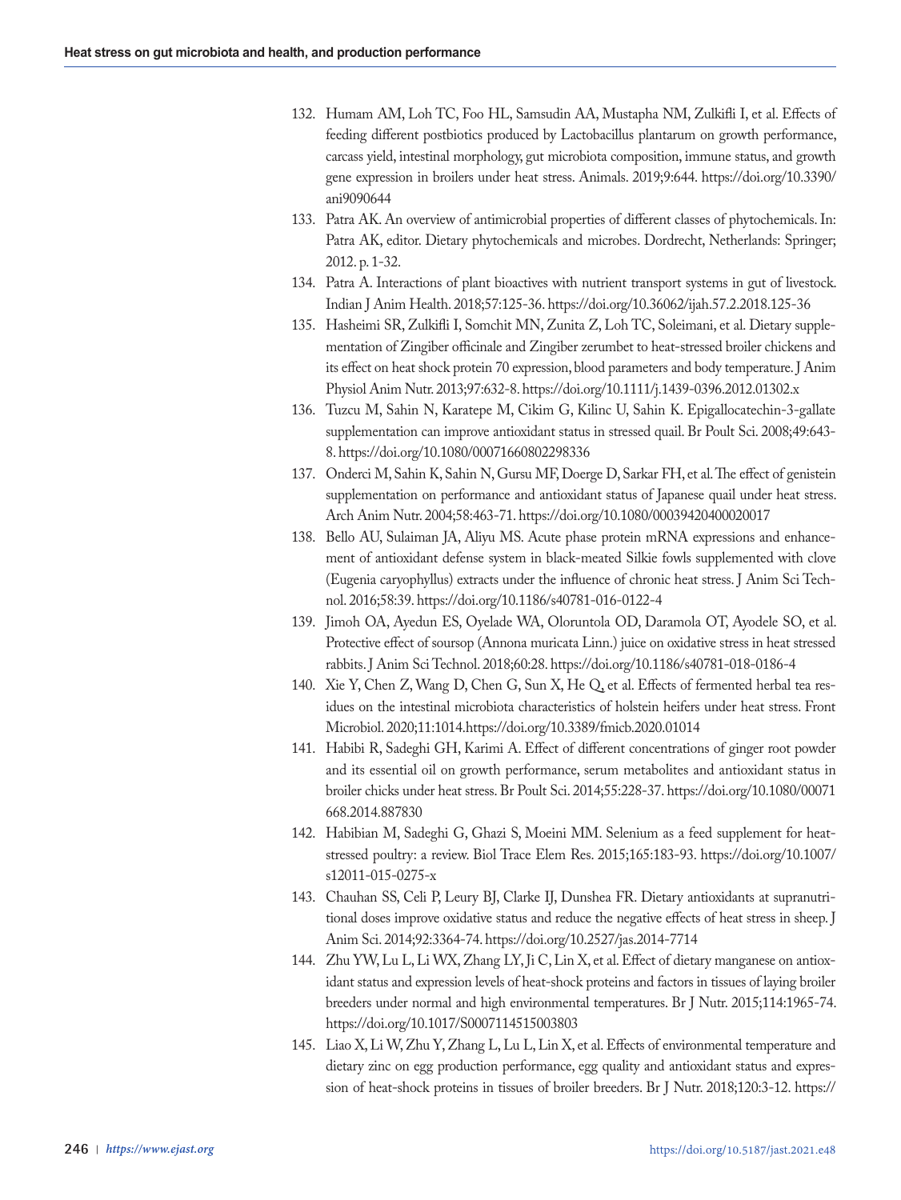132. Humam AM, Loh TC, Foo HL, Samsudin AA, Mustapha NM, Zulkifli I, et al. Effects of feeding different postbiotics produced by Lactobacillus plantarum on growth performance, carcass yield, intestinal morphology, gut microbiota composition, immune status, and growth gene expression in broilers under heat stress. Animals. 2019;9:644. https://doi.org/10.3390/ani9090644
133. Patra AK. An overview of antimicrobial properties of different classes of phytochemicals. In: Patra AK, editor. Dietary phytochemicals and microbes. Dordrecht, Netherlands: Springer; 2012. p. 1-32.
134. Patra A. Interactions of plant bioactives with nutrient transport systems in gut of livestock. Indian J Anim Health. 2018;57:125-36. https://doi.org/10.36062/ijah.57.2.2018.125-36
135. Hasheimi SR, Zulkifli I, Somchit MN, Zunita Z, Loh TC, Soleimani, et al. Dietary supplementation of Zingiber officinale and Zingiber zerumbet to heat-stressed broiler chickens and its effect on heat shock protein 70 expression, blood parameters and body temperature. J Anim Physiol Anim Nutr. 2013;97:632-8. https://doi.org/10.1111/j.1439-0396.2012.01302.x
136. Tuzcu M, Sahin N, Karatepe M, Cikim G, Kilinc U, Sahin K. Epigallocatechin-3-gallate supplementation can improve antioxidant status in stressed quail. Br Poult Sci. 2008;49:643-8. https://doi.org/10.1080/00071660802298336
137. Onderci M, Sahin K, Sahin N, Gursu MF, Doerge D, Sarkar FH, et al. The effect of genistein supplementation on performance and antioxidant status of Japanese quail under heat stress. Arch Anim Nutr. 2004;58:463-71. https://doi.org/10.1080/00039420400020017
138. Bello AU, Sulaiman JA, Aliyu MS. Acute phase protein mRNA expressions and enhancement of antioxidant defense system in black-meated Silkie fowls supplemented with clove (Eugenia caryophyllus) extracts under the influence of chronic heat stress. J Anim Sci Technol. 2016;58:39. https://doi.org/10.1186/s40781-016-0122-4
139. Jimoh OA, Ayedun ES, Oyelade WA, Oloruntola OD, Daramola OT, Ayodele SO, et al. Protective effect of soursop (Annona muricata Linn.) juice on oxidative stress in heat stressed rabbits. J Anim Sci Technol. 2018;60:28. https://doi.org/10.1186/s40781-018-0186-4
140. Xie Y, Chen Z, Wang D, Chen G, Sun X, He Q, et al. Effects of fermented herbal tea residues on the intestinal microbiota characteristics of holstein heifers under heat stress. Front Microbiol. 2020;11:1014.https://doi.org/10.3389/fmicb.2020.01014
141. Habibi R, Sadeghi GH, Karimi A. Effect of different concentrations of ginger root powder and its essential oil on growth performance, serum metabolites and antioxidant status in broiler chicks under heat stress. Br Poult Sci. 2014;55:228-37. https://doi.org/10.1080/00071668.2014.887830
142. Habibian M, Sadeghi G, Ghazi S, Moeini MM. Selenium as a feed supplement for heat-stressed poultry: a review. Biol Trace Elem Res. 2015;165:183-93. https://doi.org/10.1007/s12011-015-0275-x
143. Chauhan SS, Celi P, Leury BJ, Clarke IJ, Dunshea FR. Dietary antioxidants at supranutritional doses improve oxidative status and reduce the negative effects of heat stress in sheep. J Anim Sci. 2014;92:3364-74. https://doi.org/10.2527/jas.2014-7714
144. Zhu YW, Lu L, Li WX, Zhang LY, Ji C, Lin X, et al. Effect of dietary manganese on antioxidant status and expression levels of heat-shock proteins and factors in tissues of laying broiler breeders under normal and high environmental temperatures. Br J Nutr. 2015;114:1965-74. https://doi.org/10.1017/S0007114515003803
145. Liao X, Li W, Zhu Y, Zhang L, Lu L, Lin X, et al. Effects of environmental temperature and dietary zinc on egg production performance, egg quality and antioxidant status and expression of heat-shock proteins in tissues of broiler breeders. Br J Nutr. 2018;120:3-12. https://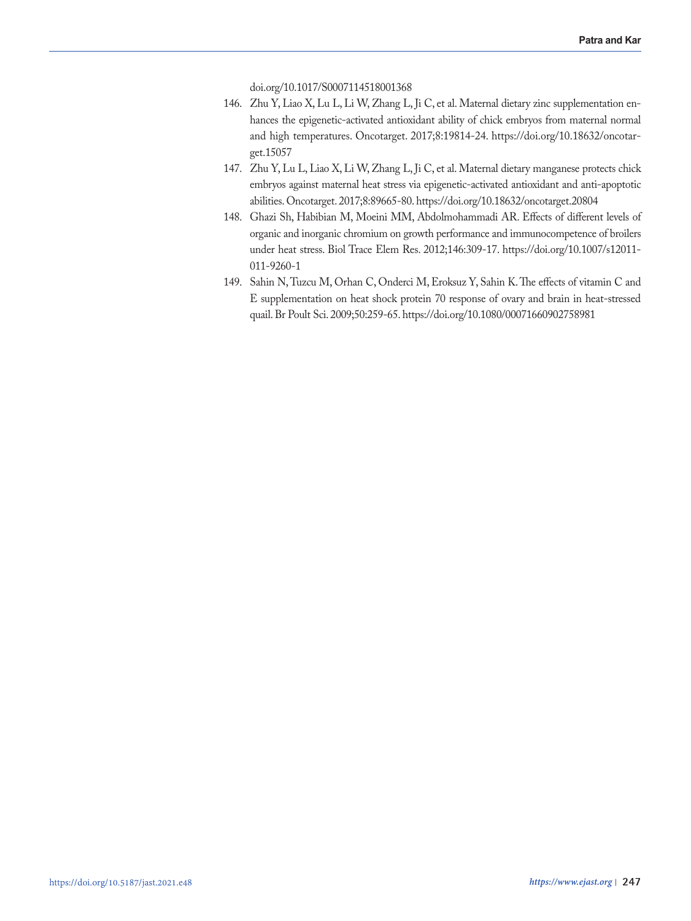doi.org/10.1017/S0007114518001368

146. Zhu Y, Liao X, Lu L, Li W, Zhang L, Ji C, et al. Maternal dietary zinc supplementation enhances the epigenetic-activated antioxidant ability of chick embryos from maternal normal and high temperatures. Oncotarget. 2017;8:19814-24. https://doi.org/10.18632/oncotarget.15057
147. Zhu Y, Lu L, Liao X, Li W, Zhang L, Ji C, et al. Maternal dietary manganese protects chick embryos against maternal heat stress via epigenetic-activated antioxidant and anti-apoptotic abilities. Oncotarget. 2017;8:89665-80. https://doi.org/10.18632/oncotarget.20804
148. Ghazi Sh, Habibian M, Moeini MM, Abdolmohammadi AR. Effects of different levels of organic and inorganic chromium on growth performance and immunocompetence of broilers under heat stress. Biol Trace Elem Res. 2012;146:309-17. https://doi.org/10.1007/s12011-011-9260-1
149. Sahin N, Tuzcu M, Orhan C, Onderci M, Eroksuz Y, Sahin K. The effects of vitamin C and E supplementation on heat shock protein 70 response of ovary and brain in heat-stressed quail. Br Poult Sci. 2009;50:259-65. https://doi.org/10.1080/00071660902758981